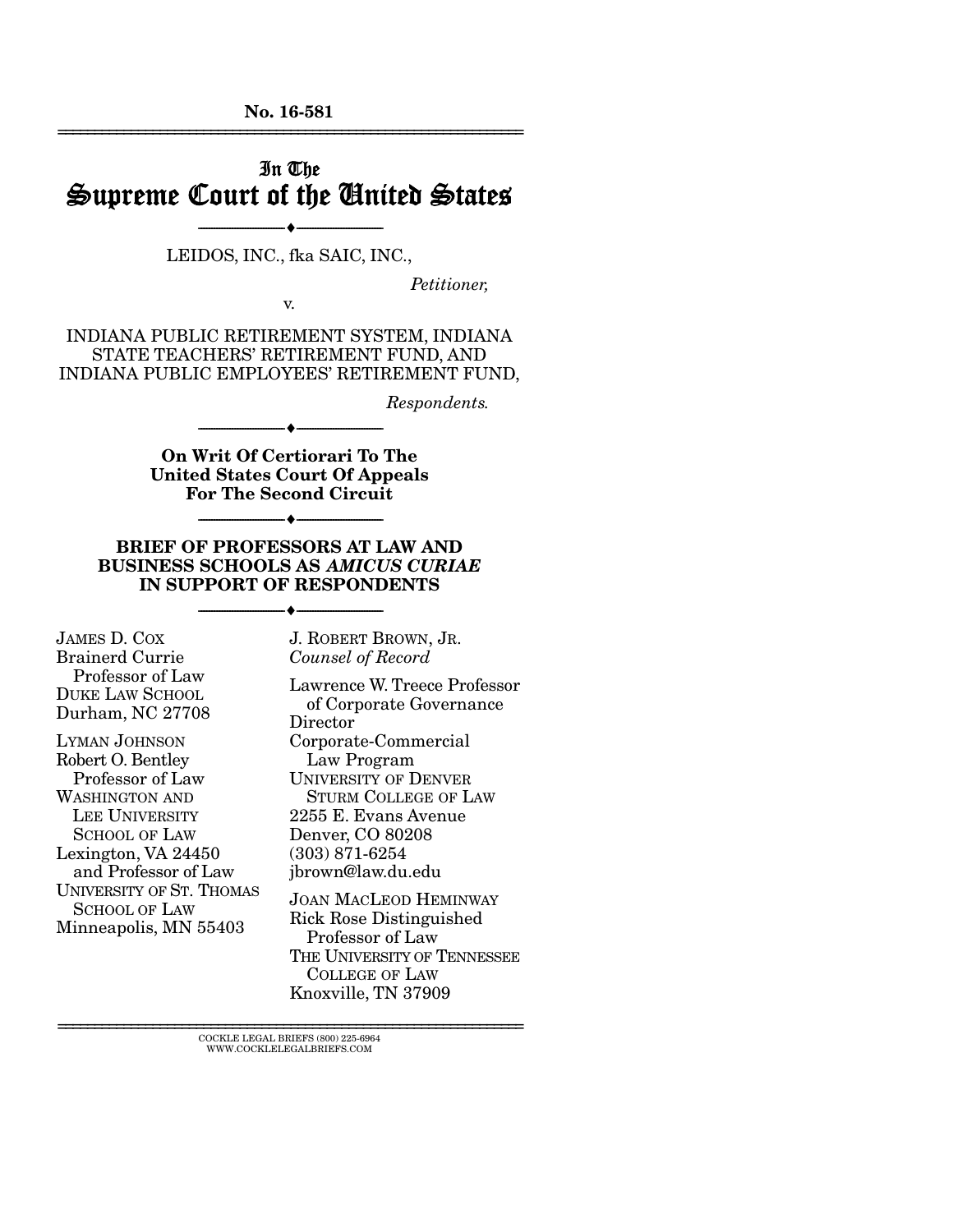No. 16-581

---

In The

# Supreme Court of the United States

---

LEIDOS, INC., fka SAIC, INC.,

*Petitioner,*

v.

INDIANA PUBLIC RETIREMENT SYSTEM, INDIANA STATE TEACHERS' RETIREMENT FUND, AND INDIANA PUBLIC EMPLOYEES' RETIREMENT FUND,

*Respondents.*

---

**On Writ Of Certiorari To The United States Court Of Appeals For The Second Circuit**

---

**BRIEF OF PROFESSORS AT LAW AND BUSINESS SCHOOLS AS *AMICUS CURIAE* IN SUPPORT OF RESPONDENTS**

---

JAMES D. COX
Brainerd Currie
Professor of Law
DUKE LAW SCHOOL
Durham, NC 27708

LYMAN JOHNSON
Robert O. Bentley
Professor of Law
WASHINGTON AND LEE UNIVERSITY SCHOOL OF LAW
Lexington, VA 24450
and Professor of Law
UNIVERSITY OF ST. THOMAS SCHOOL OF LAW
Minneapolis, MN 55403

J. ROBERT BROWN, JR.
*Counsel of Record*
Lawrence W. Treece Professor of Corporate Governance
Director
Corporate-Commercial Law Program
UNIVERSITY OF DENVER STURM COLLEGE OF LAW
2255 E. Evans Avenue
Denver, CO 80208
(303) 871-6254
jbrown@law.du.edu

JOAN MACLEOD HEMINWAY
Rick Rose Distinguished Professor of Law
THE UNIVERSITY OF TENNESSEE COLLEGE OF LAW
Knoxville, TN 37909

---

COCKLE LEGAL BRIEFS (800) 225-6964
WWW.COCKLELEGALBRIEFS.COM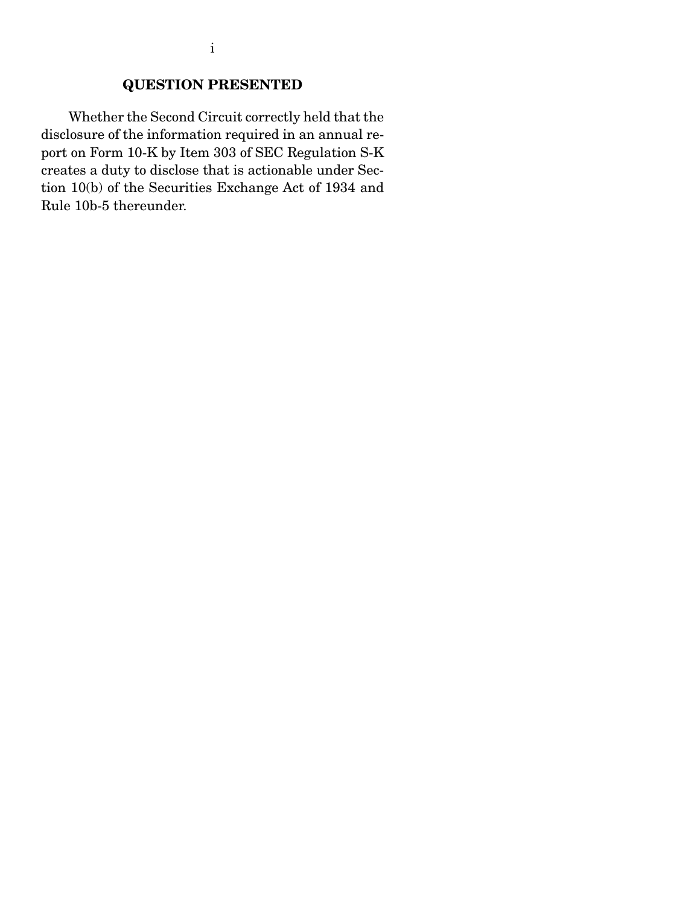## QUESTION PRESENTED

Whether the Second Circuit correctly held that the disclosure of the information required in an annual report on Form 10-K by Item 303 of SEC Regulation S-K creates a duty to disclose that is actionable under Section 10(b) of the Securities Exchange Act of 1934 and Rule 10b-5 thereunder.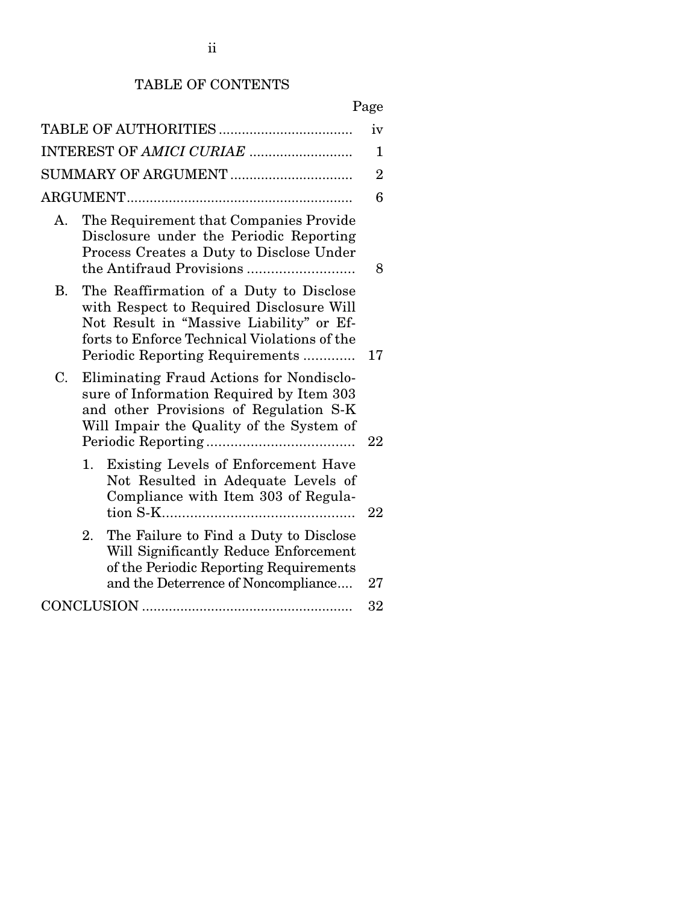# TABLE OF CONTENTS

| | Page |
|---|---|
| TABLE OF AUTHORITIES | iv |
| INTEREST OF *AMICI CURIAE* | 1 |
| SUMMARY OF ARGUMENT | 2 |
| ARGUMENT | 6 |
| A. The Requirement that Companies Provide Disclosure under the Periodic Reporting Process Creates a Duty to Disclose Under the Antifraud Provisions | 8 |
| B. The Reaffirmation of a Duty to Disclose with Respect to Required Disclosure Will Not Result in "Massive Liability" or Efforts to Enforce Technical Violations of the Periodic Reporting Requirements | 17 |
| C. Eliminating Fraud Actions for Nondisclosure of Information Required by Item 303 and other Provisions of Regulation S-K Will Impair the Quality of the System of Periodic Reporting | 22 |
| 1. Existing Levels of Enforcement Have Not Resulted in Adequate Levels of Compliance with Item 303 of Regulation S-K | 22 |
| 2. The Failure to Find a Duty to Disclose Will Significantly Reduce Enforcement of the Periodic Reporting Requirements and the Deterrence of Noncompliance | 27 |
| CONCLUSION | 32 |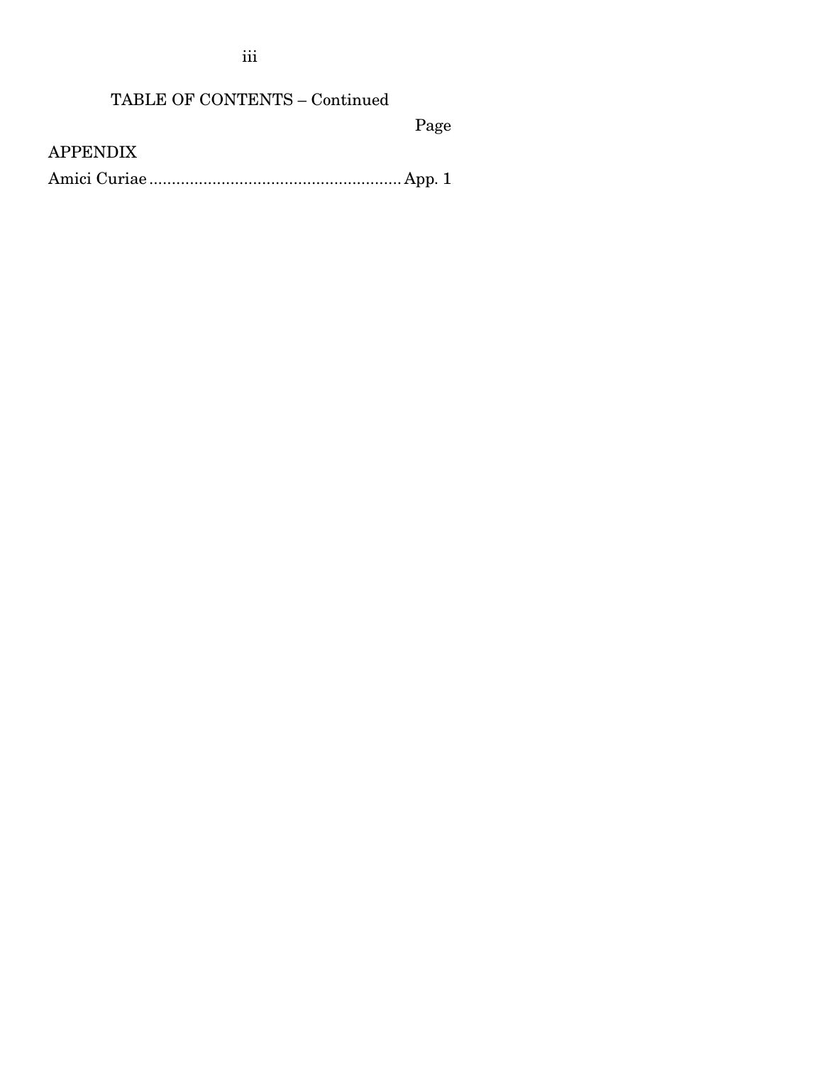TABLE OF CONTENTS – Continued

| | Page |
|---|---|
| APPENDIX | |
| Amici Curiae | App. 1 |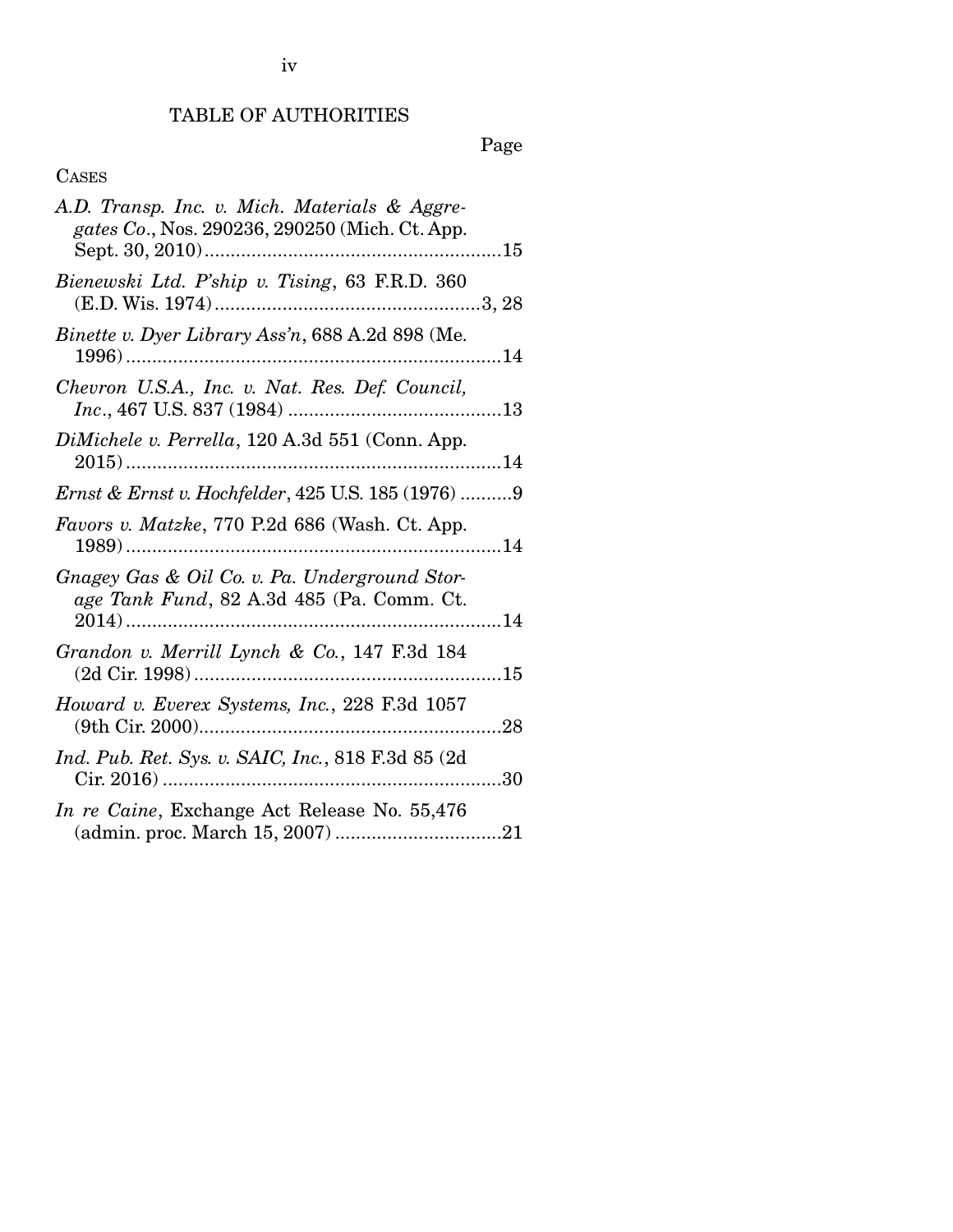# TABLE OF AUTHORITIES

Page

CASES

*A.D. Transp. Inc. v. Mich. Materials & Aggregates Co.*, Nos. 290236, 290250 (Mich. Ct. App. Sept. 30, 2010) ........................................................15

*Bienewski Ltd. P'ship v. Tising*, 63 F.R.D. 360 (E.D. Wis. 1974) ..................................................3, 28

*Binette v. Dyer Library Ass'n*, 688 A.2d 898 (Me. 1996) ........................................................................14

*Chevron U.S.A., Inc. v. Nat. Res. Def. Council, Inc.*, 467 U.S. 837 (1984) .........................................13

*DiMichele v. Perrella*, 120 A.3d 551 (Conn. App. 2015) ........................................................................14

*Ernst & Ernst v. Hochfelder*, 425 U.S. 185 (1976) ..........9

*Favors v. Matzke*, 770 P.2d 686 (Wash. Ct. App. 1989) ........................................................................14

*Gnagey Gas & Oil Co. v. Pa. Underground Storage Tank Fund*, 82 A.3d 485 (Pa. Comm. Ct. 2014) ........................................................................14

*Grandon v. Merrill Lynch & Co.*, 147 F.3d 184 (2d Cir. 1998) ...........................................................15

*Howard v. Everex Systems, Inc.*, 228 F.3d 1057 (9th Cir. 2000)..........................................................28

*Ind. Pub. Ret. Sys. v. SAIC, Inc.*, 818 F.3d 85 (2d Cir. 2016) .................................................................30

*In re Caine*, Exchange Act Release No. 55,476 (admin. proc. March 15, 2007) ................................21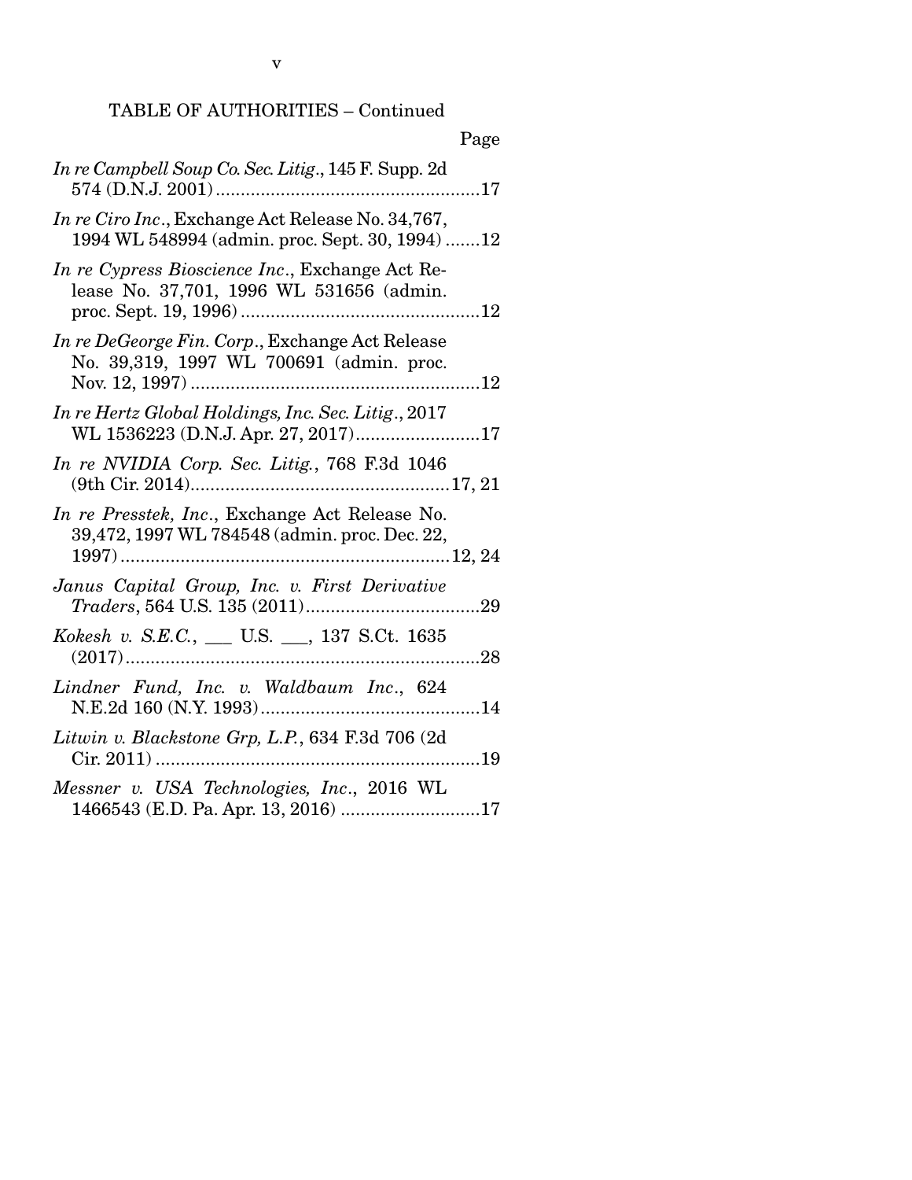TABLE OF AUTHORITIES – Continued

Page

*In re Campbell Soup Co. Sec. Litig.*, 145 F. Supp. 2d 574 (D.N.J. 2001) ....................................................17

*In re Ciro Inc.*, Exchange Act Release No. 34,767, 1994 WL 548994 (admin. proc. Sept. 30, 1994) .......12

*In re Cypress Bioscience Inc.*, Exchange Act Release No. 37,701, 1996 WL 531656 (admin. proc. Sept. 19, 1996) ...............................................12

*In re DeGeorge Fin. Corp.*, Exchange Act Release No. 39,319, 1997 WL 700691 (admin. proc. Nov. 12, 1997) ..........................................................12

*In re Hertz Global Holdings, Inc. Sec. Litig.*, 2017 WL 1536223 (D.N.J. Apr. 27, 2017).........................17

*In re NVIDIA Corp. Sec. Litig.*, 768 F.3d 1046 (9th Cir. 2014)...................................................17, 21

*In re Presstek, Inc.*, Exchange Act Release No. 39,472, 1997 WL 784548 (admin. proc. Dec. 22, 1997) ..................................................................12, 24

*Janus Capital Group, Inc. v. First Derivative Traders*, 564 U.S. 135 (2011)...................................29

*Kokesh v. S.E.C.*, ___ U.S. ___, 137 S.Ct. 1635 (2017).......................................................................28

*Lindner Fund, Inc. v. Waldbaum Inc.*, 624 N.E.2d 160 (N.Y. 1993)............................................14

*Litwin v. Blackstone Grp, L.P.*, 634 F.3d 706 (2d Cir. 2011) .................................................................19

*Messner v. USA Technologies, Inc.*, 2016 WL 1466543 (E.D. Pa. Apr. 13, 2016) ............................17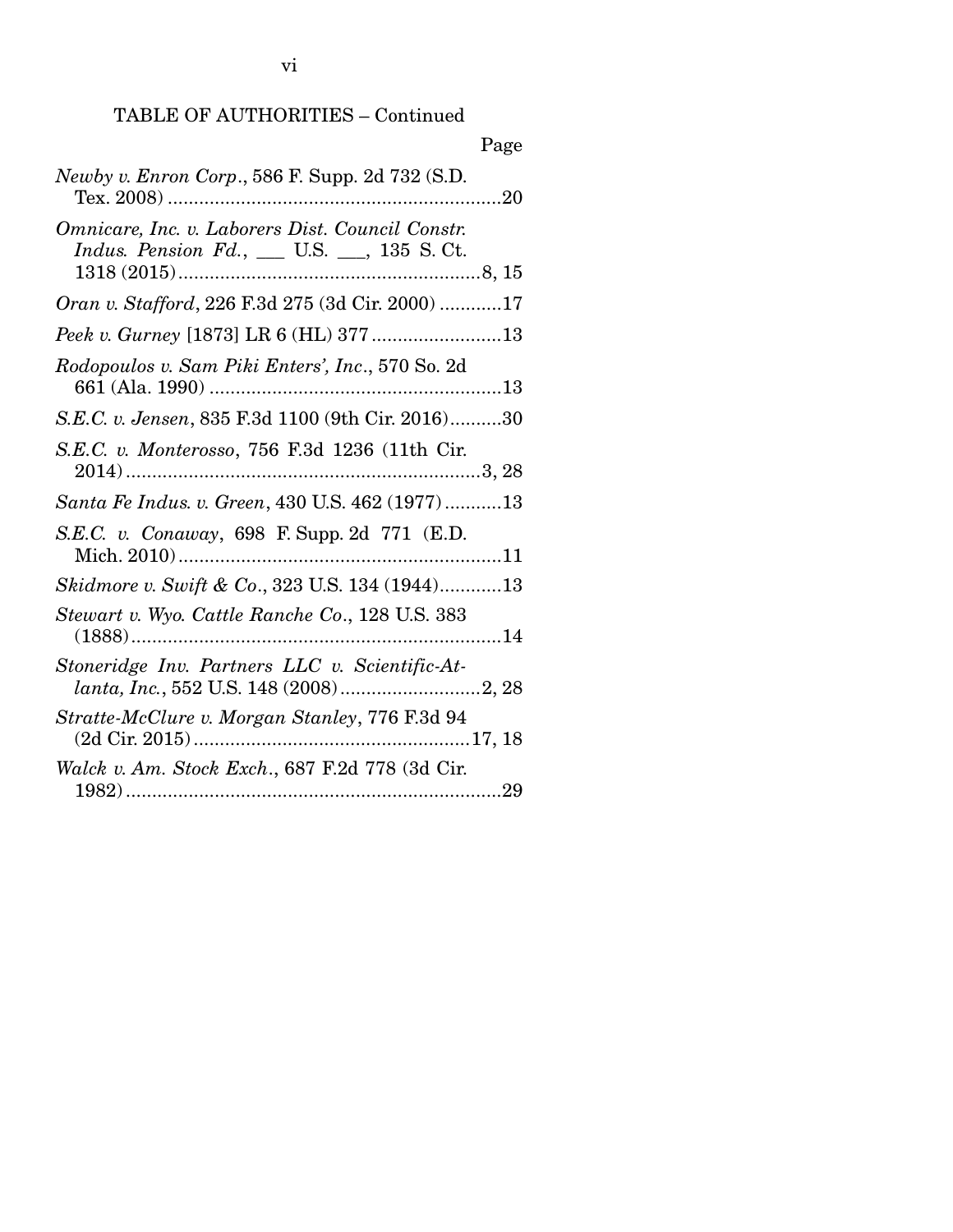TABLE OF AUTHORITIES – Continued

Page

*Newby v. Enron Corp.*, 586 F. Supp. 2d 732 (S.D. Tex. 2008) ....................................................................20

*Omnicare, Inc. v. Laborers Dist. Council Constr. Indus. Pension Fd.*, ___ U.S. ___, 135 S. Ct. 1318 (2015) ..........................................................8, 15

*Oran v. Stafford*, 226 F.3d 275 (3d Cir. 2000) ............17

*Peek v. Gurney* [1873] LR 6 (HL) 377 .........................13

*Rodopoulos v. Sam Piki Enters', Inc.*, 570 So. 2d 661 (Ala. 1990) ........................................................13

*S.E.C. v. Jensen*, 835 F.3d 1100 (9th Cir. 2016)..........30

*S.E.C. v. Monterosso*, 756 F.3d 1236 (11th Cir. 2014) ....................................................................3, 28

*Santa Fe Indus. v. Green*, 430 U.S. 462 (1977) ...........13

*S.E.C. v. Conaway*, 698 F. Supp. 2d 771 (E.D. Mich. 2010) ..............................................................11

*Skidmore v. Swift & Co.*, 323 U.S. 134 (1944)............13

*Stewart v. Wyo. Cattle Ranche Co.*, 128 U.S. 383 (1888) .......................................................................14

*Stoneridge Inv. Partners LLC v. Scientific-Atlanta, Inc.*, 552 U.S. 148 (2008) ...........................2, 28

*Stratte-McClure v. Morgan Stanley*, 776 F.3d 94 (2d Cir. 2015) .....................................................17, 18

*Walck v. Am. Stock Exch.*, 687 F.2d 778 (3d Cir. 1982) ........................................................................29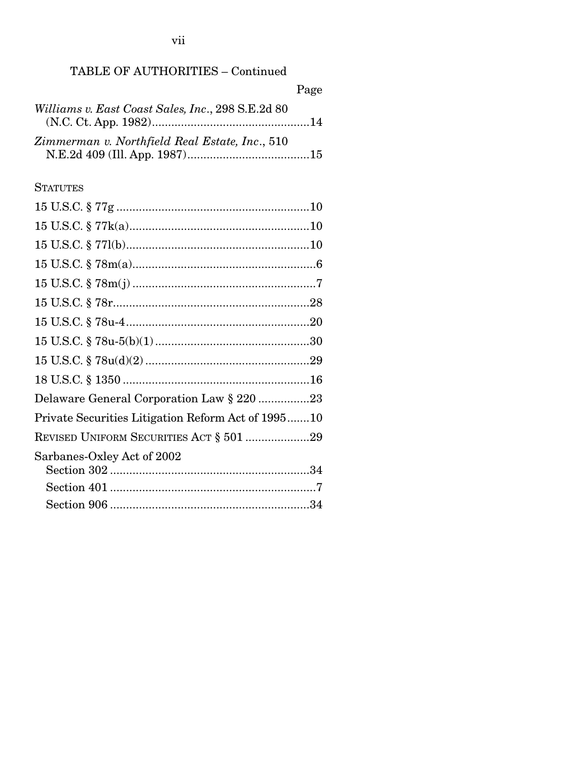TABLE OF AUTHORITIES – Continued

Page

*Williams v. East Coast Sales, Inc.*, 298 S.E.2d 80 (N.C. Ct. App. 1982) ....................14

*Zimmerman v. Northfield Real Estate, Inc.*, 510 N.E.2d 409 (Ill. App. 1987) ....................15

STATUTES

15 U.S.C. § 77g ....................10

15 U.S.C. § 77k(a) ....................10

15 U.S.C. § 77l(b) ....................10

15 U.S.C. § 78m(a) ....................6

15 U.S.C. § 78m(j) ....................7

15 U.S.C. § 78r ....................28

15 U.S.C. § 78u-4 ....................20

15 U.S.C. § 78u-5(b)(1) ....................30

15 U.S.C. § 78u(d)(2) ....................29

18 U.S.C. § 1350 ....................16

Delaware General Corporation Law § 220 ....................23

Private Securities Litigation Reform Act of 1995 ....................10

REVISED UNIFORM SECURITIES ACT § 501 ....................29

Sarbanes-Oxley Act of 2002
- Section 302 ....................34
- Section 401 ....................7
- Section 906 ....................34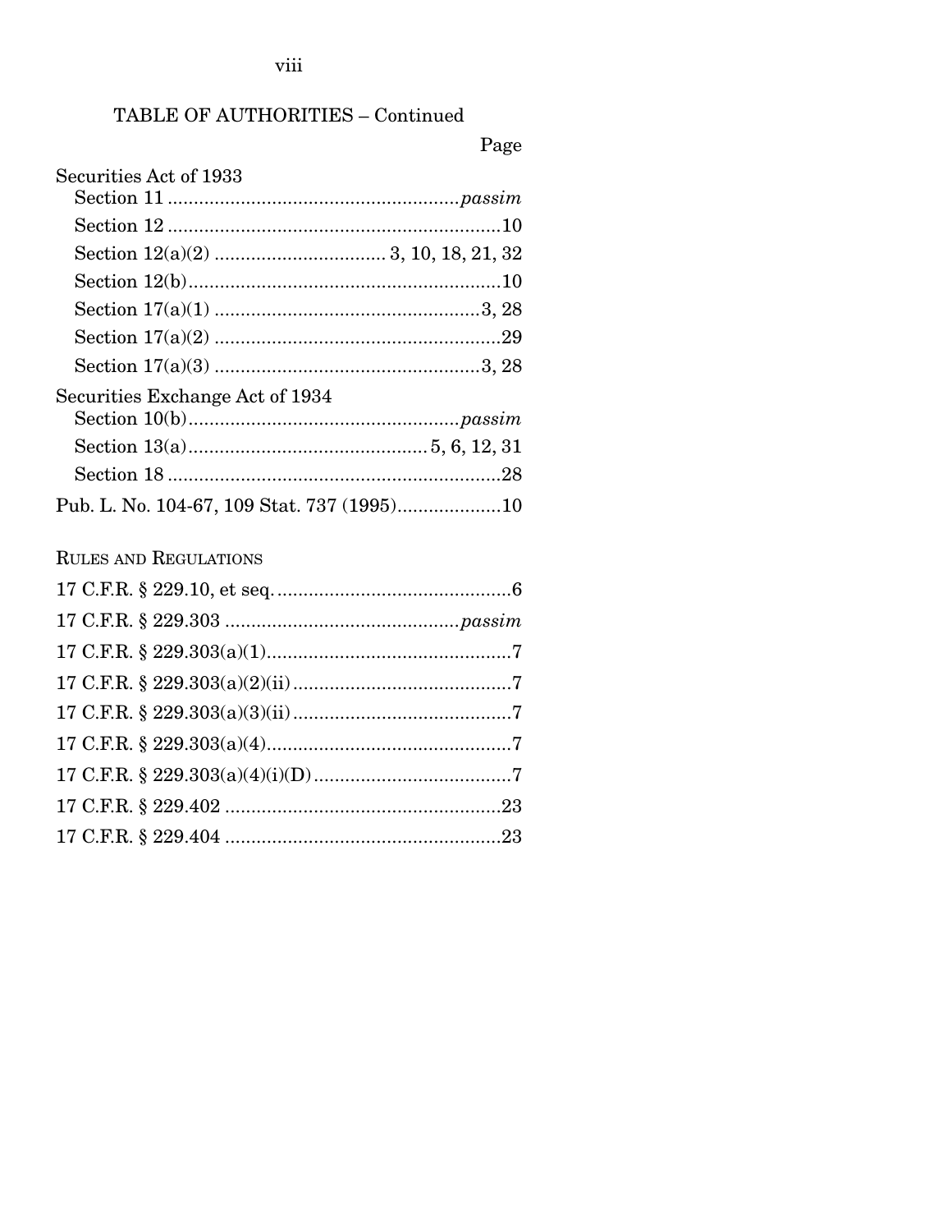TABLE OF AUTHORITIES – Continued

Page

Securities Act of 1933

Section 11 ........................................................*passim*

Section 12 ................................................................10

Section 12(a)(2) ................................ 3, 10, 18, 21, 32

Section 12(b)............................................................10

Section 17(a)(1) ..................................................3, 28

Section 17(a)(2) ......................................................29

Section 17(a)(3) ..................................................3, 28

Securities Exchange Act of 1934

Section 10(b)...................................................*passim*

Section 13(a).............................................5, 6, 12, 31

Section 18 ................................................................28

Pub. L. No. 104-67, 109 Stat. 737 (1995)....................10

RULES AND REGULATIONS

17 C.F.R. § 229.10, et seq. .............................................6

17 C.F.R. § 229.303 ............................................*passim*

17 C.F.R. § 229.303(a)(1)...............................................7

17 C.F.R. § 229.303(a)(2)(ii) ..........................................7

17 C.F.R. § 229.303(a)(3)(ii) ..........................................7

17 C.F.R. § 229.303(a)(4)...............................................7

17 C.F.R. § 229.303(a)(4)(i)(D) ......................................7

17 C.F.R. § 229.402 .....................................................23

17 C.F.R. § 229.404 .....................................................23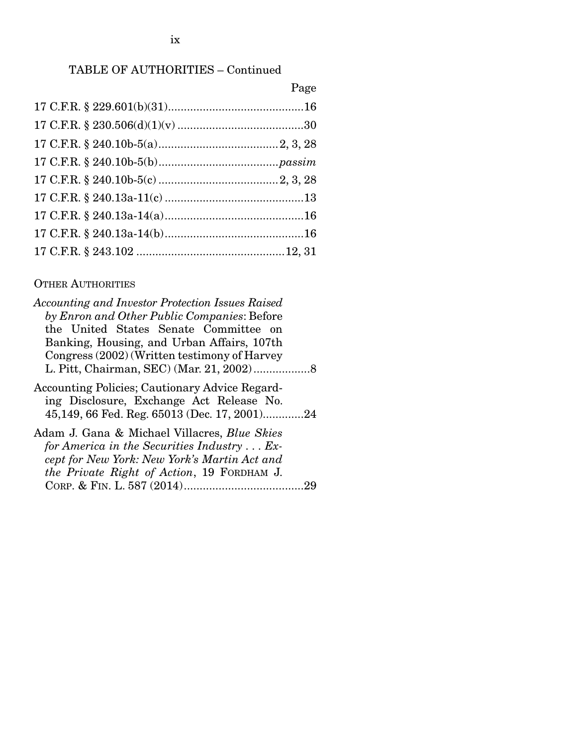TABLE OF AUTHORITIES – Continued

| | Page |
|---|---|
| 17 C.F.R. § 229.601(b)(31) | 16 |
| 17 C.F.R. § 230.506(d)(1)(v) | 30 |
| 17 C.F.R. § 240.10b-5(a) | 2, 3, 28 |
| 17 C.F.R. § 240.10b-5(b) | *passim* |
| 17 C.F.R. § 240.10b-5(c) | 2, 3, 28 |
| 17 C.F.R. § 240.13a-11(c) | 13 |
| 17 C.F.R. § 240.13a-14(a) | 16 |
| 17 C.F.R. § 240.13a-14(b) | 16 |
| 17 C.F.R. § 243.102 | 12, 31 |

OTHER AUTHORITIES

*Accounting and Investor Protection Issues Raised by Enron and Other Public Companies*: Before the United States Senate Committee on Banking, Housing, and Urban Affairs, 107th Congress (2002) (Written testimony of Harvey L. Pitt, Chairman, SEC) (Mar. 21, 2002) .................8

Accounting Policies; Cautionary Advice Regarding Disclosure, Exchange Act Release No. 45,149, 66 Fed. Reg. 65013 (Dec. 17, 2001).............24

Adam J. Gana & Michael Villacres, *Blue Skies for America in the Securities Industry . . . Except for New York: New York's Martin Act and the Private Right of Action*, 19 FORDHAM J. CORP. & FIN. L. 587 (2014).....................................29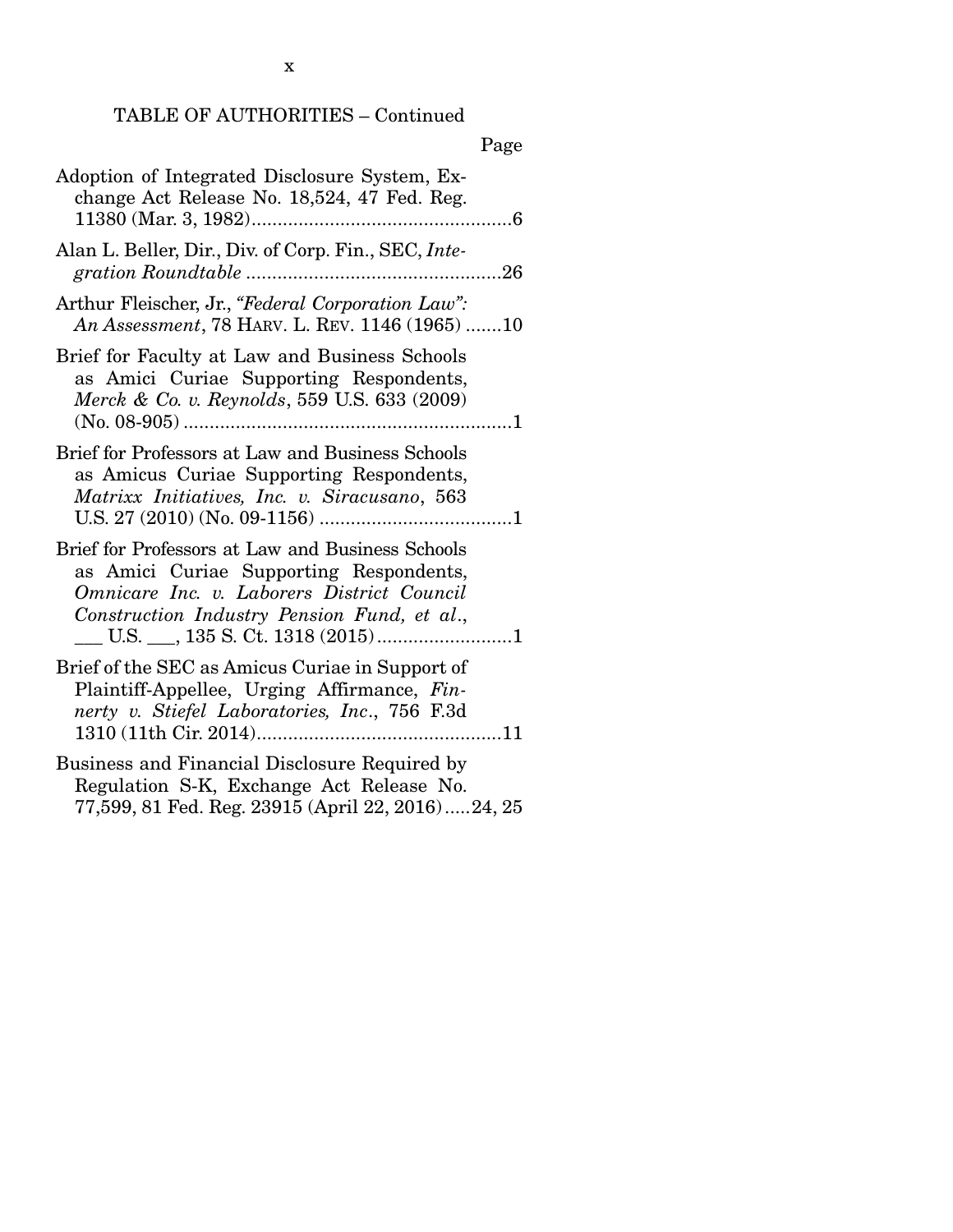TABLE OF AUTHORITIES – Continued

Page

Adoption of Integrated Disclosure System, Exchange Act Release No. 18,524, 47 Fed. Reg. 11380 (Mar. 3, 1982) ..................................................6

Alan L. Beller, Dir., Div. of Corp. Fin., SEC, *Integration Roundtable* .................................................26

Arthur Fleischer, Jr., *"Federal Corporation Law": An Assessment*, 78 HARV. L. REV. 1146 (1965) .......10

Brief for Faculty at Law and Business Schools as Amici Curiae Supporting Respondents, *Merck & Co. v. Reynolds*, 559 U.S. 633 (2009) (No. 08-905) ...............................................................1

Brief for Professors at Law and Business Schools as Amicus Curiae Supporting Respondents, *Matrixx Initiatives, Inc. v. Siracusano*, 563 U.S. 27 (2010) (No. 09-1156) .....................................1

Brief for Professors at Law and Business Schools as Amici Curiae Supporting Respondents, *Omnicare Inc. v. Laborers District Council Construction Industry Pension Fund, et al.*, ___ U.S. ___, 135 S. Ct. 1318 (2015) ..........................1

Brief of the SEC as Amicus Curiae in Support of Plaintiff-Appellee, Urging Affirmance, *Finnerty v. Stiefel Laboratories, Inc.*, 756 F.3d 1310 (11th Cir. 2014) ...............................................11

Business and Financial Disclosure Required by Regulation S-K, Exchange Act Release No. 77,599, 81 Fed. Reg. 23915 (April 22, 2016) .....24, 25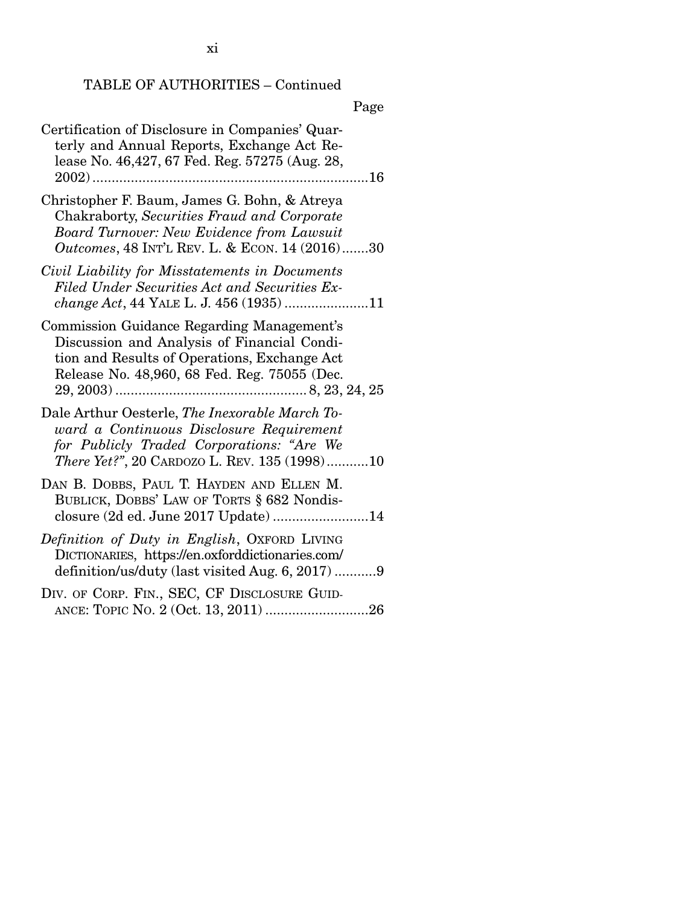TABLE OF AUTHORITIES – Continued

Page

Certification of Disclosure in Companies' Quarterly and Annual Reports, Exchange Act Release No. 46,427, 67 Fed. Reg. 57275 (Aug. 28, 2002) ........................................................................ 16

Christopher F. Baum, James G. Bohn, & Atreya Chakraborty, *Securities Fraud and Corporate Board Turnover: New Evidence from Lawsuit Outcomes*, 48 INT'L REV. L. & ECON. 14 (2016) ....... 30

*Civil Liability for Misstatements in Documents Filed Under Securities Act and Securities Exchange Act*, 44 YALE L. J. 456 (1935) ...................... 11

Commission Guidance Regarding Management's Discussion and Analysis of Financial Condition and Results of Operations, Exchange Act Release No. 48,960, 68 Fed. Reg. 75055 (Dec. 29, 2003) .................................................. 8, 23, 24, 25

Dale Arthur Oesterle, *The Inexorable March Toward a Continuous Disclosure Requirement for Publicly Traded Corporations: "Are We There Yet?"*, 20 CARDOZO L. REV. 135 (1998) ........... 10

DAN B. DOBBS, PAUL T. HAYDEN AND ELLEN M. BUBLICK, DOBBS' LAW OF TORTS § 682 Nondisclosure (2d ed. June 2017 Update) ......................... 14

*Definition of Duty in English*, OXFORD LIVING DICTIONARIES, https://en.oxforddictionaries.com/definition/us/duty (last visited Aug. 6, 2017) ........... 9

DIV. OF CORP. FIN., SEC, CF DISCLOSURE GUIDANCE: TOPIC NO. 2 (Oct. 13, 2011) ........................... 26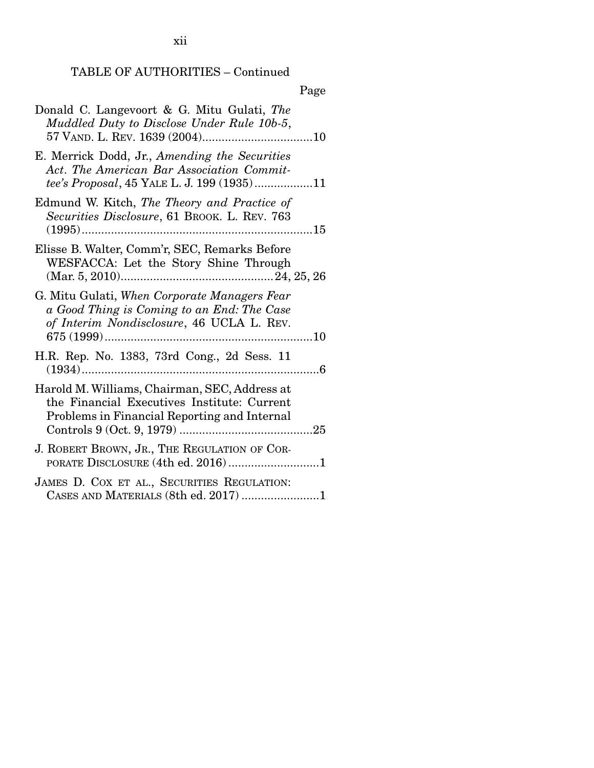TABLE OF AUTHORITIES – Continued

Page

Donald C. Langevoort & G. Mitu Gulati, *The Muddled Duty to Disclose Under Rule 10b-5*, 57 VAND. L. REV. 1639 (2004)..................................10

E. Merrick Dodd, Jr., *Amending the Securities Act. The American Bar Association Committee's Proposal*, 45 YALE L. J. 199 (1935)..................11

Edmund W. Kitch, *The Theory and Practice of Securities Disclosure*, 61 BROOK. L. REV. 763 (1995).......................................................................15

Elisse B. Walter, Comm'r, SEC, Remarks Before WESFACCA: Let the Story Shine Through (Mar. 5, 2010)...............................................24, 25, 26

G. Mitu Gulati, *When Corporate Managers Fear a Good Thing is Coming to an End: The Case of Interim Nondisclosure*, 46 UCLA L. REV. 675 (1999)................................................................10

H.R. Rep. No. 1383, 73rd Cong., 2d Sess. 11 (1934).........................................................................6

Harold M. Williams, Chairman, SEC, Address at the Financial Executives Institute: Current Problems in Financial Reporting and Internal Controls 9 (Oct. 9, 1979) .........................................25

J. ROBERT BROWN, JR., THE REGULATION OF CORPORATE DISCLOSURE (4th ed. 2016) ............................1

JAMES D. COX ET AL., SECURITIES REGULATION: CASES AND MATERIALS (8th ed. 2017) ........................1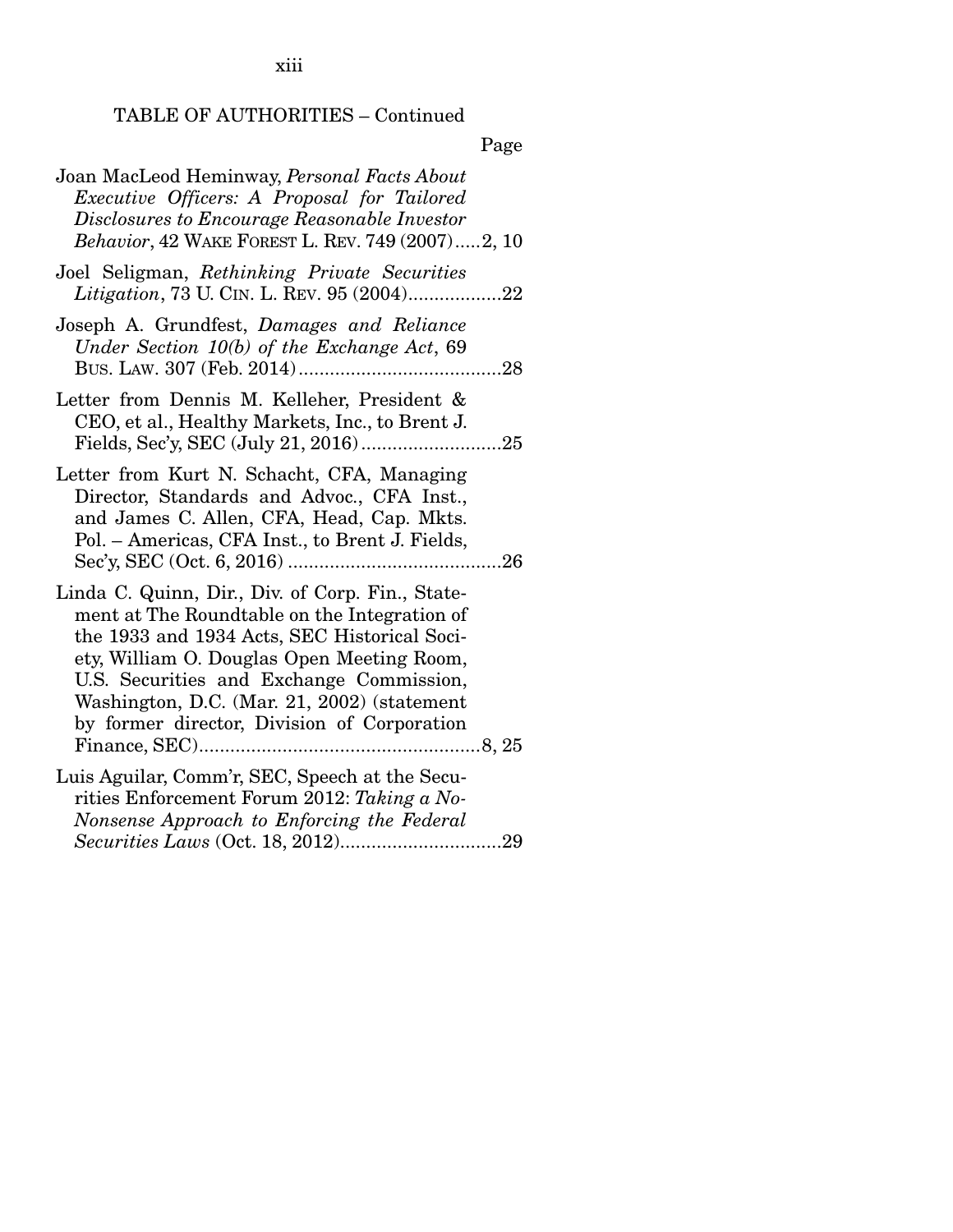TABLE OF AUTHORITIES – Continued

Page

Joan MacLeod Heminway, *Personal Facts About Executive Officers: A Proposal for Tailored Disclosures to Encourage Reasonable Investor Behavior*, 42 WAKE FOREST L. REV. 749 (2007).....2, 10

Joel Seligman, *Rethinking Private Securities Litigation*, 73 U. CIN. L. REV. 95 (2004)..................22

Joseph A. Grundfest, *Damages and Reliance Under Section 10(b) of the Exchange Act*, 69 BUS. LAW. 307 (Feb. 2014).......................................28

Letter from Dennis M. Kelleher, President & CEO, et al., Healthy Markets, Inc., to Brent J. Fields, Sec'y, SEC (July 21, 2016)...........................25

Letter from Kurt N. Schacht, CFA, Managing Director, Standards and Advoc., CFA Inst., and James C. Allen, CFA, Head, Cap. Mkts. Pol. – Americas, CFA Inst., to Brent J. Fields, Sec'y, SEC (Oct. 6, 2016) .........................................26

Linda C. Quinn, Dir., Div. of Corp. Fin., Statement at The Roundtable on the Integration of the 1933 and 1934 Acts, SEC Historical Society, William O. Douglas Open Meeting Room, U.S. Securities and Exchange Commission, Washington, D.C. (Mar. 21, 2002) (statement by former director, Division of Corporation Finance, SEC)......................................................8, 25

Luis Aguilar, Comm'r, SEC, Speech at the Securities Enforcement Forum 2012: *Taking a No-Nonsense Approach to Enforcing the Federal Securities Laws* (Oct. 18, 2012)...............................29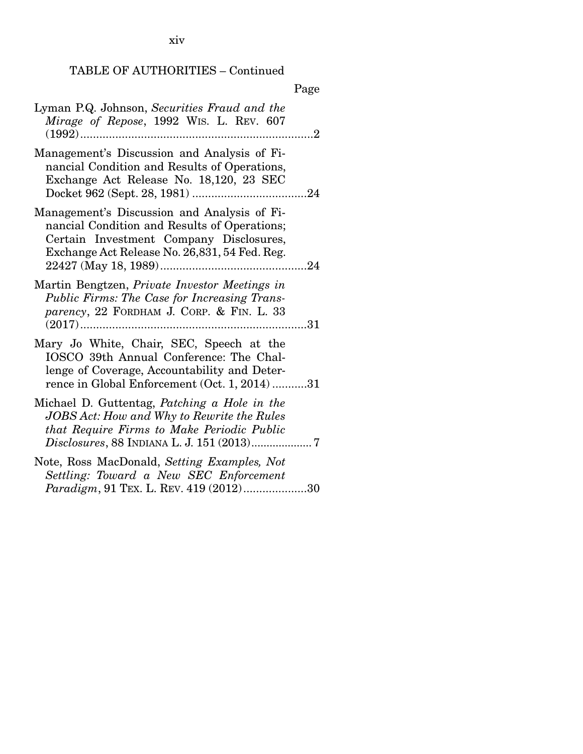TABLE OF AUTHORITIES – Continued

Page

Lyman P.Q. Johnson, *Securities Fraud and the Mirage of Repose*, 1992 WIS. L. REV. 607 (1992)........................................................................2

Management's Discussion and Analysis of Financial Condition and Results of Operations, Exchange Act Release No. 18,120, 23 SEC Docket 962 (Sept. 28, 1981) ....................................24

Management's Discussion and Analysis of Financial Condition and Results of Operations; Certain Investment Company Disclosures, Exchange Act Release No. 26,831, 54 Fed. Reg. 22427 (May 18, 1989)..............................................24

Martin Bengtzen, *Private Investor Meetings in Public Firms: The Case for Increasing Transparency*, 22 FORDHAM J. CORP. & FIN. L. 33 (2017).......................................................................31

Mary Jo White, Chair, SEC, Speech at the IOSCO 39th Annual Conference: The Challenge of Coverage, Accountability and Deterrence in Global Enforcement (Oct. 1, 2014) ...........31

Michael D. Guttentag, *Patching a Hole in the JOBS Act: How and Why to Rewrite the Rules that Require Firms to Make Periodic Public Disclosures*, 88 INDIANA L. J. 151 (2013)................... 7

Note, Ross MacDonald, *Setting Examples, Not Settling: Toward a New SEC Enforcement Paradigm*, 91 TEX. L. REV. 419 (2012)....................30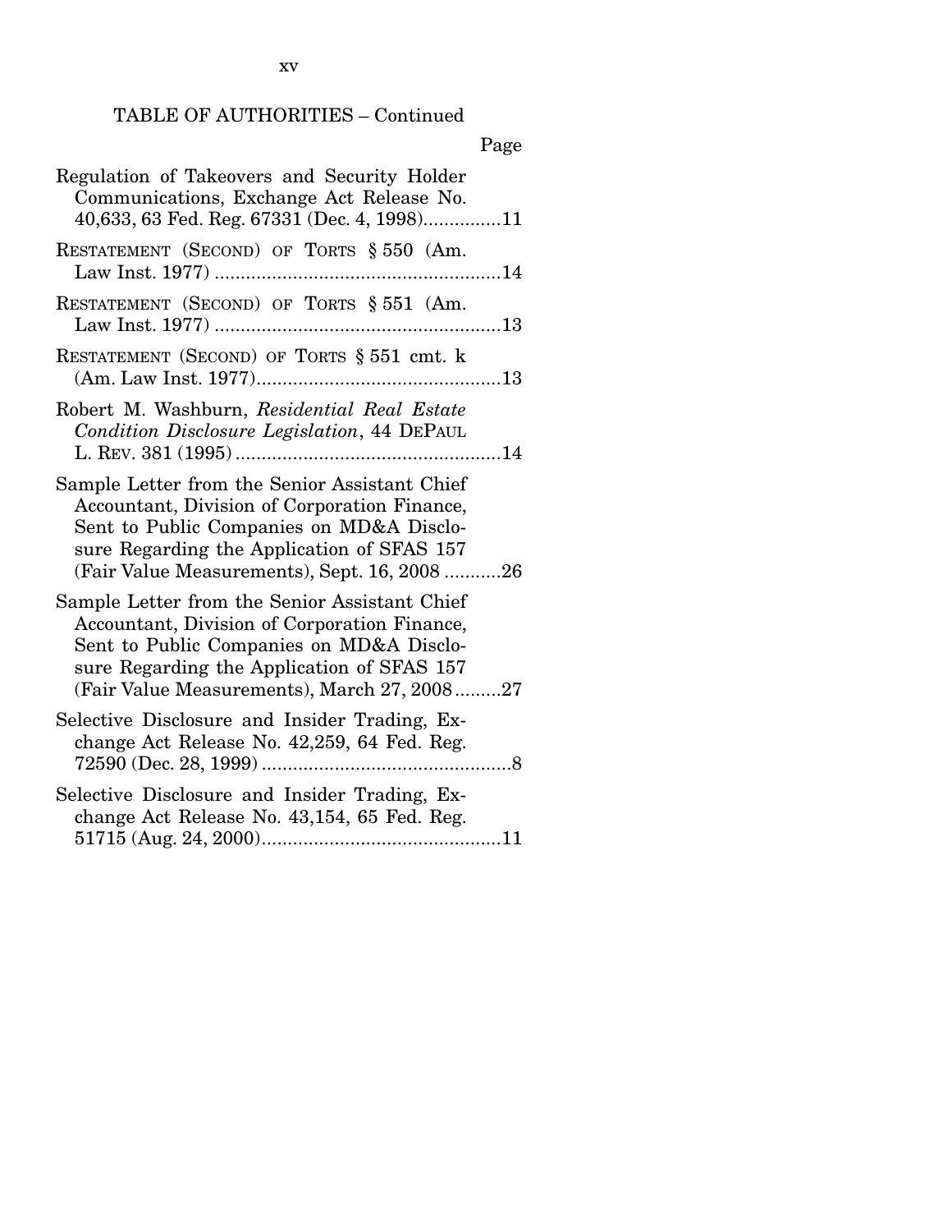TABLE OF AUTHORITIES – Continued

Page

Regulation of Takeovers and Security Holder Communications, Exchange Act Release No. 40,633, 63 Fed. Reg. 67331 (Dec. 4, 1998)...............11

RESTATEMENT (SECOND) OF TORTS § 550 (Am. Law Inst. 1977) .......................................................14

RESTATEMENT (SECOND) OF TORTS § 551 (Am. Law Inst. 1977) .......................................................13

RESTATEMENT (SECOND) OF TORTS § 551 cmt. k (Am. Law Inst. 1977)................................................13

Robert M. Washburn, *Residential Real Estate Condition Disclosure Legislation*, 44 DEPAUL L. REV. 381 (1995) ....................................................14

Sample Letter from the Senior Assistant Chief Accountant, Division of Corporation Finance, Sent to Public Companies on MD&A Disclosure Regarding the Application of SFAS 157 (Fair Value Measurements), Sept. 16, 2008 ...........26

Sample Letter from the Senior Assistant Chief Accountant, Division of Corporation Finance, Sent to Public Companies on MD&A Disclosure Regarding the Application of SFAS 157 (Fair Value Measurements), March 27, 2008.........27

Selective Disclosure and Insider Trading, Exchange Act Release No. 42,259, 64 Fed. Reg. 72590 (Dec. 28, 1999) ................................................8

Selective Disclosure and Insider Trading, Exchange Act Release No. 43,154, 65 Fed. Reg. 51715 (Aug. 24, 2000)..............................................11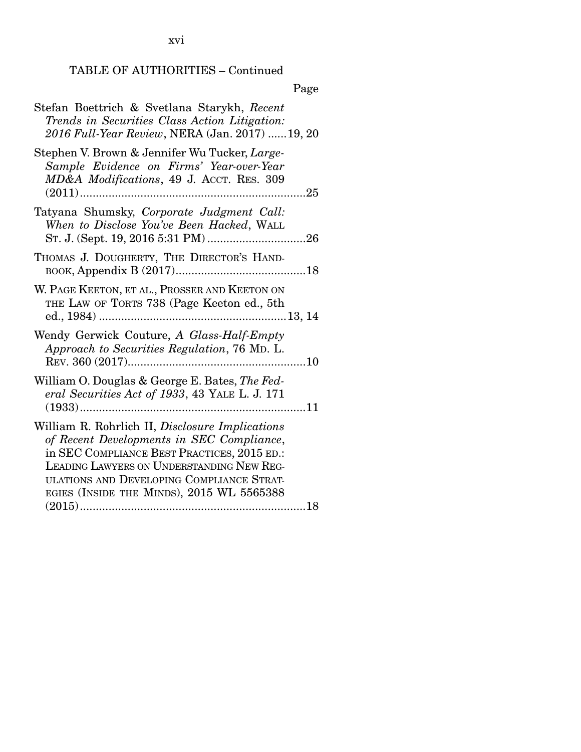TABLE OF AUTHORITIES – Continued

Page

Stefan Boettrich & Svetlana Starykh, *Recent Trends in Securities Class Action Litigation: 2016 Full-Year Review*, NERA (Jan. 2017) ......19, 20

Stephen V. Brown & Jennifer Wu Tucker, *Large-Sample Evidence on Firms' Year-over-Year MD&A Modifications*, 49 J. ACCT. RES. 309 (2011).......................................................................25

Tatyana Shumsky, *Corporate Judgment Call: When to Disclose You've Been Hacked*, WALL ST. J. (Sept. 19, 2016 5:31 PM) ...............................26

THOMAS J. DOUGHERTY, THE DIRECTOR'S HANDBOOK, Appendix B (2017).........................................18

W. PAGE KEETON, ET AL., PROSSER AND KEETON ON THE LAW OF TORTS 738 (Page Keeton ed., 5th ed., 1984) ..........................................................13, 14

Wendy Gerwick Couture, *A Glass-Half-Empty Approach to Securities Regulation*, 76 MD. L. REV. 360 (2017)........................................................10

William O. Douglas & George E. Bates, *The Federal Securities Act of 1933*, 43 YALE L. J. 171 (1933).......................................................................11

William R. Rohrlich II, *Disclosure Implications of Recent Developments in SEC Compliance*, in SEC COMPLIANCE BEST PRACTICES, 2015 ED.: LEADING LAWYERS ON UNDERSTANDING NEW REGULATIONS AND DEVELOPING COMPLIANCE STRATEGIES (INSIDE THE MINDS), 2015 WL 5565388 (2015).......................................................................18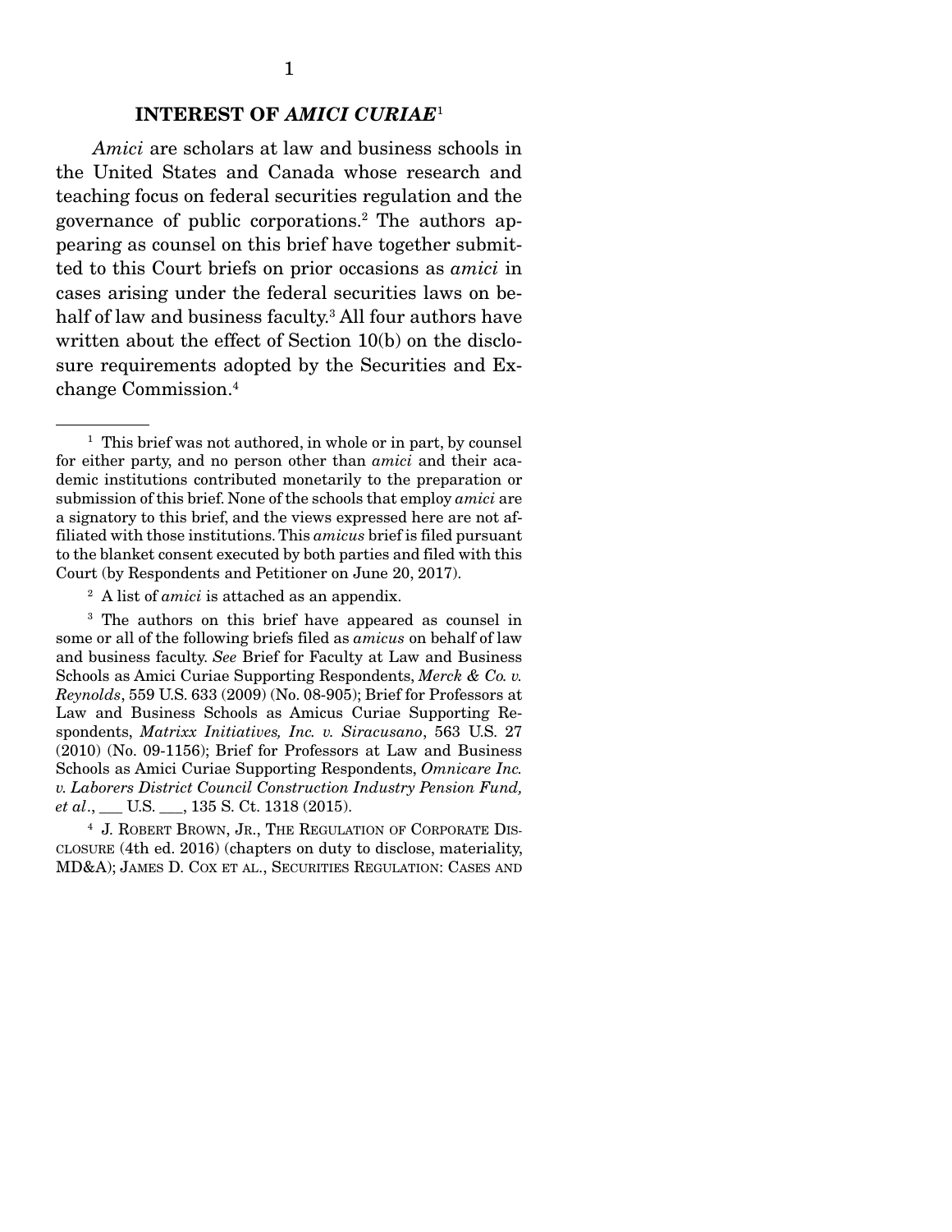## INTEREST OF *AMICI CURIAE*[1]

*Amici* are scholars at law and business schools in the United States and Canada whose research and teaching focus on federal securities regulation and the governance of public corporations.[2] The authors appearing as counsel on this brief have together submitted to this Court briefs on prior occasions as *amici* in cases arising under the federal securities laws on behalf of law and business faculty.[3] All four authors have written about the effect of Section 10(b) on the disclosure requirements adopted by the Securities and Exchange Commission.[4]

---

[1] This brief was not authored, in whole or in part, by counsel for either party, and no person other than *amici* and their academic institutions contributed monetarily to the preparation or submission of this brief. None of the schools that employ *amici* are a signatory to this brief, and the views expressed here are not affiliated with those institutions. This *amicus* brief is filed pursuant to the blanket consent executed by both parties and filed with this Court (by Respondents and Petitioner on June 20, 2017).

[2] A list of *amici* is attached as an appendix.

[3] The authors on this brief have appeared as counsel in some or all of the following briefs filed as *amicus* on behalf of law and business faculty. *See* Brief for Faculty at Law and Business Schools as Amici Curiae Supporting Respondents, *Merck & Co. v. Reynolds*, 559 U.S. 633 (2009) (No. 08-905); Brief for Professors at Law and Business Schools as Amicus Curiae Supporting Respondents, *Matrixx Initiatives, Inc. v. Siracusano*, 563 U.S. 27 (2010) (No. 09-1156); Brief for Professors at Law and Business Schools as Amici Curiae Supporting Respondents, *Omnicare Inc. v. Laborers District Council Construction Industry Pension Fund, et al*., ___ U.S. ___, 135 S. Ct. 1318 (2015).

[4] J. ROBERT BROWN, JR., THE REGULATION OF CORPORATE DISCLOSURE (4th ed. 2016) (chapters on duty to disclose, materiality, MD&A); JAMES D. COX ET AL., SECURITIES REGULATION: CASES AND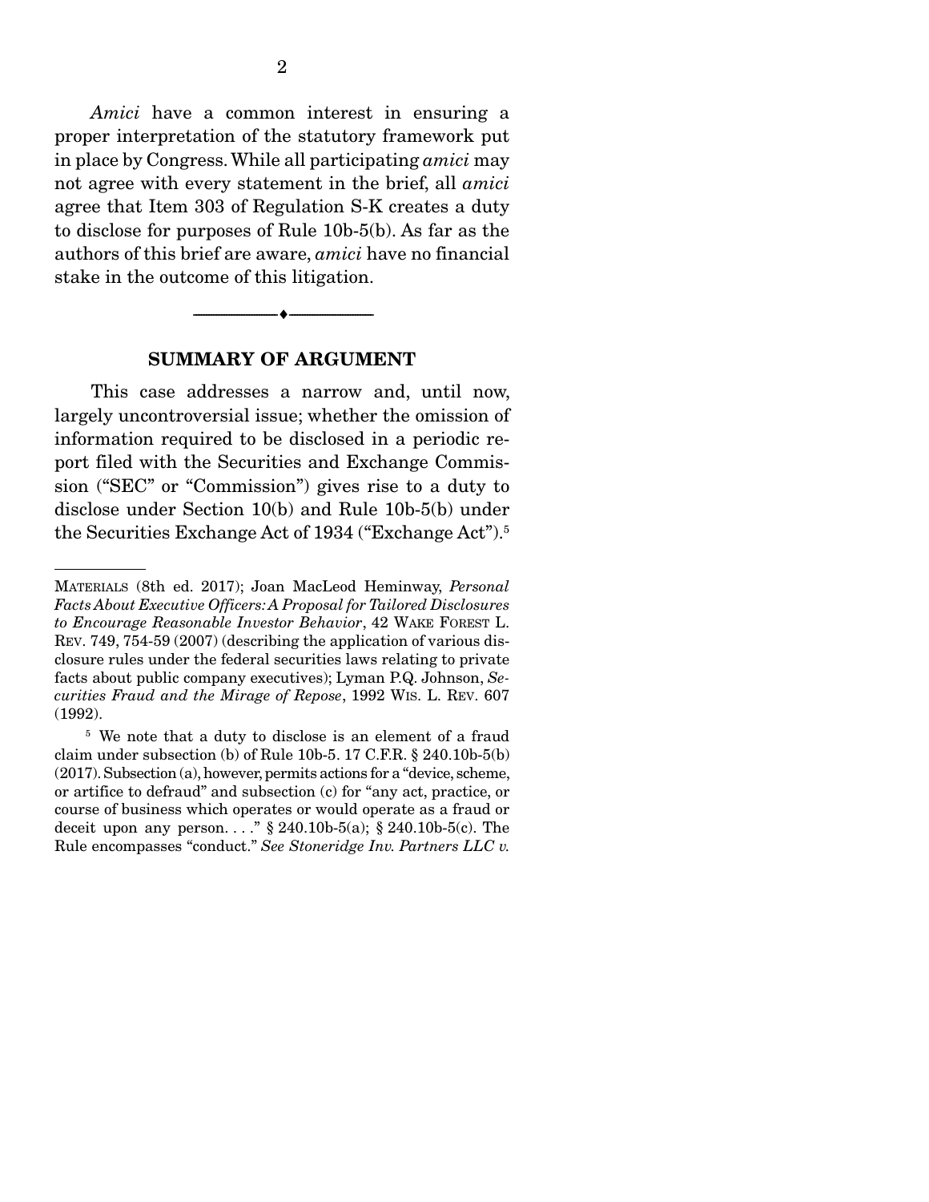*Amici* have a common interest in ensuring a proper interpretation of the statutory framework put in place by Congress. While all participating *amici* may not agree with every statement in the brief, all *amici* agree that Item 303 of Regulation S-K creates a duty to disclose for purposes of Rule 10b-5(b). As far as the authors of this brief are aware, *amici* have no financial stake in the outcome of this litigation.

---

## SUMMARY OF ARGUMENT

This case addresses a narrow and, until now, largely uncontroversial issue; whether the omission of information required to be disclosed in a periodic report filed with the Securities and Exchange Commission ("SEC" or "Commission") gives rise to a duty to disclose under Section 10(b) and Rule 10b-5(b) under the Securities Exchange Act of 1934 ("Exchange Act").[5]

---

MATERIALS (8th ed. 2017); Joan MacLeod Heminway, *Personal Facts About Executive Officers: A Proposal for Tailored Disclosures to Encourage Reasonable Investor Behavior*, 42 WAKE FOREST L. REV. 749, 754-59 (2007) (describing the application of various disclosure rules under the federal securities laws relating to private facts about public company executives); Lyman P.Q. Johnson, *Securities Fraud and the Mirage of Repose*, 1992 WIS. L. REV. 607 (1992).

[5] We note that a duty to disclose is an element of a fraud claim under subsection (b) of Rule 10b-5. 17 C.F.R. § 240.10b-5(b) (2017). Subsection (a), however, permits actions for a "device, scheme, or artifice to defraud" and subsection (c) for "any act, practice, or course of business which operates or would operate as a fraud or deceit upon any person. . . ." § 240.10b-5(a); § 240.10b-5(c). The Rule encompasses "conduct." *See Stoneridge Inv. Partners LLC v.*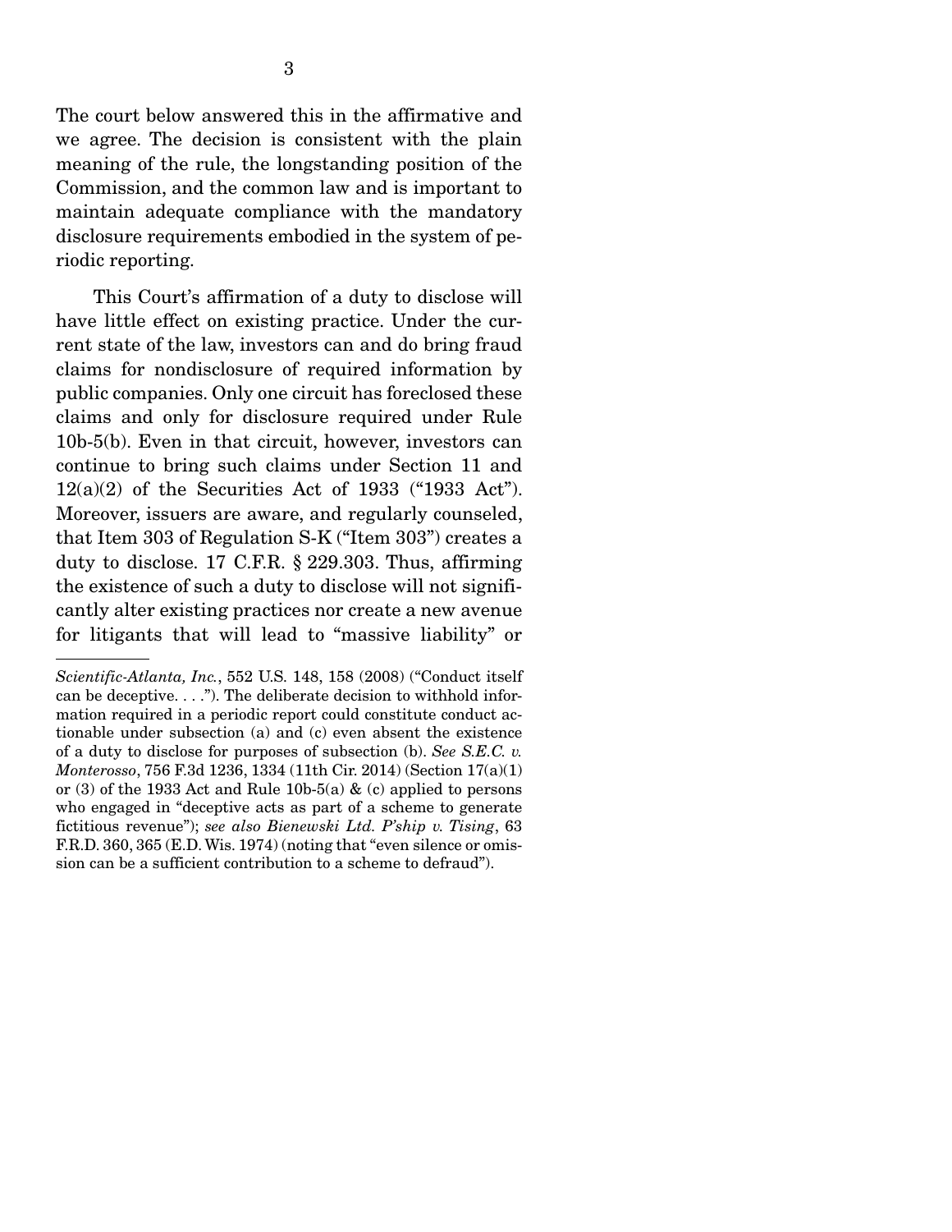The court below answered this in the affirmative and we agree. The decision is consistent with the plain meaning of the rule, the longstanding position of the Commission, and the common law and is important to maintain adequate compliance with the mandatory disclosure requirements embodied in the system of periodic reporting.

This Court's affirmation of a duty to disclose will have little effect on existing practice. Under the current state of the law, investors can and do bring fraud claims for nondisclosure of required information by public companies. Only one circuit has foreclosed these claims and only for disclosure required under Rule 10b-5(b). Even in that circuit, however, investors can continue to bring such claims under Section 11 and 12(a)(2) of the Securities Act of 1933 ("1933 Act"). Moreover, issuers are aware, and regularly counseled, that Item 303 of Regulation S-K ("Item 303") creates a duty to disclose. 17 C.F.R. § 229.303. Thus, affirming the existence of such a duty to disclose will not significantly alter existing practices nor create a new avenue for litigants that will lead to "massive liability" or

---

*Scientific-Atlanta, Inc.*, 552 U.S. 148, 158 (2008) ("Conduct itself can be deceptive. . . ."). The deliberate decision to withhold information required in a periodic report could constitute conduct actionable under subsection (a) and (c) even absent the existence of a duty to disclose for purposes of subsection (b). *See S.E.C. v. Monterosso*, 756 F.3d 1236, 1334 (11th Cir. 2014) (Section 17(a)(1) or (3) of the 1933 Act and Rule 10b-5(a) & (c) applied to persons who engaged in "deceptive acts as part of a scheme to generate fictitious revenue"); *see also Bienewski Ltd. P'ship v. Tising*, 63 F.R.D. 360, 365 (E.D. Wis. 1974) (noting that "even silence or omission can be a sufficient contribution to a scheme to defraud").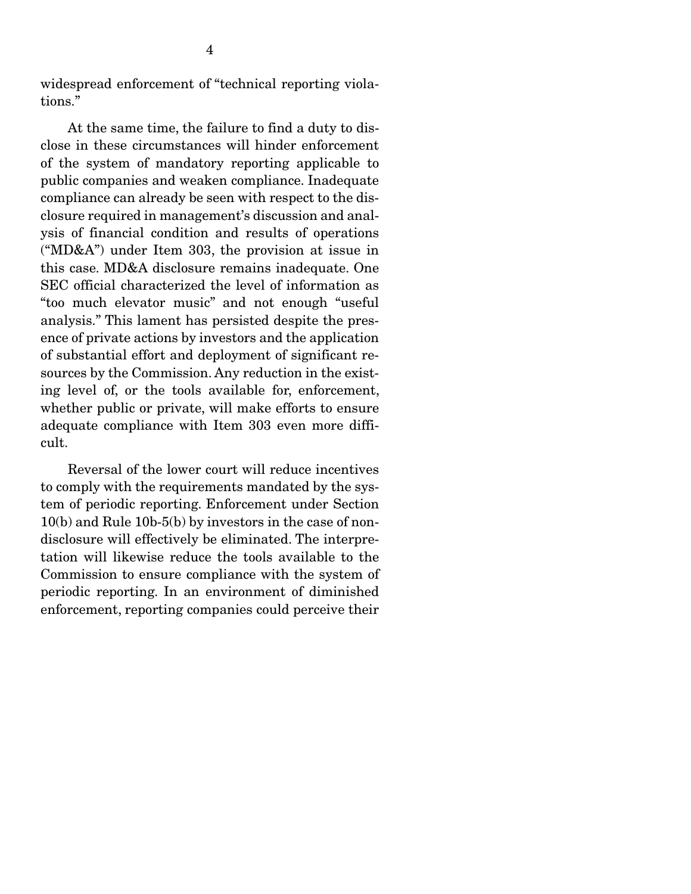widespread enforcement of "technical reporting violations."

At the same time, the failure to find a duty to disclose in these circumstances will hinder enforcement of the system of mandatory reporting applicable to public companies and weaken compliance. Inadequate compliance can already be seen with respect to the disclosure required in management's discussion and analysis of financial condition and results of operations ("MD&A") under Item 303, the provision at issue in this case. MD&A disclosure remains inadequate. One SEC official characterized the level of information as "too much elevator music" and not enough "useful analysis." This lament has persisted despite the presence of private actions by investors and the application of substantial effort and deployment of significant resources by the Commission. Any reduction in the existing level of, or the tools available for, enforcement, whether public or private, will make efforts to ensure adequate compliance with Item 303 even more difficult.

Reversal of the lower court will reduce incentives to comply with the requirements mandated by the system of periodic reporting. Enforcement under Section 10(b) and Rule 10b-5(b) by investors in the case of nondisclosure will effectively be eliminated. The interpretation will likewise reduce the tools available to the Commission to ensure compliance with the system of periodic reporting. In an environment of diminished enforcement, reporting companies could perceive their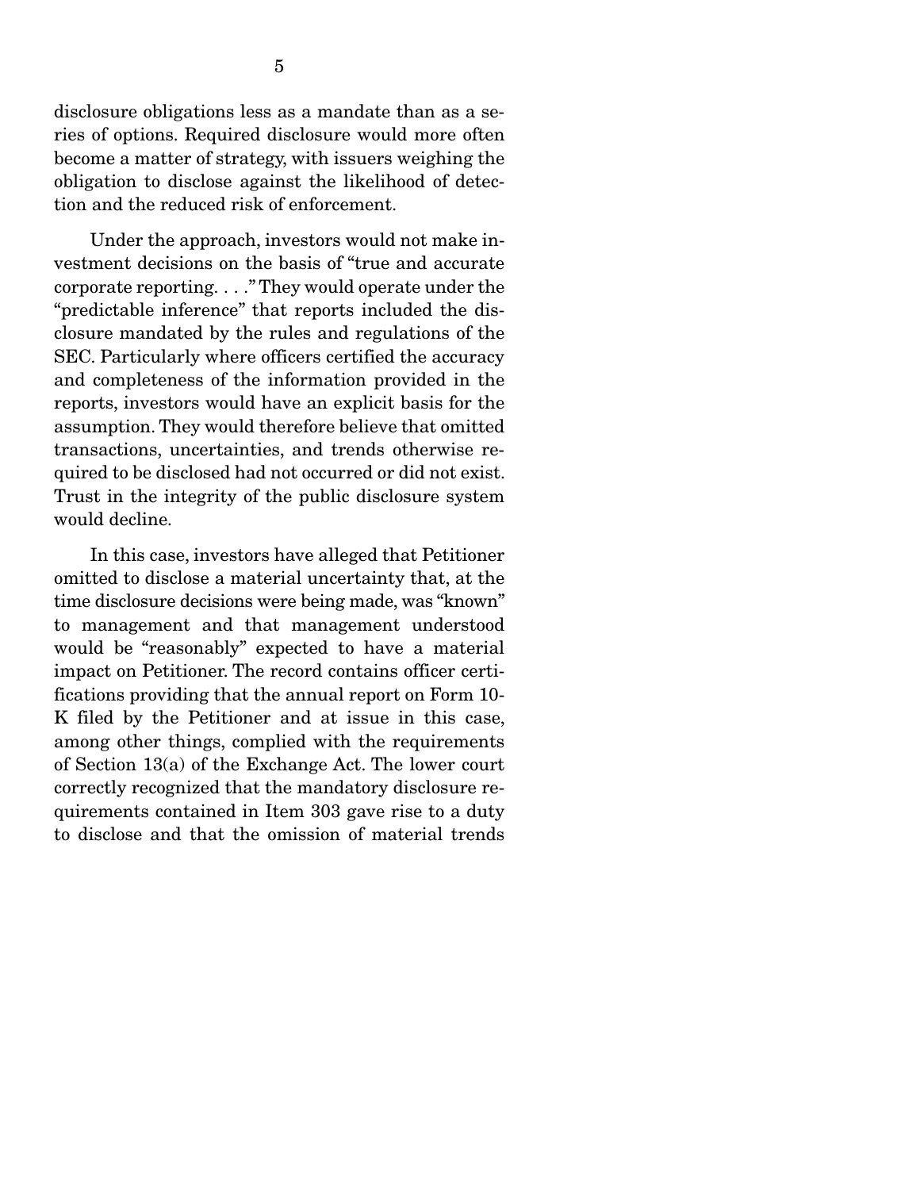disclosure obligations less as a mandate than as a series of options. Required disclosure would more often become a matter of strategy, with issuers weighing the obligation to disclose against the likelihood of detection and the reduced risk of enforcement.

Under the approach, investors would not make investment decisions on the basis of "true and accurate corporate reporting. . . ." They would operate under the "predictable inference" that reports included the disclosure mandated by the rules and regulations of the SEC. Particularly where officers certified the accuracy and completeness of the information provided in the reports, investors would have an explicit basis for the assumption. They would therefore believe that omitted transactions, uncertainties, and trends otherwise required to be disclosed had not occurred or did not exist. Trust in the integrity of the public disclosure system would decline.

In this case, investors have alleged that Petitioner omitted to disclose a material uncertainty that, at the time disclosure decisions were being made, was "known" to management and that management understood would be "reasonably" expected to have a material impact on Petitioner. The record contains officer certifications providing that the annual report on Form 10-K filed by the Petitioner and at issue in this case, among other things, complied with the requirements of Section 13(a) of the Exchange Act. The lower court correctly recognized that the mandatory disclosure requirements contained in Item 303 gave rise to a duty to disclose and that the omission of material trends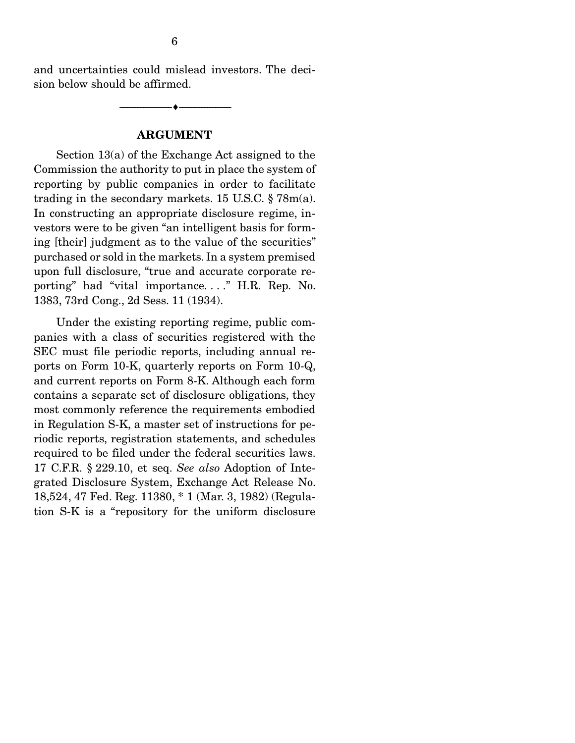and uncertainties could mislead investors. The decision below should be affirmed.

---

## ARGUMENT

Section 13(a) of the Exchange Act assigned to the Commission the authority to put in place the system of reporting by public companies in order to facilitate trading in the secondary markets. 15 U.S.C. § 78m(a). In constructing an appropriate disclosure regime, investors were to be given "an intelligent basis for forming [their] judgment as to the value of the securities" purchased or sold in the markets. In a system premised upon full disclosure, "true and accurate corporate reporting" had "vital importance. . . ." H.R. Rep. No. 1383, 73rd Cong., 2d Sess. 11 (1934).

Under the existing reporting regime, public companies with a class of securities registered with the SEC must file periodic reports, including annual reports on Form 10-K, quarterly reports on Form 10-Q, and current reports on Form 8-K. Although each form contains a separate set of disclosure obligations, they most commonly reference the requirements embodied in Regulation S-K, a master set of instructions for periodic reports, registration statements, and schedules required to be filed under the federal securities laws. 17 C.F.R. § 229.10, et seq. *See also* Adoption of Integrated Disclosure System, Exchange Act Release No. 18,524, 47 Fed. Reg. 11380, * 1 (Mar. 3, 1982) (Regulation S-K is a "repository for the uniform disclosure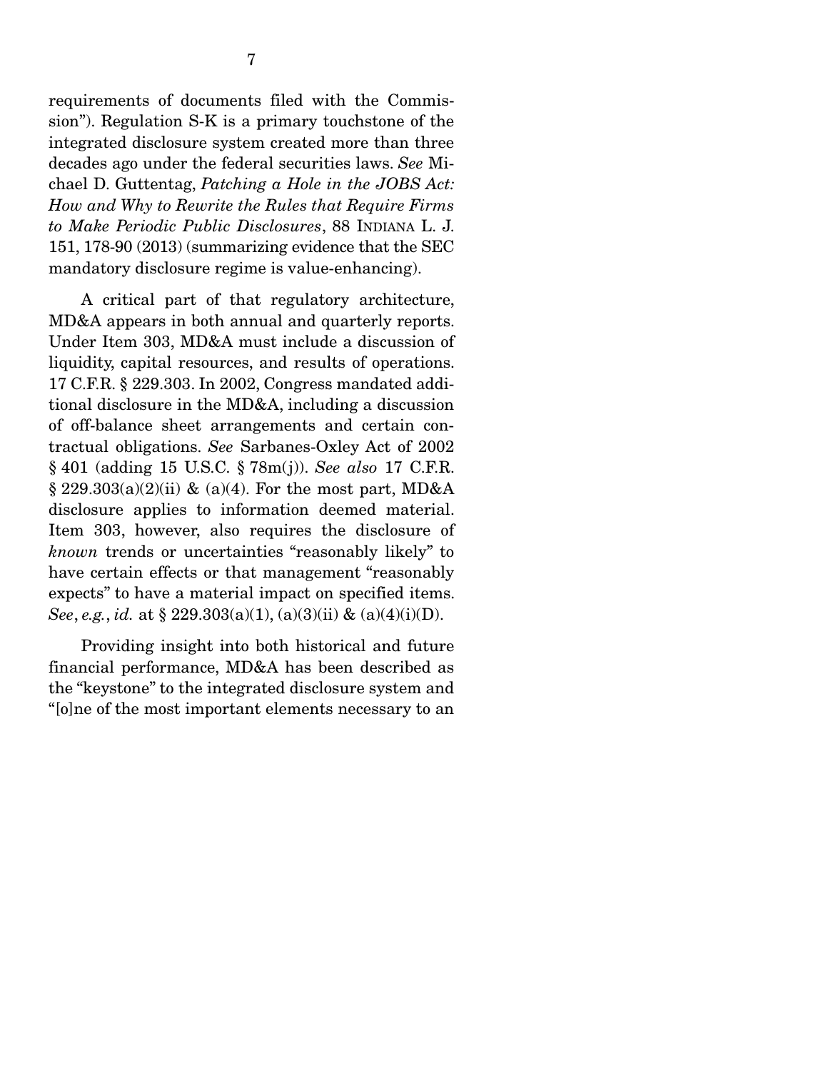requirements of documents filed with the Commission"). Regulation S-K is a primary touchstone of the integrated disclosure system created more than three decades ago under the federal securities laws. *See* Michael D. Guttentag, *Patching a Hole in the JOBS Act: How and Why to Rewrite the Rules that Require Firms to Make Periodic Public Disclosures*, 88 INDIANA L. J. 151, 178-90 (2013) (summarizing evidence that the SEC mandatory disclosure regime is value-enhancing).

A critical part of that regulatory architecture, MD&A appears in both annual and quarterly reports. Under Item 303, MD&A must include a discussion of liquidity, capital resources, and results of operations. 17 C.F.R. § 229.303. In 2002, Congress mandated additional disclosure in the MD&A, including a discussion of off-balance sheet arrangements and certain contractual obligations. *See* Sarbanes-Oxley Act of 2002 § 401 (adding 15 U.S.C. § 78m(j)). *See also* 17 C.F.R. § 229.303(a)(2)(ii) & (a)(4). For the most part, MD&A disclosure applies to information deemed material. Item 303, however, also requires the disclosure of *known* trends or uncertainties "reasonably likely" to have certain effects or that management "reasonably expects" to have a material impact on specified items. *See*, *e.g.*, *id.* at § 229.303(a)(1), (a)(3)(ii) & (a)(4)(i)(D).

Providing insight into both historical and future financial performance, MD&A has been described as the "keystone" to the integrated disclosure system and "[o]ne of the most important elements necessary to an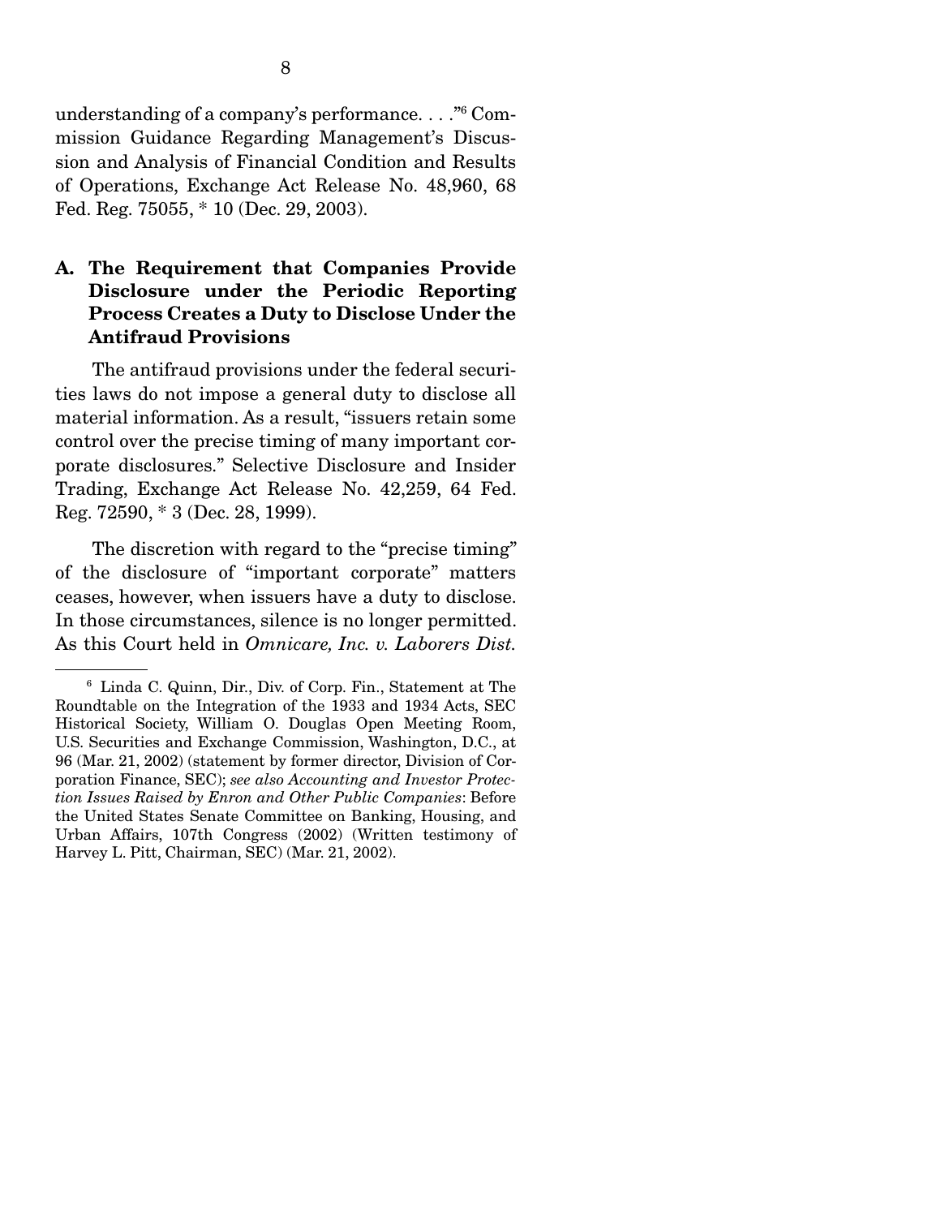understanding of a company's performance. . . ."[6] Commission Guidance Regarding Management's Discussion and Analysis of Financial Condition and Results of Operations, Exchange Act Release No. 48,960, 68 Fed. Reg. 75055, * 10 (Dec. 29, 2003).

### A. The Requirement that Companies Provide Disclosure under the Periodic Reporting Process Creates a Duty to Disclose Under the Antifraud Provisions

The antifraud provisions under the federal securities laws do not impose a general duty to disclose all material information. As a result, "issuers retain some control over the precise timing of many important corporate disclosures." Selective Disclosure and Insider Trading, Exchange Act Release No. 42,259, 64 Fed. Reg. 72590, * 3 (Dec. 28, 1999).

The discretion with regard to the "precise timing" of the disclosure of "important corporate" matters ceases, however, when issuers have a duty to disclose. In those circumstances, silence is no longer permitted. As this Court held in *Omnicare, Inc. v. Laborers Dist.*

---

[6] Linda C. Quinn, Dir., Div. of Corp. Fin., Statement at The Roundtable on the Integration of the 1933 and 1934 Acts, SEC Historical Society, William O. Douglas Open Meeting Room, U.S. Securities and Exchange Commission, Washington, D.C., at 96 (Mar. 21, 2002) (statement by former director, Division of Corporation Finance, SEC); *see also Accounting and Investor Protection Issues Raised by Enron and Other Public Companies*: Before the United States Senate Committee on Banking, Housing, and Urban Affairs, 107th Congress (2002) (Written testimony of Harvey L. Pitt, Chairman, SEC) (Mar. 21, 2002).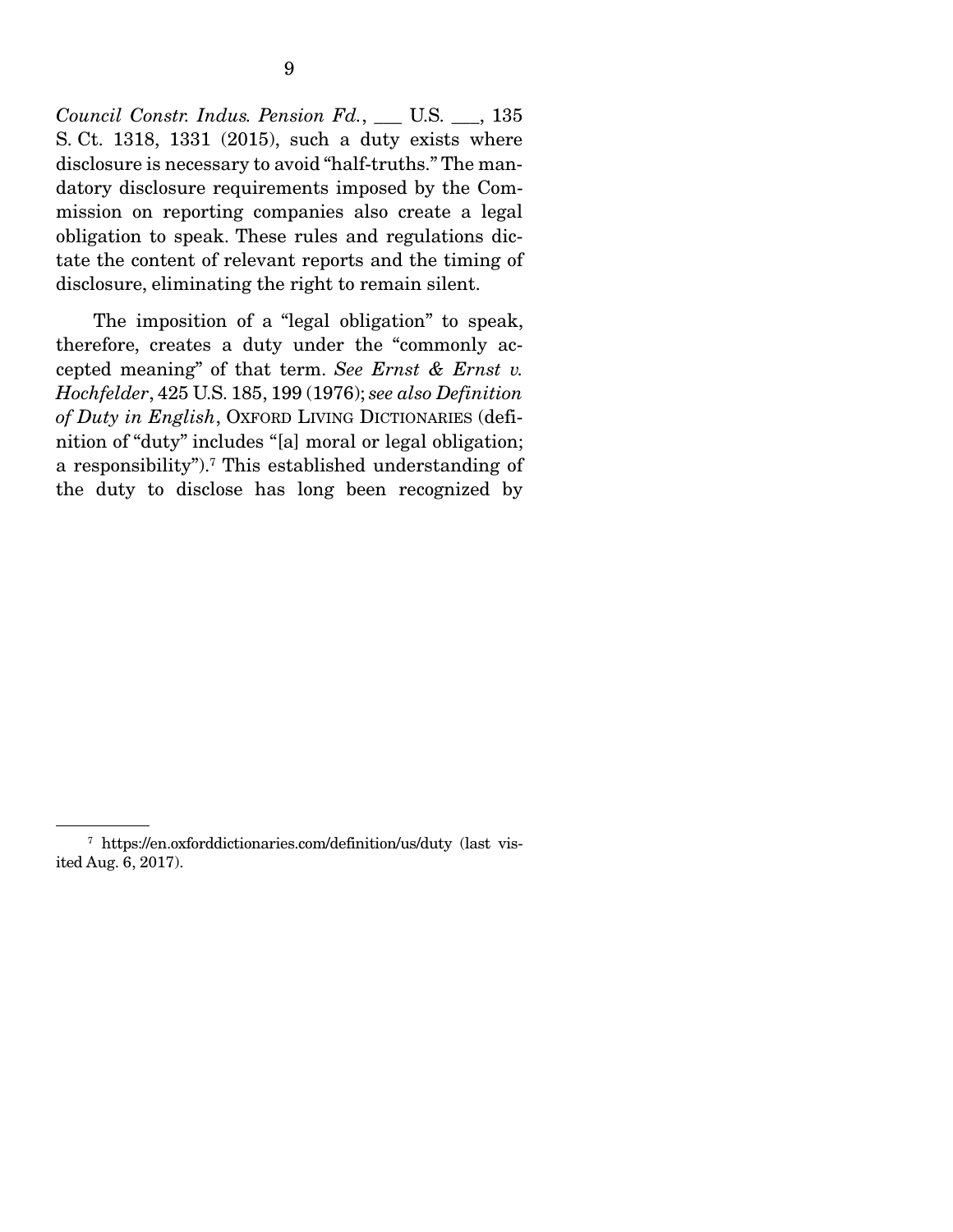*Council Constr. Indus. Pension Fd.*, ___ U.S. ___, 135 S. Ct. 1318, 1331 (2015), such a duty exists where disclosure is necessary to avoid "half-truths." The mandatory disclosure requirements imposed by the Commission on reporting companies also create a legal obligation to speak. These rules and regulations dictate the content of relevant reports and the timing of disclosure, eliminating the right to remain silent.

The imposition of a "legal obligation" to speak, therefore, creates a duty under the "commonly accepted meaning" of that term. *See Ernst & Ernst v. Hochfelder*, 425 U.S. 185, 199 (1976); *see also Definition of Duty in English*, OXFORD LIVING DICTIONARIES (definition of "duty" includes "[a] moral or legal obligation; a responsibility").[7] This established understanding of the duty to disclose has long been recognized by

---

[7] https://en.oxforddictionaries.com/definition/us/duty (last visited Aug. 6, 2017).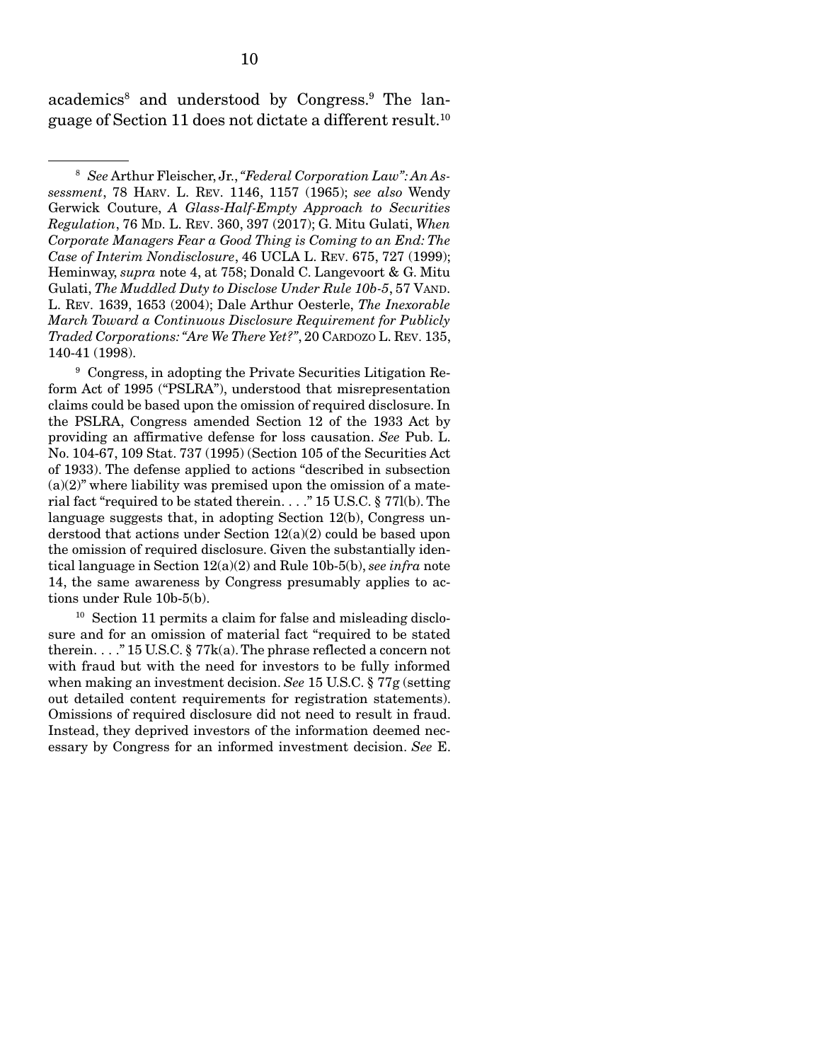academics[8] and understood by Congress.[9] The language of Section 11 does not dictate a different result.[10]

---

[8] *See* Arthur Fleischer, Jr., *"Federal Corporation Law": An Assessment*, 78 HARV. L. REV. 1146, 1157 (1965); *see also* Wendy Gerwick Couture, *A Glass-Half-Empty Approach to Securities Regulation*, 76 MD. L. REV. 360, 397 (2017); G. Mitu Gulati, *When Corporate Managers Fear a Good Thing is Coming to an End: The Case of Interim Nondisclosure*, 46 UCLA L. REV. 675, 727 (1999); Heminway, *supra* note 4, at 758; Donald C. Langevoort & G. Mitu Gulati, *The Muddled Duty to Disclose Under Rule 10b-5*, 57 VAND. L. REV. 1639, 1653 (2004); Dale Arthur Oesterle, *The Inexorable March Toward a Continuous Disclosure Requirement for Publicly Traded Corporations: "Are We There Yet?"*, 20 CARDOZO L. REV. 135, 140-41 (1998).

[9] Congress, in adopting the Private Securities Litigation Reform Act of 1995 ("PSLRA"), understood that misrepresentation claims could be based upon the omission of required disclosure. In the PSLRA, Congress amended Section 12 of the 1933 Act by providing an affirmative defense for loss causation. *See* Pub. L. No. 104-67, 109 Stat. 737 (1995) (Section 105 of the Securities Act of 1933). The defense applied to actions "described in subsection (a)(2)" where liability was premised upon the omission of a material fact "required to be stated therein. . . ." 15 U.S.C. § 77l(b). The language suggests that, in adopting Section 12(b), Congress understood that actions under Section 12(a)(2) could be based upon the omission of required disclosure. Given the substantially identical language in Section 12(a)(2) and Rule 10b-5(b), *see infra* note 14, the same awareness by Congress presumably applies to actions under Rule 10b-5(b).

[10] Section 11 permits a claim for false and misleading disclosure and for an omission of material fact "required to be stated therein. . . ." 15 U.S.C. § 77k(a). The phrase reflected a concern not with fraud but with the need for investors to be fully informed when making an investment decision. *See* 15 U.S.C. § 77g (setting out detailed content requirements for registration statements). Omissions of required disclosure did not need to result in fraud. Instead, they deprived investors of the information deemed necessary by Congress for an informed investment decision. *See* E.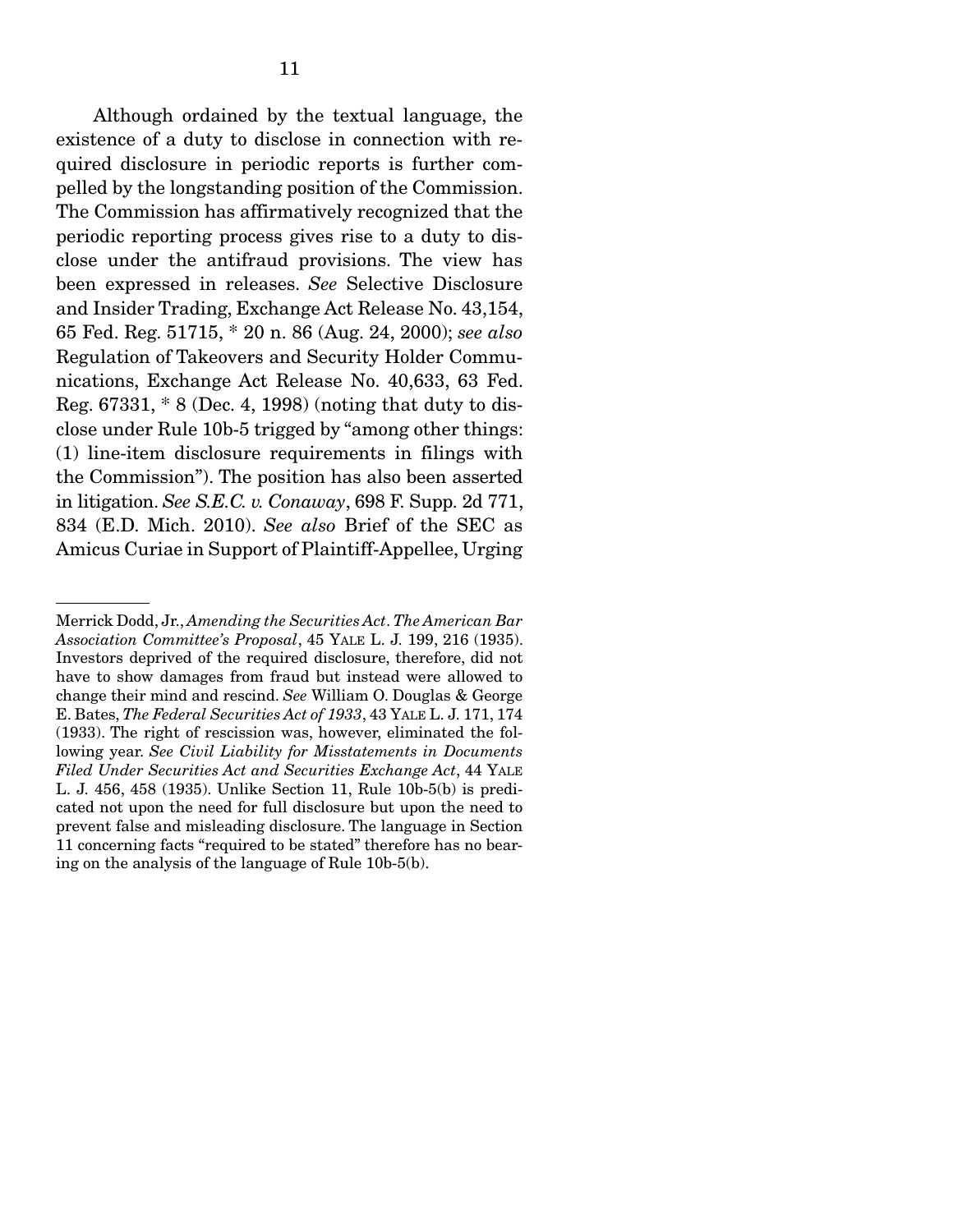Although ordained by the textual language, the existence of a duty to disclose in connection with required disclosure in periodic reports is further compelled by the longstanding position of the Commission. The Commission has affirmatively recognized that the periodic reporting process gives rise to a duty to disclose under the antifraud provisions. The view has been expressed in releases. *See* Selective Disclosure and Insider Trading, Exchange Act Release No. 43,154, 65 Fed. Reg. 51715, * 20 n. 86 (Aug. 24, 2000); *see also* Regulation of Takeovers and Security Holder Communications, Exchange Act Release No. 40,633, 63 Fed. Reg. 67331, * 8 (Dec. 4, 1998) (noting that duty to disclose under Rule 10b-5 trigged by "among other things: (1) line-item disclosure requirements in filings with the Commission"). The position has also been asserted in litigation. *See S.E.C. v. Conaway*, 698 F. Supp. 2d 771, 834 (E.D. Mich. 2010). *See also* Brief of the SEC as Amicus Curiae in Support of Plaintiff-Appellee, Urging

---

Merrick Dodd, Jr., *Amending the Securities Act. The American Bar Association Committee's Proposal*, 45 YALE L. J. 199, 216 (1935). Investors deprived of the required disclosure, therefore, did not have to show damages from fraud but instead were allowed to change their mind and rescind. *See* William O. Douglas & George E. Bates, *The Federal Securities Act of 1933*, 43 YALE L. J. 171, 174 (1933). The right of rescission was, however, eliminated the following year. *See Civil Liability for Misstatements in Documents Filed Under Securities Act and Securities Exchange Act*, 44 YALE L. J. 456, 458 (1935). Unlike Section 11, Rule 10b-5(b) is predicated not upon the need for full disclosure but upon the need to prevent false and misleading disclosure. The language in Section 11 concerning facts "required to be stated" therefore has no bearing on the analysis of the language of Rule 10b-5(b).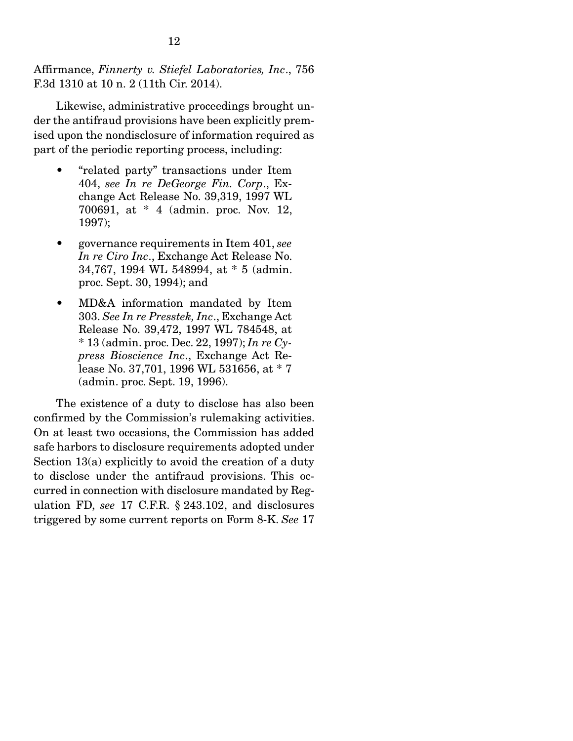Affirmance, *Finnerty v. Stiefel Laboratories, Inc*., 756 F.3d 1310 at 10 n. 2 (11th Cir. 2014).

Likewise, administrative proceedings brought under the antifraud provisions have been explicitly premised upon the nondisclosure of information required as part of the periodic reporting process, including:

- "related party" transactions under Item 404, *see In re DeGeorge Fin. Corp*., Exchange Act Release No. 39,319, 1997 WL 700691, at * 4 (admin. proc. Nov. 12, 1997);
- governance requirements in Item 401, *see In re Ciro Inc*., Exchange Act Release No. 34,767, 1994 WL 548994, at * 5 (admin. proc. Sept. 30, 1994); and
- MD&A information mandated by Item 303. *See In re Presstek, Inc*., Exchange Act Release No. 39,472, 1997 WL 784548, at * 13 (admin. proc. Dec. 22, 1997); *In re Cypress Bioscience Inc*., Exchange Act Release No. 37,701, 1996 WL 531656, at * 7 (admin. proc. Sept. 19, 1996).

The existence of a duty to disclose has also been confirmed by the Commission's rulemaking activities. On at least two occasions, the Commission has added safe harbors to disclosure requirements adopted under Section 13(a) explicitly to avoid the creation of a duty to disclose under the antifraud provisions. This occurred in connection with disclosure mandated by Regulation FD, *see* 17 C.F.R. § 243.102, and disclosures triggered by some current reports on Form 8-K. *See* 17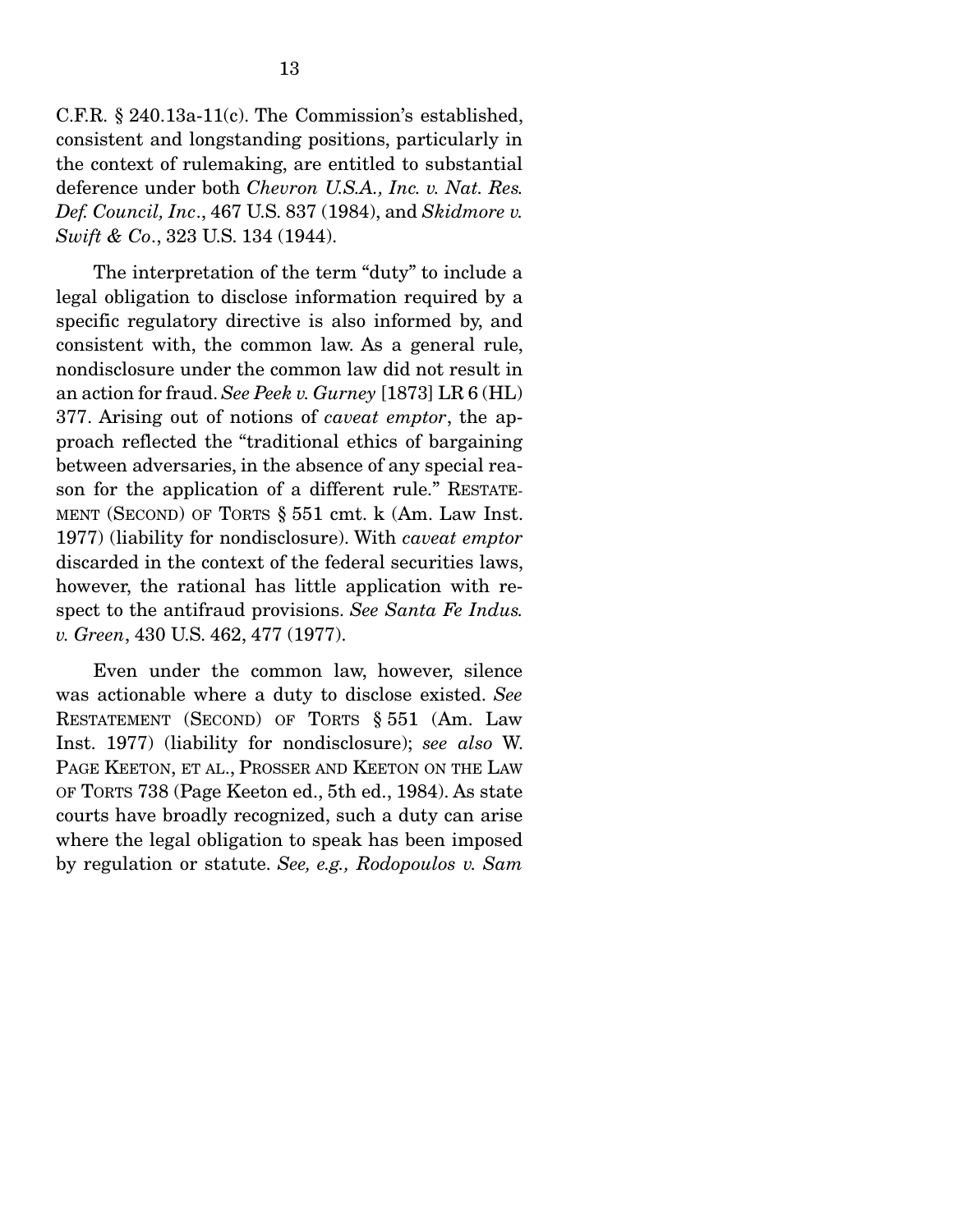C.F.R. § 240.13a-11(c). The Commission's established, consistent and longstanding positions, particularly in the context of rulemaking, are entitled to substantial deference under both *Chevron U.S.A., Inc. v. Nat. Res. Def. Council, Inc*., 467 U.S. 837 (1984), and *Skidmore v. Swift & Co*., 323 U.S. 134 (1944).

The interpretation of the term "duty" to include a legal obligation to disclose information required by a specific regulatory directive is also informed by, and consistent with, the common law. As a general rule, nondisclosure under the common law did not result in an action for fraud. *See Peek v. Gurney* [1873] LR 6 (HL) 377. Arising out of notions of *caveat emptor*, the approach reflected the "traditional ethics of bargaining between adversaries, in the absence of any special reason for the application of a different rule." RESTATEMENT (SECOND) OF TORTS § 551 cmt. k (Am. Law Inst. 1977) (liability for nondisclosure). With *caveat emptor* discarded in the context of the federal securities laws, however, the rational has little application with respect to the antifraud provisions. *See Santa Fe Indus. v. Green*, 430 U.S. 462, 477 (1977).

Even under the common law, however, silence was actionable where a duty to disclose existed. *See* RESTATEMENT (SECOND) OF TORTS § 551 (Am. Law Inst. 1977) (liability for nondisclosure); *see also* W. PAGE KEETON, ET AL., PROSSER AND KEETON ON THE LAW OF TORTS 738 (Page Keeton ed., 5th ed., 1984). As state courts have broadly recognized, such a duty can arise where the legal obligation to speak has been imposed by regulation or statute. *See, e.g., Rodopoulos v. Sam*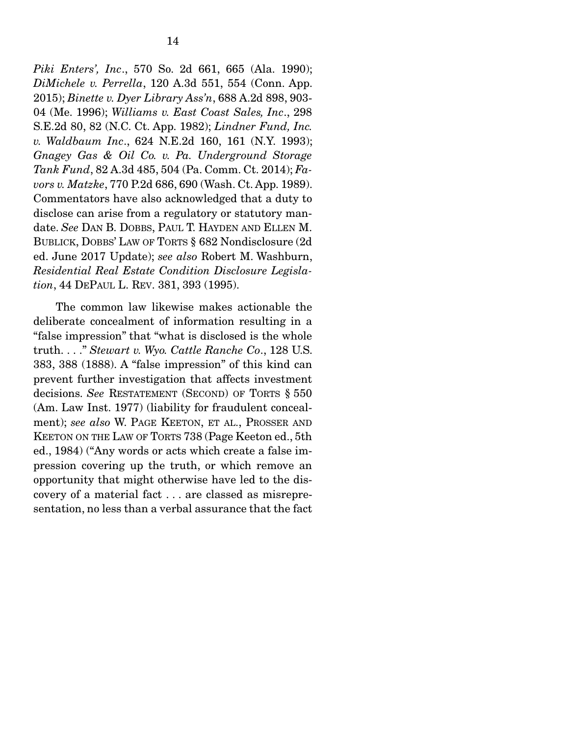*Piki Enters', Inc*., 570 So. 2d 661, 665 (Ala. 1990); *DiMichele v. Perrella*, 120 A.3d 551, 554 (Conn. App. 2015); *Binette v. Dyer Library Ass'n*, 688 A.2d 898, 903-04 (Me. 1996); *Williams v. East Coast Sales, Inc*., 298 S.E.2d 80, 82 (N.C. Ct. App. 1982); *Lindner Fund, Inc. v. Waldbaum Inc*., 624 N.E.2d 160, 161 (N.Y. 1993); *Gnagey Gas & Oil Co. v. Pa. Underground Storage Tank Fund*, 82 A.3d 485, 504 (Pa. Comm. Ct. 2014); *Favors v. Matzke*, 770 P.2d 686, 690 (Wash. Ct. App. 1989). Commentators have also acknowledged that a duty to disclose can arise from a regulatory or statutory mandate. *See* DAN B. DOBBS, PAUL T. HAYDEN AND ELLEN M. BUBLICK, DOBBS' LAW OF TORTS § 682 Nondisclosure (2d ed. June 2017 Update); *see also* Robert M. Washburn, *Residential Real Estate Condition Disclosure Legislation*, 44 DEPAUL L. REV. 381, 393 (1995).

The common law likewise makes actionable the deliberate concealment of information resulting in a "false impression" that "what is disclosed is the whole truth. . . ." *Stewart v. Wyo. Cattle Ranche Co*., 128 U.S. 383, 388 (1888). A "false impression" of this kind can prevent further investigation that affects investment decisions. *See* RESTATEMENT (SECOND) OF TORTS § 550 (Am. Law Inst. 1977) (liability for fraudulent concealment); *see also* W. PAGE KEETON, ET AL., PROSSER AND KEETON ON THE LAW OF TORTS 738 (Page Keeton ed., 5th ed., 1984) ("Any words or acts which create a false impression covering up the truth, or which remove an opportunity that might otherwise have led to the discovery of a material fact . . . are classed as misrepresentation, no less than a verbal assurance that the fact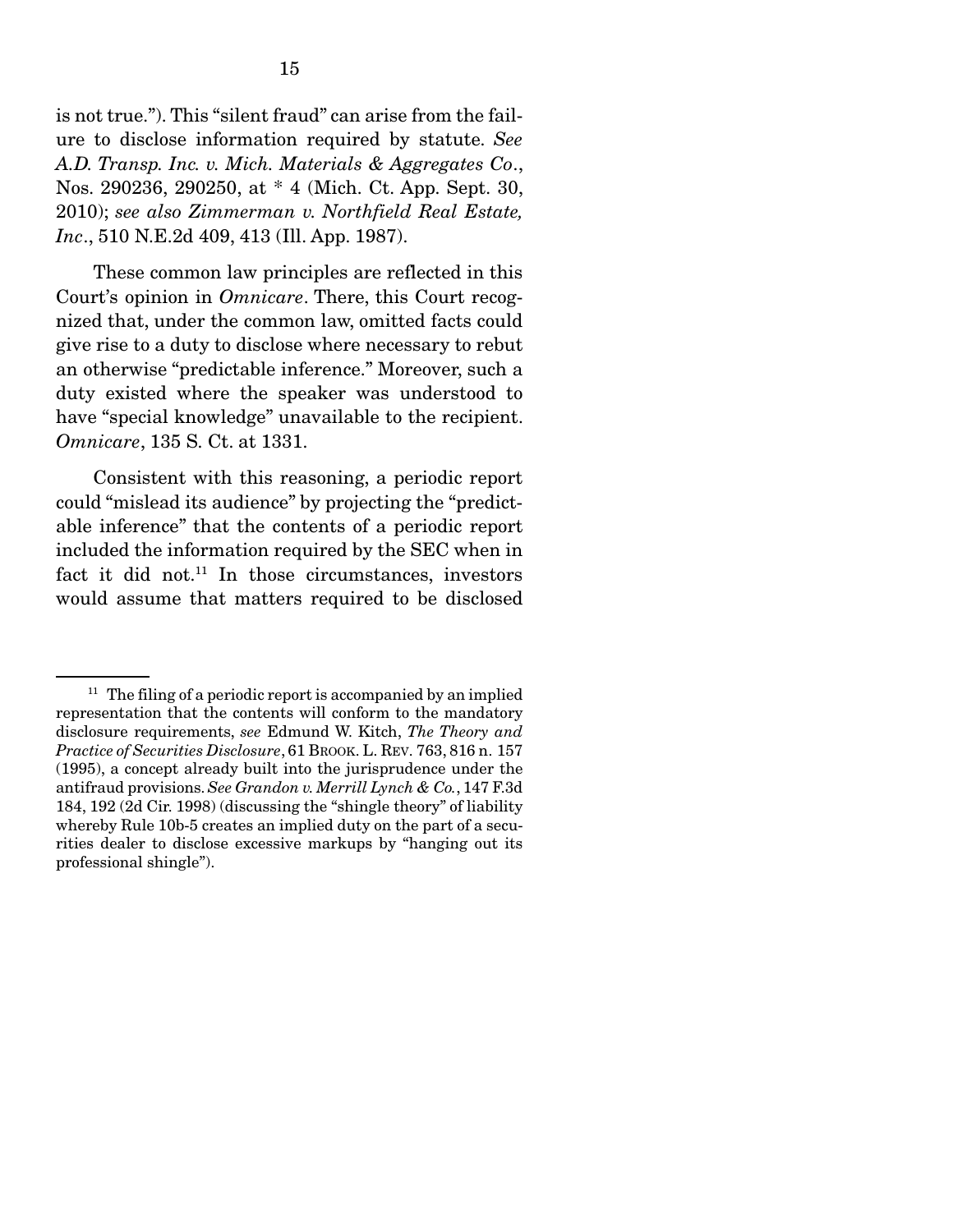is not true."). This "silent fraud" can arise from the failure to disclose information required by statute. *See A.D. Transp. Inc. v. Mich. Materials & Aggregates Co*., Nos. 290236, 290250, at * 4 (Mich. Ct. App. Sept. 30, 2010); *see also Zimmerman v. Northfield Real Estate, Inc*., 510 N.E.2d 409, 413 (Ill. App. 1987).

These common law principles are reflected in this Court's opinion in *Omnicare*. There, this Court recognized that, under the common law, omitted facts could give rise to a duty to disclose where necessary to rebut an otherwise "predictable inference." Moreover, such a duty existed where the speaker was understood to have "special knowledge" unavailable to the recipient. *Omnicare*, 135 S. Ct. at 1331.

Consistent with this reasoning, a periodic report could "mislead its audience" by projecting the "predictable inference" that the contents of a periodic report included the information required by the SEC when in fact it did not.[11] In those circumstances, investors would assume that matters required to be disclosed

[11] The filing of a periodic report is accompanied by an implied representation that the contents will conform to the mandatory disclosure requirements, *see* Edmund W. Kitch, *The Theory and Practice of Securities Disclosure*, 61 BROOK. L. REV. 763, 816 n. 157 (1995), a concept already built into the jurisprudence under the antifraud provisions. *See Grandon v. Merrill Lynch & Co.*, 147 F.3d 184, 192 (2d Cir. 1998) (discussing the "shingle theory" of liability whereby Rule 10b-5 creates an implied duty on the part of a securities dealer to disclose excessive markups by "hanging out its professional shingle").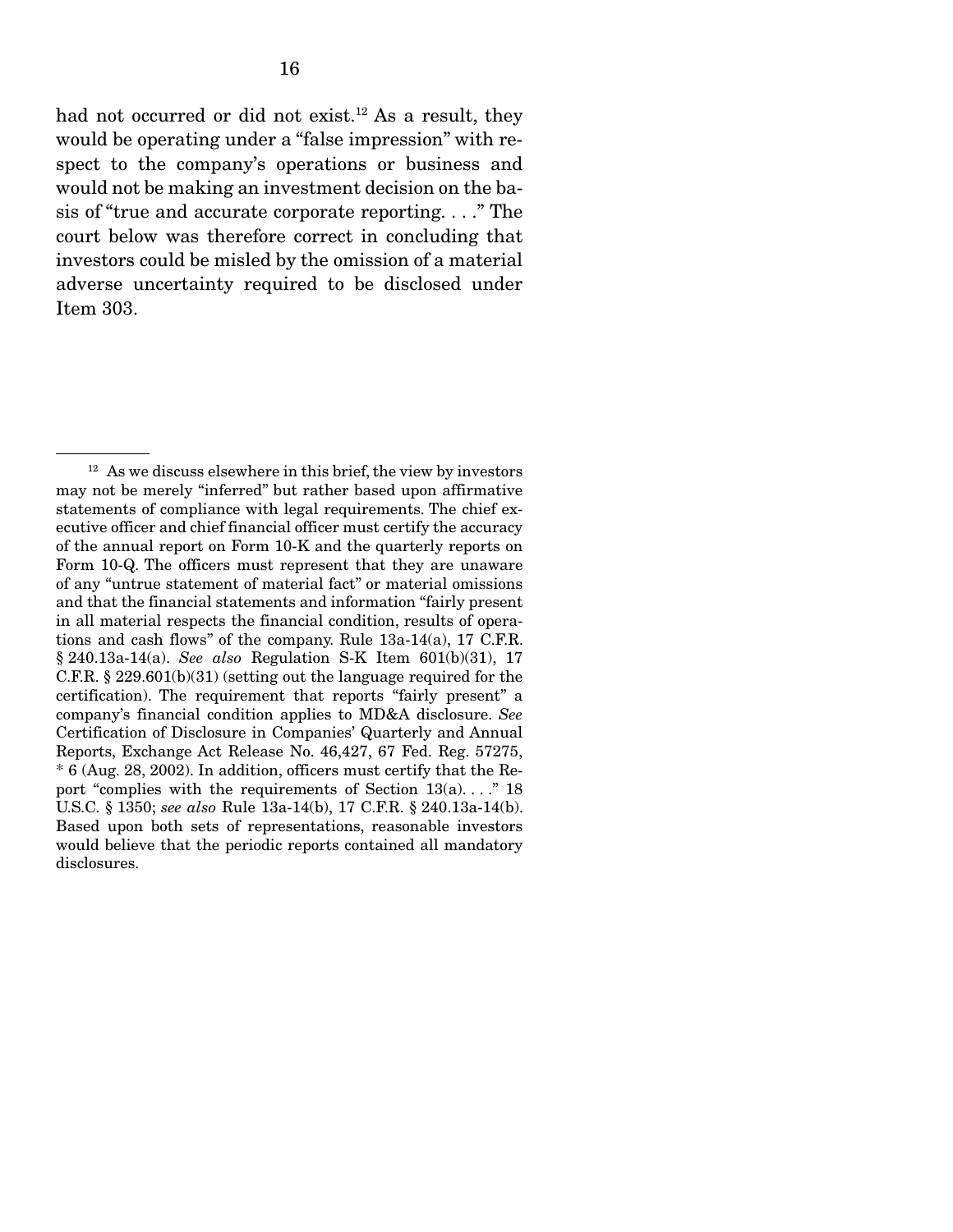had not occurred or did not exist.[12] As a result, they would be operating under a "false impression" with respect to the company's operations or business and would not be making an investment decision on the basis of "true and accurate corporate reporting. . . ." The court below was therefore correct in concluding that investors could be misled by the omission of a material adverse uncertainty required to be disclosed under Item 303.

---

[12] As we discuss elsewhere in this brief, the view by investors may not be merely "inferred" but rather based upon affirmative statements of compliance with legal requirements. The chief executive officer and chief financial officer must certify the accuracy of the annual report on Form 10-K and the quarterly reports on Form 10-Q. The officers must represent that they are unaware of any "untrue statement of material fact" or material omissions and that the financial statements and information "fairly present in all material respects the financial condition, results of operations and cash flows" of the company. Rule 13a-14(a), 17 C.F.R. § 240.13a-14(a). *See also* Regulation S-K Item 601(b)(31), 17 C.F.R. § 229.601(b)(31) (setting out the language required for the certification). The requirement that reports "fairly present" a company's financial condition applies to MD&A disclosure. *See* Certification of Disclosure in Companies' Quarterly and Annual Reports, Exchange Act Release No. 46,427, 67 Fed. Reg. 57275, * 6 (Aug. 28, 2002). In addition, officers must certify that the Report "complies with the requirements of Section 13(a). . . ." 18 U.S.C. § 1350; *see also* Rule 13a-14(b), 17 C.F.R. § 240.13a-14(b). Based upon both sets of representations, reasonable investors would believe that the periodic reports contained all mandatory disclosures.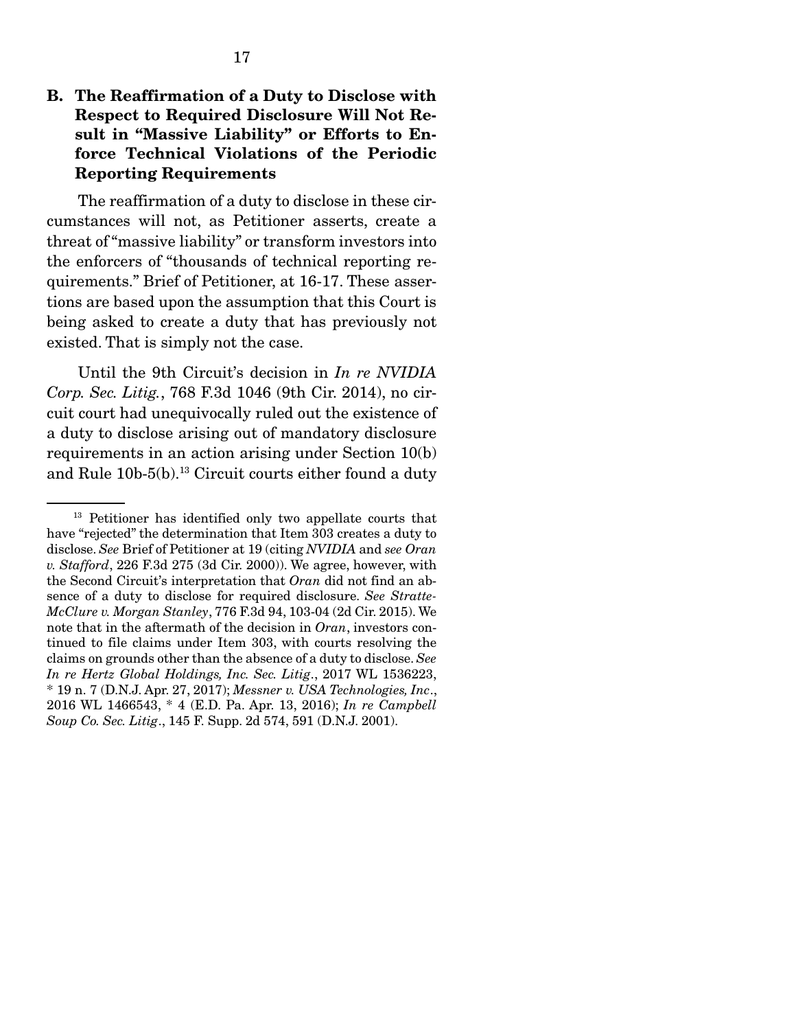### B. The Reaffirmation of a Duty to Disclose with Respect to Required Disclosure Will Not Result in "Massive Liability" or Efforts to Enforce Technical Violations of the Periodic Reporting Requirements

The reaffirmation of a duty to disclose in these circumstances will not, as Petitioner asserts, create a threat of "massive liability" or transform investors into the enforcers of "thousands of technical reporting requirements." Brief of Petitioner, at 16-17. These assertions are based upon the assumption that this Court is being asked to create a duty that has previously not existed. That is simply not the case.

Until the 9th Circuit's decision in *In re NVIDIA Corp. Sec. Litig.*, 768 F.3d 1046 (9th Cir. 2014), no circuit court had unequivocally ruled out the existence of a duty to disclose arising out of mandatory disclosure requirements in an action arising under Section 10(b) and Rule 10b-5(b).[13] Circuit courts either found a duty

---

[13] Petitioner has identified only two appellate courts that have "rejected" the determination that Item 303 creates a duty to disclose. *See* Brief of Petitioner at 19 (citing *NVIDIA* and *see Oran v. Stafford*, 226 F.3d 275 (3d Cir. 2000)). We agree, however, with the Second Circuit's interpretation that *Oran* did not find an absence of a duty to disclose for required disclosure. *See Stratte-McClure v. Morgan Stanley*, 776 F.3d 94, 103-04 (2d Cir. 2015). We note that in the aftermath of the decision in *Oran*, investors continued to file claims under Item 303, with courts resolving the claims on grounds other than the absence of a duty to disclose. *See In re Hertz Global Holdings, Inc. Sec. Litig.*, 2017 WL 1536223, * 19 n. 7 (D.N.J. Apr. 27, 2017); *Messner v. USA Technologies, Inc.*, 2016 WL 1466543, * 4 (E.D. Pa. Apr. 13, 2016); *In re Campbell Soup Co. Sec. Litig.*, 145 F. Supp. 2d 574, 591 (D.N.J. 2001).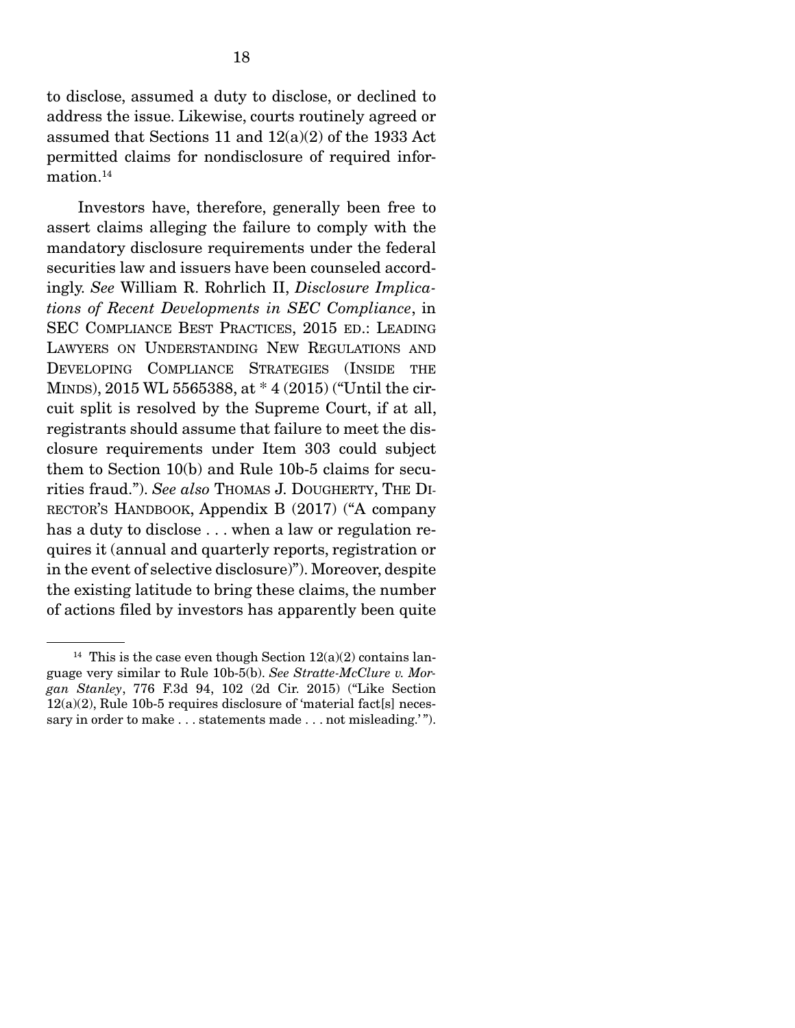to disclose, assumed a duty to disclose, or declined to address the issue. Likewise, courts routinely agreed or assumed that Sections 11 and 12(a)(2) of the 1933 Act permitted claims for nondisclosure of required information.[14]

Investors have, therefore, generally been free to assert claims alleging the failure to comply with the mandatory disclosure requirements under the federal securities law and issuers have been counseled accordingly. *See* William R. Rohrlich II, *Disclosure Implications of Recent Developments in SEC Compliance*, in SEC COMPLIANCE BEST PRACTICES, 2015 ED.: LEADING LAWYERS ON UNDERSTANDING NEW REGULATIONS AND DEVELOPING COMPLIANCE STRATEGIES (INSIDE THE MINDS), 2015 WL 5565388, at * 4 (2015) ("Until the circuit split is resolved by the Supreme Court, if at all, registrants should assume that failure to meet the disclosure requirements under Item 303 could subject them to Section 10(b) and Rule 10b-5 claims for securities fraud."). *See also* THOMAS J. DOUGHERTY, THE DIRECTOR'S HANDBOOK, Appendix B (2017) ("A company has a duty to disclose . . . when a law or regulation requires it (annual and quarterly reports, registration or in the event of selective disclosure)"). Moreover, despite the existing latitude to bring these claims, the number of actions filed by investors has apparently been quite

---

[14] This is the case even though Section 12(a)(2) contains language very similar to Rule 10b-5(b). *See Stratte-McClure v. Morgan Stanley*, 776 F.3d 94, 102 (2d Cir. 2015) ("Like Section 12(a)(2), Rule 10b-5 requires disclosure of 'material fact[s] necessary in order to make . . . statements made . . . not misleading.'").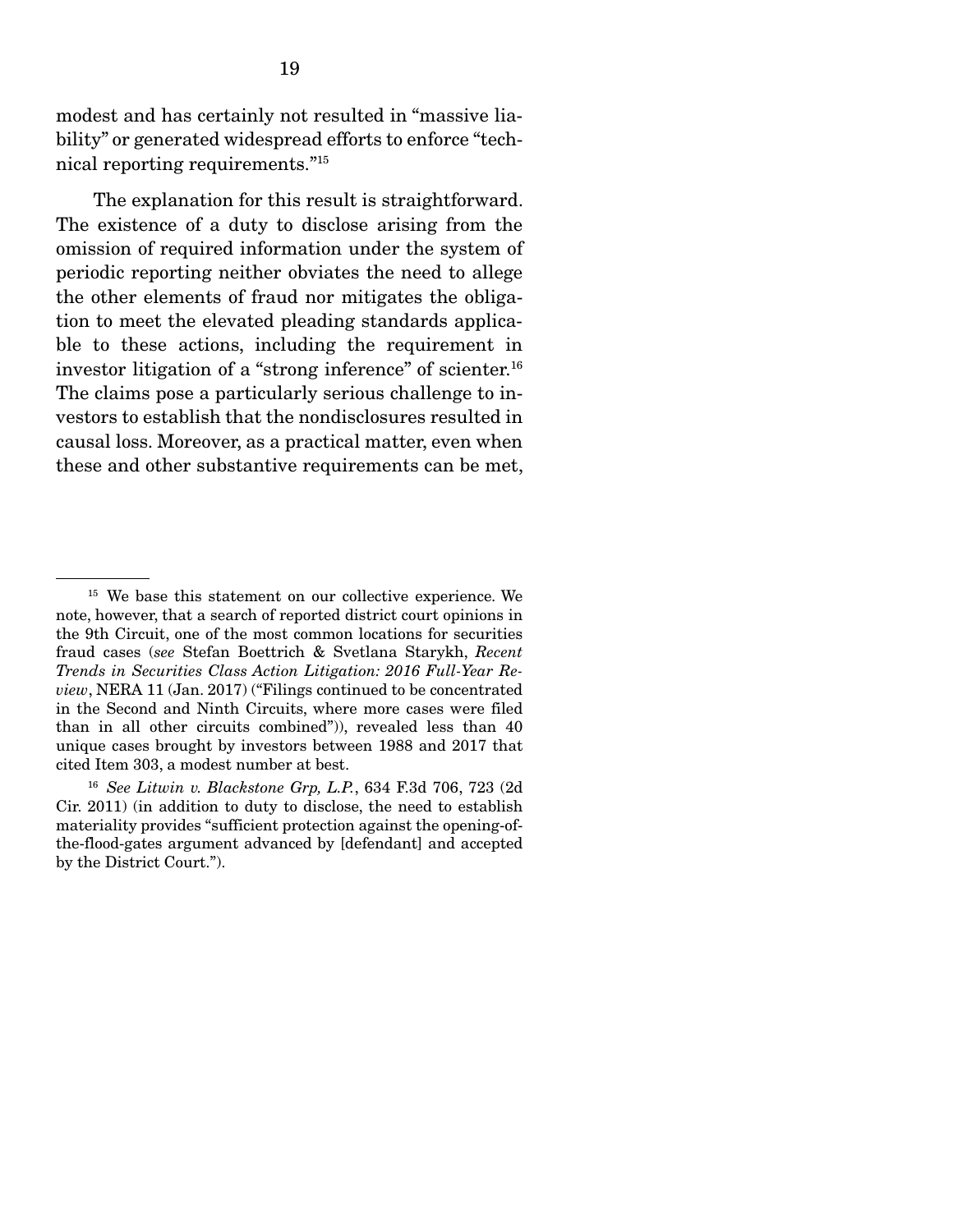modest and has certainly not resulted in "massive liability" or generated widespread efforts to enforce "technical reporting requirements."[15]

The explanation for this result is straightforward. The existence of a duty to disclose arising from the omission of required information under the system of periodic reporting neither obviates the need to allege the other elements of fraud nor mitigates the obligation to meet the elevated pleading standards applicable to these actions, including the requirement in investor litigation of a "strong inference" of scienter.[16] The claims pose a particularly serious challenge to investors to establish that the nondisclosures resulted in causal loss. Moreover, as a practical matter, even when these and other substantive requirements can be met,

---

[15] We base this statement on our collective experience. We note, however, that a search of reported district court opinions in the 9th Circuit, one of the most common locations for securities fraud cases (*see* Stefan Boettrich & Svetlana Starykh, *Recent Trends in Securities Class Action Litigation: 2016 Full-Year Review*, NERA 11 (Jan. 2017) ("Filings continued to be concentrated in the Second and Ninth Circuits, where more cases were filed than in all other circuits combined")), revealed less than 40 unique cases brought by investors between 1988 and 2017 that cited Item 303, a modest number at best.

[16] *See Litwin v. Blackstone Grp, L.P.*, 634 F.3d 706, 723 (2d Cir. 2011) (in addition to duty to disclose, the need to establish materiality provides "sufficient protection against the opening-of-the-flood-gates argument advanced by [defendant] and accepted by the District Court.").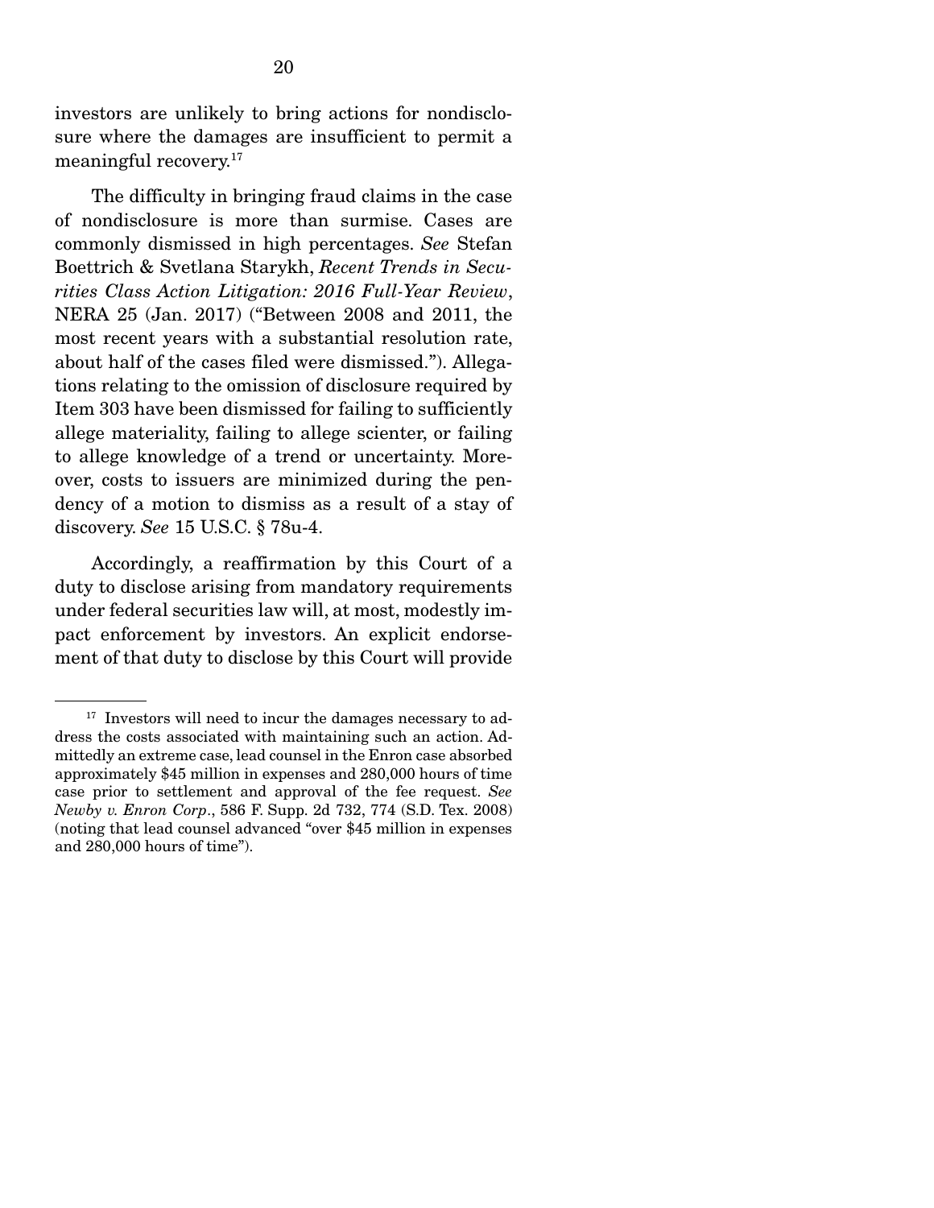investors are unlikely to bring actions for nondisclosure where the damages are insufficient to permit a meaningful recovery.[17]

The difficulty in bringing fraud claims in the case of nondisclosure is more than surmise. Cases are commonly dismissed in high percentages. *See* Stefan Boettrich & Svetlana Starykh, *Recent Trends in Securities Class Action Litigation: 2016 Full-Year Review*, NERA 25 (Jan. 2017) ("Between 2008 and 2011, the most recent years with a substantial resolution rate, about half of the cases filed were dismissed."). Allegations relating to the omission of disclosure required by Item 303 have been dismissed for failing to sufficiently allege materiality, failing to allege scienter, or failing to allege knowledge of a trend or uncertainty. Moreover, costs to issuers are minimized during the pendency of a motion to dismiss as a result of a stay of discovery. *See* 15 U.S.C. § 78u-4.

Accordingly, a reaffirmation by this Court of a duty to disclose arising from mandatory requirements under federal securities law will, at most, modestly impact enforcement by investors. An explicit endorsement of that duty to disclose by this Court will provide

---

[17] Investors will need to incur the damages necessary to address the costs associated with maintaining such an action. Admittedly an extreme case, lead counsel in the Enron case absorbed approximately $45 million in expenses and 280,000 hours of time case prior to settlement and approval of the fee request. *See Newby v. Enron Corp*., 586 F. Supp. 2d 732, 774 (S.D. Tex. 2008) (noting that lead counsel advanced "over $45 million in expenses and 280,000 hours of time").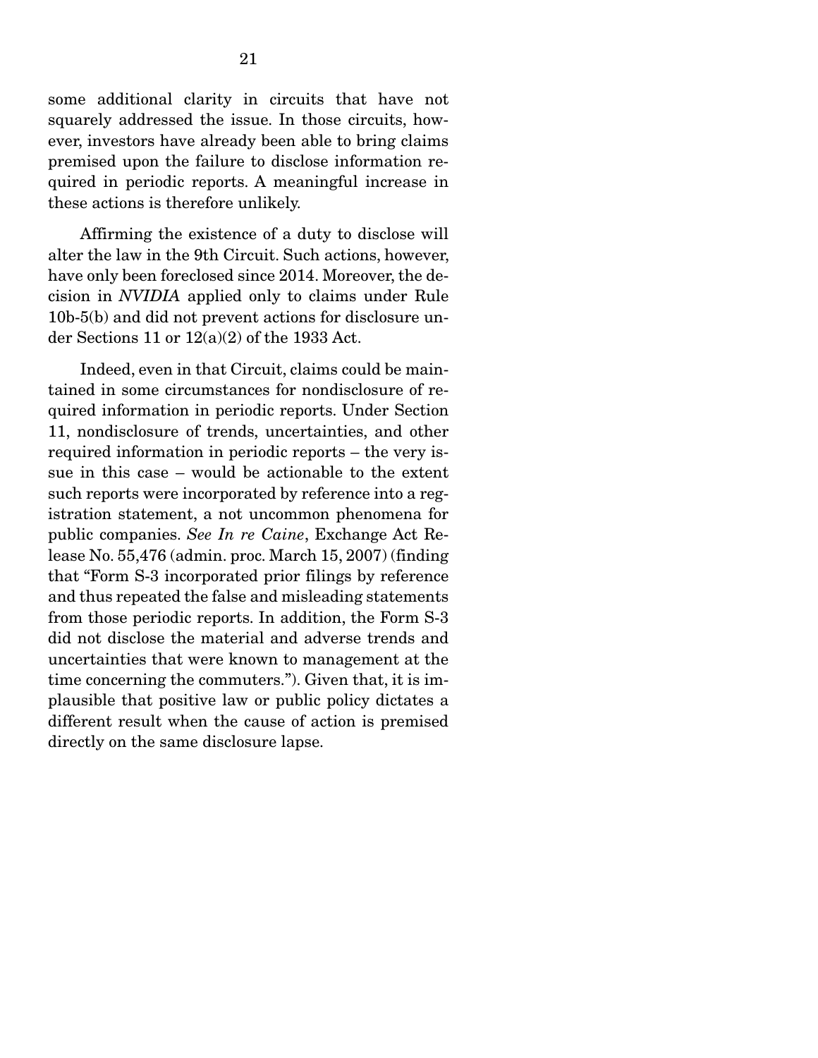some additional clarity in circuits that have not squarely addressed the issue. In those circuits, however, investors have already been able to bring claims premised upon the failure to disclose information required in periodic reports. A meaningful increase in these actions is therefore unlikely.

Affirming the existence of a duty to disclose will alter the law in the 9th Circuit. Such actions, however, have only been foreclosed since 2014. Moreover, the decision in *NVIDIA* applied only to claims under Rule 10b-5(b) and did not prevent actions for disclosure under Sections 11 or 12(a)(2) of the 1933 Act.

Indeed, even in that Circuit, claims could be maintained in some circumstances for nondisclosure of required information in periodic reports. Under Section 11, nondisclosure of trends, uncertainties, and other required information in periodic reports – the very issue in this case – would be actionable to the extent such reports were incorporated by reference into a registration statement, a not uncommon phenomena for public companies. *See In re Caine*, Exchange Act Release No. 55,476 (admin. proc. March 15, 2007) (finding that "Form S-3 incorporated prior filings by reference and thus repeated the false and misleading statements from those periodic reports. In addition, the Form S-3 did not disclose the material and adverse trends and uncertainties that were known to management at the time concerning the commuters."). Given that, it is implausible that positive law or public policy dictates a different result when the cause of action is premised directly on the same disclosure lapse.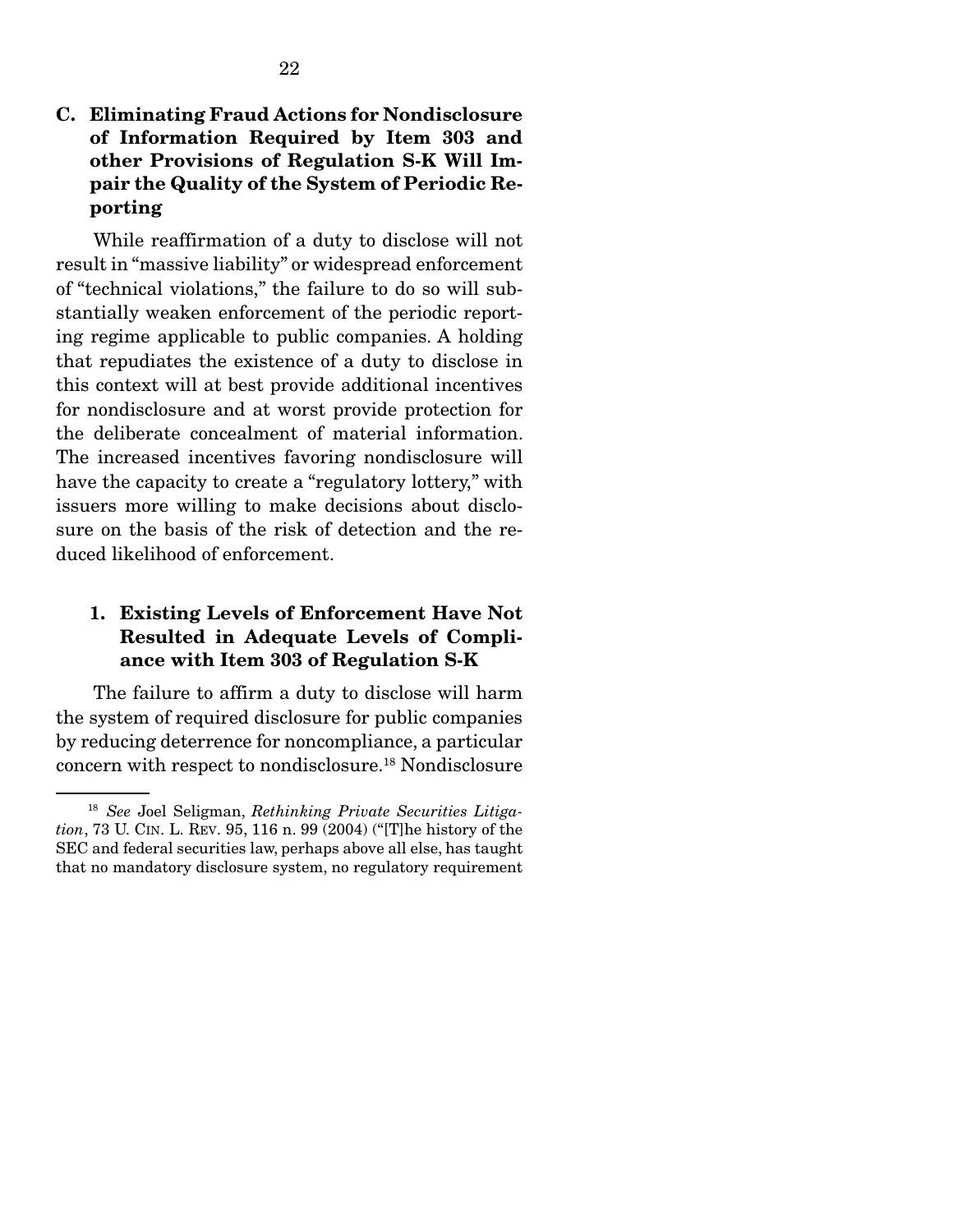### C. Eliminating Fraud Actions for Nondisclosure of Information Required by Item 303 and other Provisions of Regulation S-K Will Impair the Quality of the System of Periodic Reporting

While reaffirmation of a duty to disclose will not result in "massive liability" or widespread enforcement of "technical violations," the failure to do so will substantially weaken enforcement of the periodic reporting regime applicable to public companies. A holding that repudiates the existence of a duty to disclose in this context will at best provide additional incentives for nondisclosure and at worst provide protection for the deliberate concealment of material information. The increased incentives favoring nondisclosure will have the capacity to create a "regulatory lottery," with issuers more willing to make decisions about disclosure on the basis of the risk of detection and the reduced likelihood of enforcement.

#### 1. Existing Levels of Enforcement Have Not Resulted in Adequate Levels of Compliance with Item 303 of Regulation S-K

The failure to affirm a duty to disclose will harm the system of required disclosure for public companies by reducing deterrence for noncompliance, a particular concern with respect to nondisclosure.[18] Nondisclosure

---

[18] *See* Joel Seligman, *Rethinking Private Securities Litigation*, 73 U. CIN. L. REV. 95, 116 n. 99 (2004) ("[T]he history of the SEC and federal securities law, perhaps above all else, has taught that no mandatory disclosure system, no regulatory requirement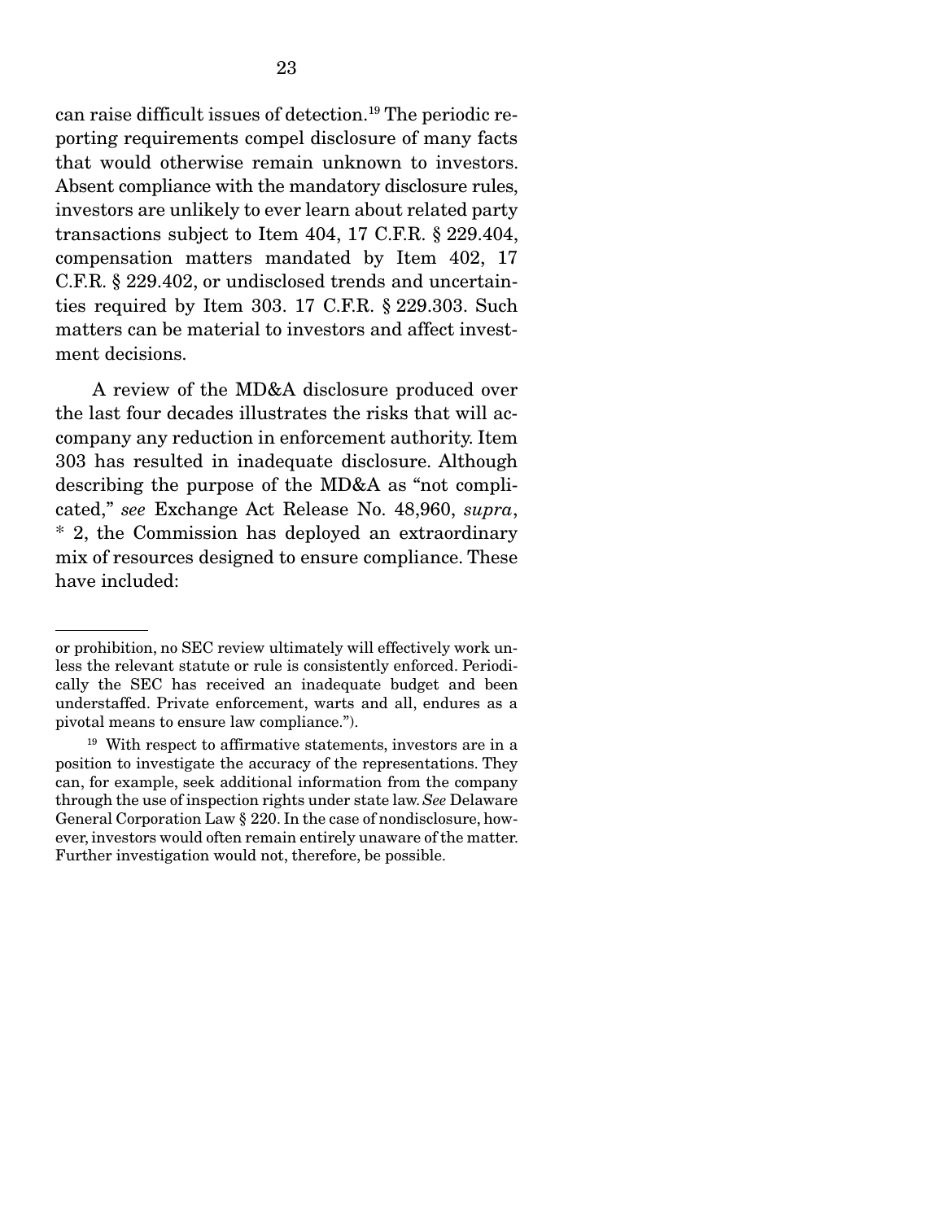can raise difficult issues of detection.[19] The periodic reporting requirements compel disclosure of many facts that would otherwise remain unknown to investors. Absent compliance with the mandatory disclosure rules, investors are unlikely to ever learn about related party transactions subject to Item 404, 17 C.F.R. § 229.404, compensation matters mandated by Item 402, 17 C.F.R. § 229.402, or undisclosed trends and uncertainties required by Item 303. 17 C.F.R. § 229.303. Such matters can be material to investors and affect investment decisions.

A review of the MD&A disclosure produced over the last four decades illustrates the risks that will accompany any reduction in enforcement authority. Item 303 has resulted in inadequate disclosure. Although describing the purpose of the MD&A as "not complicated," *see* Exchange Act Release No. 48,960, *supra*, * 2, the Commission has deployed an extraordinary mix of resources designed to ensure compliance. These have included:

---

or prohibition, no SEC review ultimately will effectively work unless the relevant statute or rule is consistently enforced. Periodically the SEC has received an inadequate budget and been understaffed. Private enforcement, warts and all, endures as a pivotal means to ensure law compliance.").

[19] With respect to affirmative statements, investors are in a position to investigate the accuracy of the representations. They can, for example, seek additional information from the company through the use of inspection rights under state law. *See* Delaware General Corporation Law § 220. In the case of nondisclosure, however, investors would often remain entirely unaware of the matter. Further investigation would not, therefore, be possible.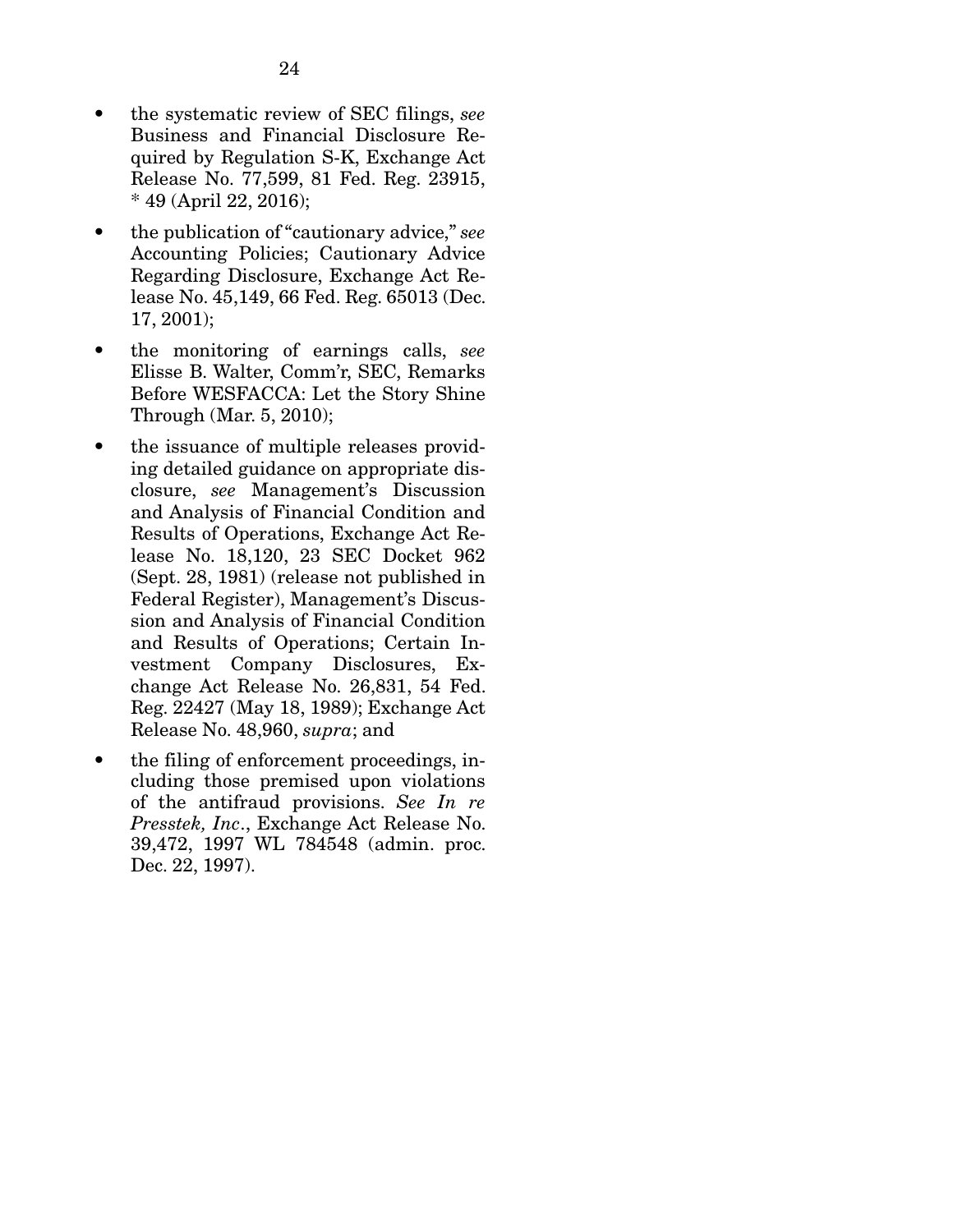- the systematic review of SEC filings, *see* Business and Financial Disclosure Required by Regulation S-K, Exchange Act Release No. 77,599, 81 Fed. Reg. 23915, * 49 (April 22, 2016);

- the publication of "cautionary advice," *see* Accounting Policies; Cautionary Advice Regarding Disclosure, Exchange Act Release No. 45,149, 66 Fed. Reg. 65013 (Dec. 17, 2001);

- the monitoring of earnings calls, *see* Elisse B. Walter, Comm'r, SEC, Remarks Before WESFACCA: Let the Story Shine Through (Mar. 5, 2010);

- the issuance of multiple releases providing detailed guidance on appropriate disclosure, *see* Management's Discussion and Analysis of Financial Condition and Results of Operations, Exchange Act Release No. 18,120, 23 SEC Docket 962 (Sept. 28, 1981) (release not published in Federal Register), Management's Discussion and Analysis of Financial Condition and Results of Operations; Certain Investment Company Disclosures, Exchange Act Release No. 26,831, 54 Fed. Reg. 22427 (May 18, 1989); Exchange Act Release No. 48,960, *supra*; and

- the filing of enforcement proceedings, including those premised upon violations of the antifraud provisions. *See In re Presstek, Inc*., Exchange Act Release No. 39,472, 1997 WL 784548 (admin. proc. Dec. 22, 1997).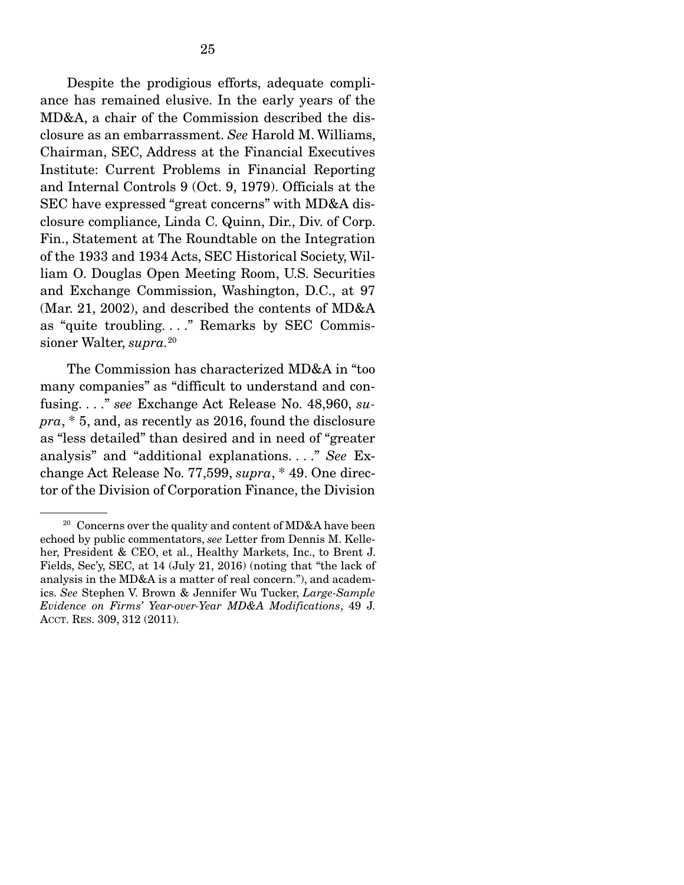Despite the prodigious efforts, adequate compliance has remained elusive. In the early years of the MD&A, a chair of the Commission described the disclosure as an embarrassment. *See* Harold M. Williams, Chairman, SEC, Address at the Financial Executives Institute: Current Problems in Financial Reporting and Internal Controls 9 (Oct. 9, 1979). Officials at the SEC have expressed "great concerns" with MD&A disclosure compliance, Linda C. Quinn, Dir., Div. of Corp. Fin., Statement at The Roundtable on the Integration of the 1933 and 1934 Acts, SEC Historical Society, William O. Douglas Open Meeting Room, U.S. Securities and Exchange Commission, Washington, D.C., at 97 (Mar. 21, 2002), and described the contents of MD&A as "quite troubling. . . ." Remarks by SEC Commissioner Walter, *supra*.[20]

The Commission has characterized MD&A in "too many companies" as "difficult to understand and confusing. . . ." *see* Exchange Act Release No. 48,960, *supra*, * 5, and, as recently as 2016, found the disclosure as "less detailed" than desired and in need of "greater analysis" and "additional explanations. . . ." *See* Exchange Act Release No. 77,599, *supra*, * 49. One director of the Division of Corporation Finance, the Division

---

[20] Concerns over the quality and content of MD&A have been echoed by public commentators, *see* Letter from Dennis M. Kelleher, President & CEO, et al., Healthy Markets, Inc., to Brent J. Fields, Sec'y, SEC, at 14 (July 21, 2016) (noting that "the lack of analysis in the MD&A is a matter of real concern."), and academics. *See* Stephen V. Brown & Jennifer Wu Tucker, *Large-Sample Evidence on Firms' Year-over-Year MD&A Modifications*, 49 J. ACCT. RES. 309, 312 (2011).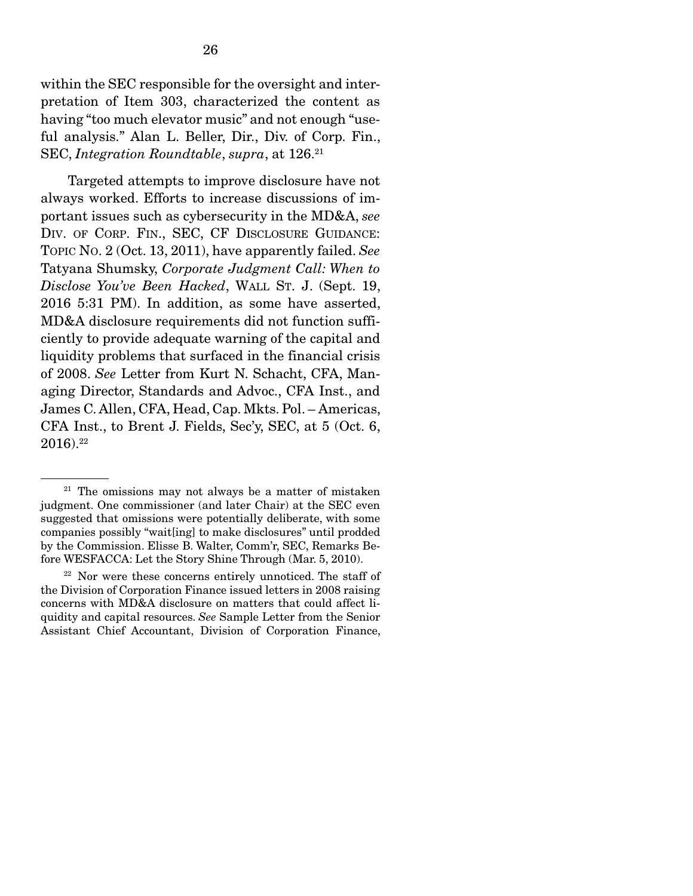within the SEC responsible for the oversight and interpretation of Item 303, characterized the content as having "too much elevator music" and not enough "useful analysis." Alan L. Beller, Dir., Div. of Corp. Fin., SEC, *Integration Roundtable*, *supra*, at 126.[21]

Targeted attempts to improve disclosure have not always worked. Efforts to increase discussions of important issues such as cybersecurity in the MD&A, *see* DIV. OF CORP. FIN., SEC, CF DISCLOSURE GUIDANCE: TOPIC NO. 2 (Oct. 13, 2011), have apparently failed. *See* Tatyana Shumsky, *Corporate Judgment Call: When to Disclose You've Been Hacked*, WALL ST. J. (Sept. 19, 2016 5:31 PM). In addition, as some have asserted, MD&A disclosure requirements did not function sufficiently to provide adequate warning of the capital and liquidity problems that surfaced in the financial crisis of 2008. *See* Letter from Kurt N. Schacht, CFA, Managing Director, Standards and Advoc., CFA Inst., and James C. Allen, CFA, Head, Cap. Mkts. Pol. – Americas, CFA Inst., to Brent J. Fields, Sec'y, SEC, at 5 (Oct. 6, 2016).[22]

---

[21] The omissions may not always be a matter of mistaken judgment. One commissioner (and later Chair) at the SEC even suggested that omissions were potentially deliberate, with some companies possibly "wait[ing] to make disclosures" until prodded by the Commission. Elisse B. Walter, Comm'r, SEC, Remarks Before WESFACCA: Let the Story Shine Through (Mar. 5, 2010).

[22] Nor were these concerns entirely unnoticed. The staff of the Division of Corporation Finance issued letters in 2008 raising concerns with MD&A disclosure on matters that could affect liquidity and capital resources. *See* Sample Letter from the Senior Assistant Chief Accountant, Division of Corporation Finance,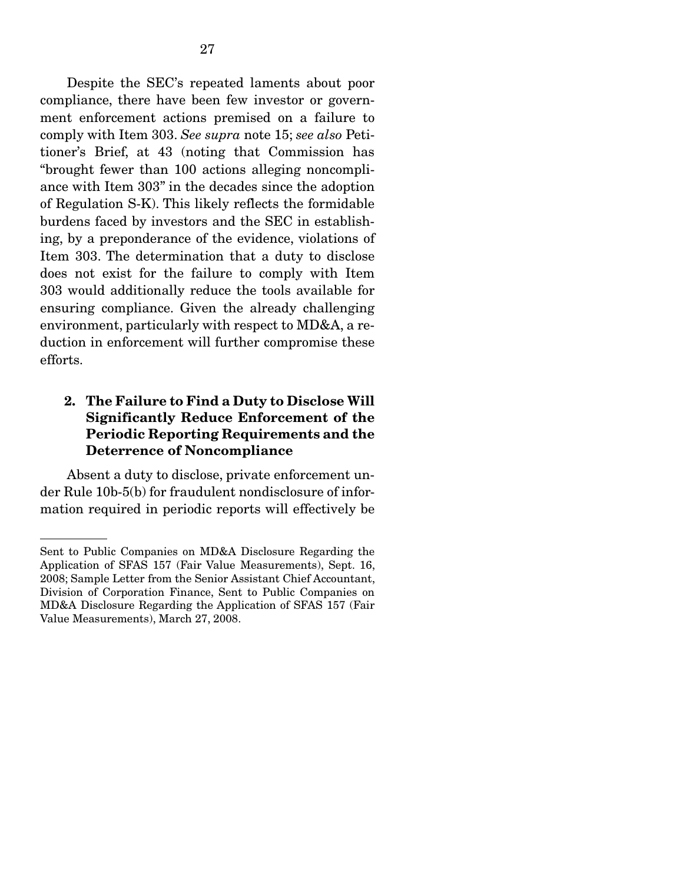Despite the SEC's repeated laments about poor compliance, there have been few investor or government enforcement actions premised on a failure to comply with Item 303. *See supra* note 15; *see also* Petitioner's Brief, at 43 (noting that Commission has "brought fewer than 100 actions alleging noncompliance with Item 303" in the decades since the adoption of Regulation S-K). This likely reflects the formidable burdens faced by investors and the SEC in establishing, by a preponderance of the evidence, violations of Item 303. The determination that a duty to disclose does not exist for the failure to comply with Item 303 would additionally reduce the tools available for ensuring compliance. Given the already challenging environment, particularly with respect to MD&A, a reduction in enforcement will further compromise these efforts.

### 2. The Failure to Find a Duty to Disclose Will Significantly Reduce Enforcement of the Periodic Reporting Requirements and the Deterrence of Noncompliance

Absent a duty to disclose, private enforcement under Rule 10b-5(b) for fraudulent nondisclosure of information required in periodic reports will effectively be

---

Sent to Public Companies on MD&A Disclosure Regarding the Application of SFAS 157 (Fair Value Measurements), Sept. 16, 2008; Sample Letter from the Senior Assistant Chief Accountant, Division of Corporation Finance, Sent to Public Companies on MD&A Disclosure Regarding the Application of SFAS 157 (Fair Value Measurements), March 27, 2008.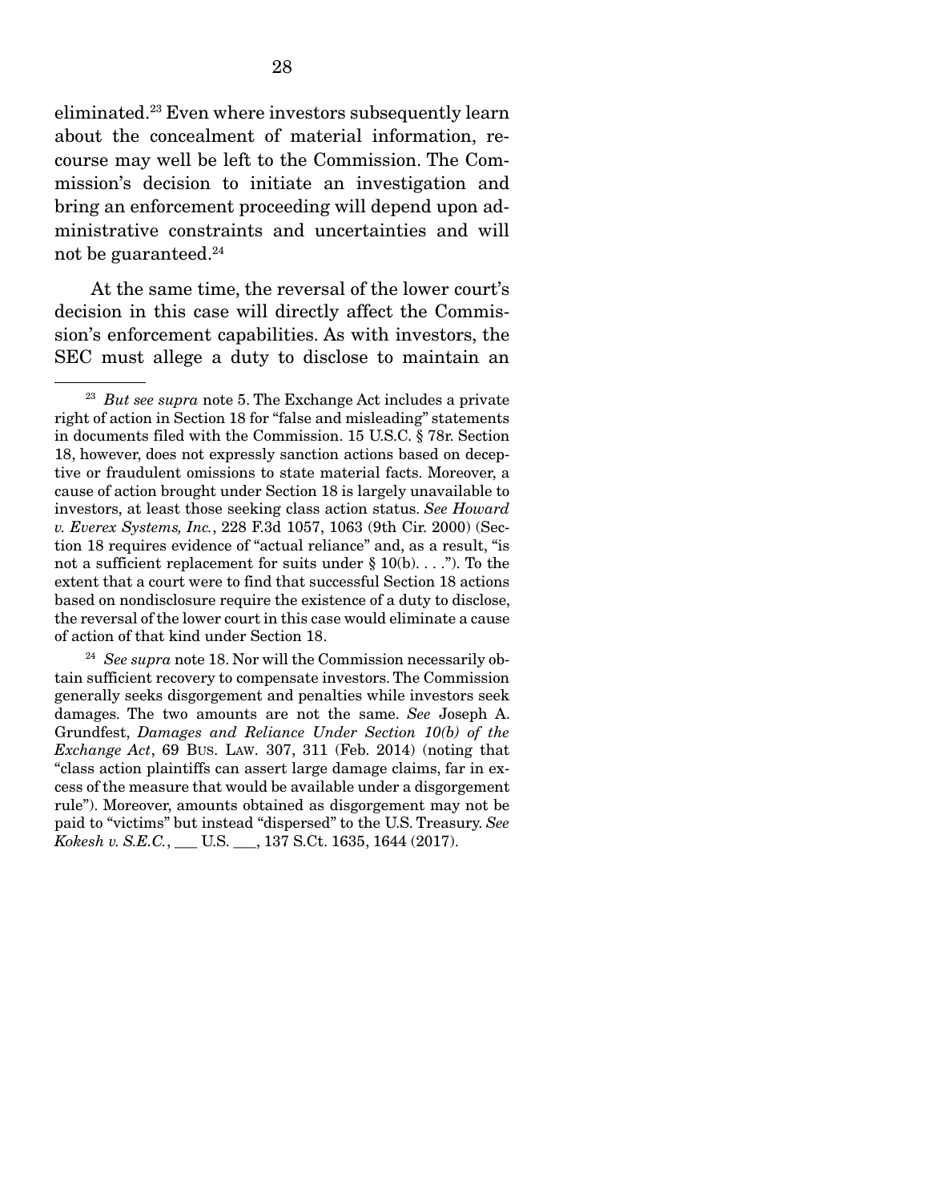eliminated.[23] Even where investors subsequently learn about the concealment of material information, recourse may well be left to the Commission. The Commission's decision to initiate an investigation and bring an enforcement proceeding will depend upon administrative constraints and uncertainties and will not be guaranteed.[24]

At the same time, the reversal of the lower court's decision in this case will directly affect the Commission's enforcement capabilities. As with investors, the SEC must allege a duty to disclose to maintain an

---

[23] *But see supra* note 5. The Exchange Act includes a private right of action in Section 18 for "false and misleading" statements in documents filed with the Commission. 15 U.S.C. § 78r. Section 18, however, does not expressly sanction actions based on deceptive or fraudulent omissions to state material facts. Moreover, a cause of action brought under Section 18 is largely unavailable to investors, at least those seeking class action status. *See Howard v. Everex Systems, Inc.*, 228 F.3d 1057, 1063 (9th Cir. 2000) (Section 18 requires evidence of "actual reliance" and, as a result, "is not a sufficient replacement for suits under § 10(b). . . ."). To the extent that a court were to find that successful Section 18 actions based on nondisclosure require the existence of a duty to disclose, the reversal of the lower court in this case would eliminate a cause of action of that kind under Section 18.

[24] *See supra* note 18. Nor will the Commission necessarily obtain sufficient recovery to compensate investors. The Commission generally seeks disgorgement and penalties while investors seek damages. The two amounts are not the same. *See* Joseph A. Grundfest, *Damages and Reliance Under Section 10(b) of the Exchange Act*, 69 BUS. LAW. 307, 311 (Feb. 2014) (noting that "class action plaintiffs can assert large damage claims, far in excess of the measure that would be available under a disgorgement rule"). Moreover, amounts obtained as disgorgement may not be paid to "victims" but instead "dispersed" to the U.S. Treasury. *See Kokesh v. S.E.C.*, ___ U.S. ___, 137 S.Ct. 1635, 1644 (2017).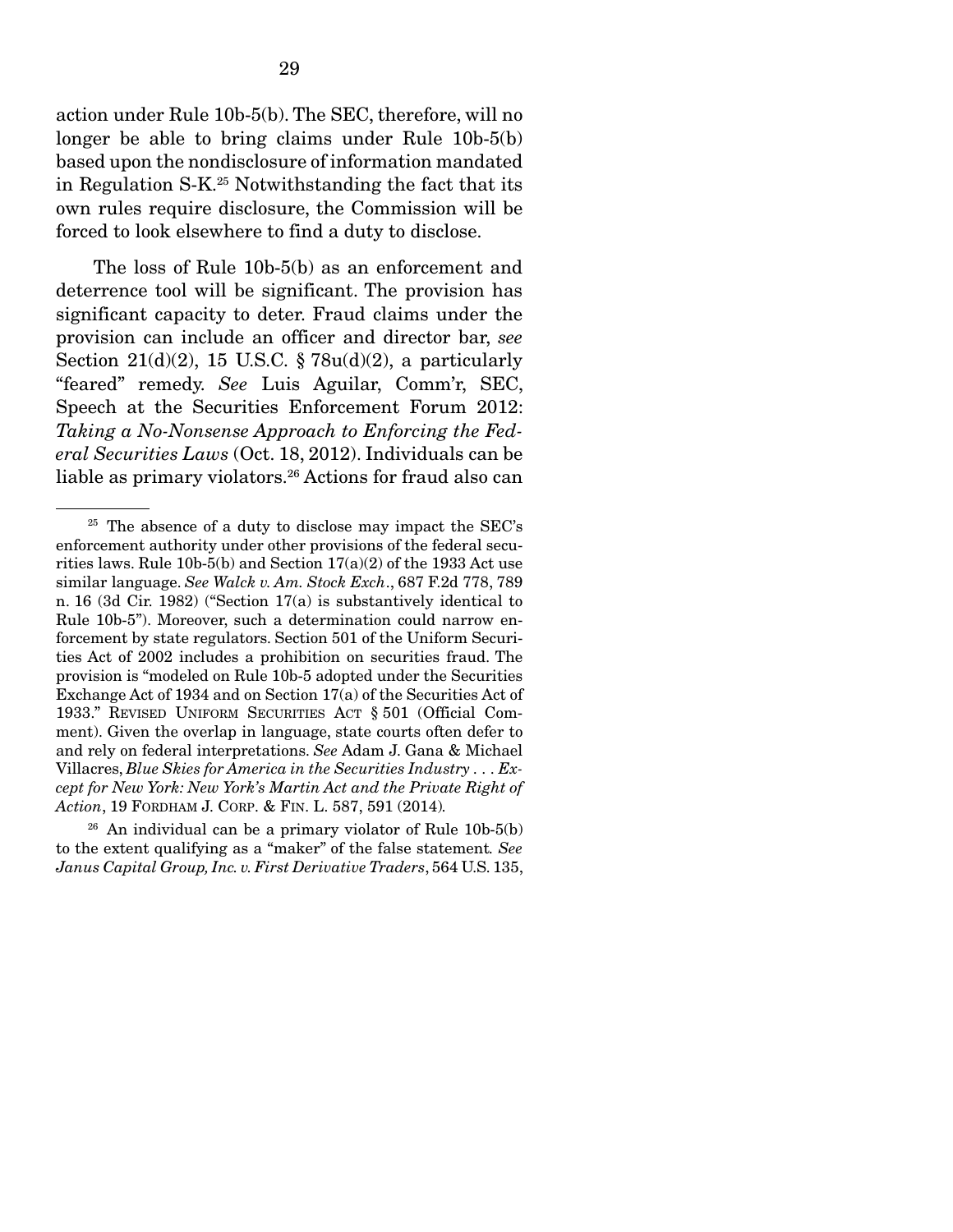action under Rule 10b-5(b). The SEC, therefore, will no longer be able to bring claims under Rule 10b-5(b) based upon the nondisclosure of information mandated in Regulation S-K.[25] Notwithstanding the fact that its own rules require disclosure, the Commission will be forced to look elsewhere to find a duty to disclose.

The loss of Rule 10b-5(b) as an enforcement and deterrence tool will be significant. The provision has significant capacity to deter. Fraud claims under the provision can include an officer and director bar, *see* Section 21(d)(2), 15 U.S.C. § 78u(d)(2), a particularly "feared" remedy. *See* Luis Aguilar, Comm'r, SEC, Speech at the Securities Enforcement Forum 2012: *Taking a No-Nonsense Approach to Enforcing the Federal Securities Laws* (Oct. 18, 2012). Individuals can be liable as primary violators.[26] Actions for fraud also can

---

[25] The absence of a duty to disclose may impact the SEC's enforcement authority under other provisions of the federal securities laws. Rule 10b-5(b) and Section 17(a)(2) of the 1933 Act use similar language. *See Walck v. Am. Stock Exch*., 687 F.2d 778, 789 n. 16 (3d Cir. 1982) ("Section 17(a) is substantively identical to Rule 10b-5"). Moreover, such a determination could narrow enforcement by state regulators. Section 501 of the Uniform Securities Act of 2002 includes a prohibition on securities fraud. The provision is "modeled on Rule 10b-5 adopted under the Securities Exchange Act of 1934 and on Section 17(a) of the Securities Act of 1933." REVISED UNIFORM SECURITIES ACT § 501 (Official Comment). Given the overlap in language, state courts often defer to and rely on federal interpretations. *See* Adam J. Gana & Michael Villacres, *Blue Skies for America in the Securities Industry . . . Except for New York: New York's Martin Act and the Private Right of Action*, 19 FORDHAM J. CORP. & FIN. L. 587, 591 (2014).

[26] An individual can be a primary violator of Rule 10b-5(b) to the extent qualifying as a "maker" of the false statement. *See Janus Capital Group, Inc. v. First Derivative Traders*, 564 U.S. 135,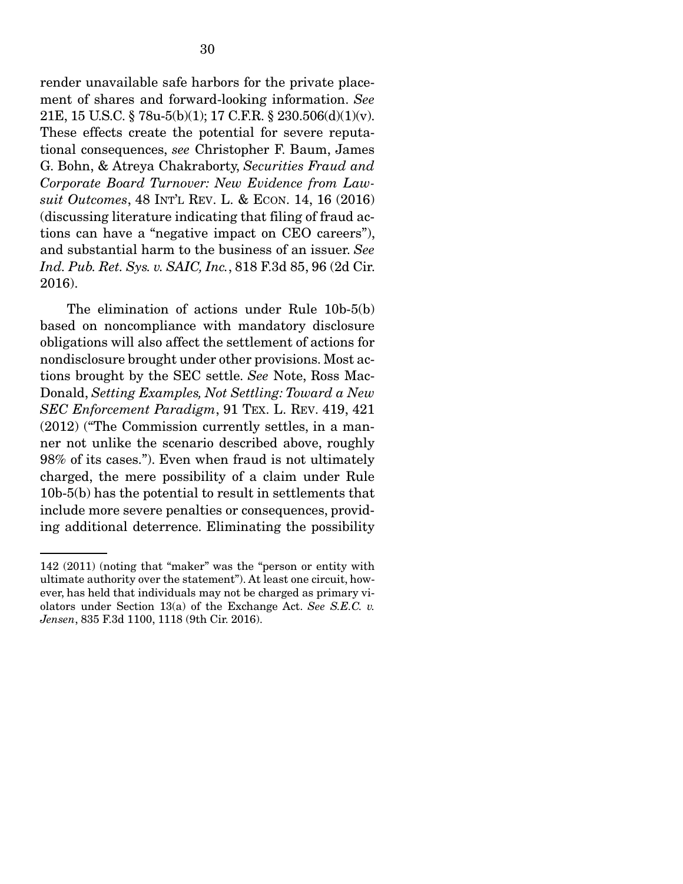render unavailable safe harbors for the private placement of shares and forward-looking information. *See* 21E, 15 U.S.C. § 78u-5(b)(1); 17 C.F.R. § 230.506(d)(1)(v). These effects create the potential for severe reputational consequences, *see* Christopher F. Baum, James G. Bohn, & Atreya Chakraborty, *Securities Fraud and Corporate Board Turnover: New Evidence from Lawsuit Outcomes*, 48 INT'L REV. L. & ECON. 14, 16 (2016) (discussing literature indicating that filing of fraud actions can have a "negative impact on CEO careers"), and substantial harm to the business of an issuer. *See Ind. Pub. Ret. Sys. v. SAIC, Inc.*, 818 F.3d 85, 96 (2d Cir. 2016).

The elimination of actions under Rule 10b-5(b) based on noncompliance with mandatory disclosure obligations will also affect the settlement of actions for nondisclosure brought under other provisions. Most actions brought by the SEC settle. *See* Note, Ross MacDonald, *Setting Examples, Not Settling: Toward a New SEC Enforcement Paradigm*, 91 TEX. L. REV. 419, 421 (2012) ("The Commission currently settles, in a manner not unlike the scenario described above, roughly 98% of its cases."). Even when fraud is not ultimately charged, the mere possibility of a claim under Rule 10b-5(b) has the potential to result in settlements that include more severe penalties or consequences, providing additional deterrence. Eliminating the possibility

---

142 (2011) (noting that "maker" was the "person or entity with ultimate authority over the statement"). At least one circuit, however, has held that individuals may not be charged as primary violators under Section 13(a) of the Exchange Act. *See S.E.C. v. Jensen*, 835 F.3d 1100, 1118 (9th Cir. 2016).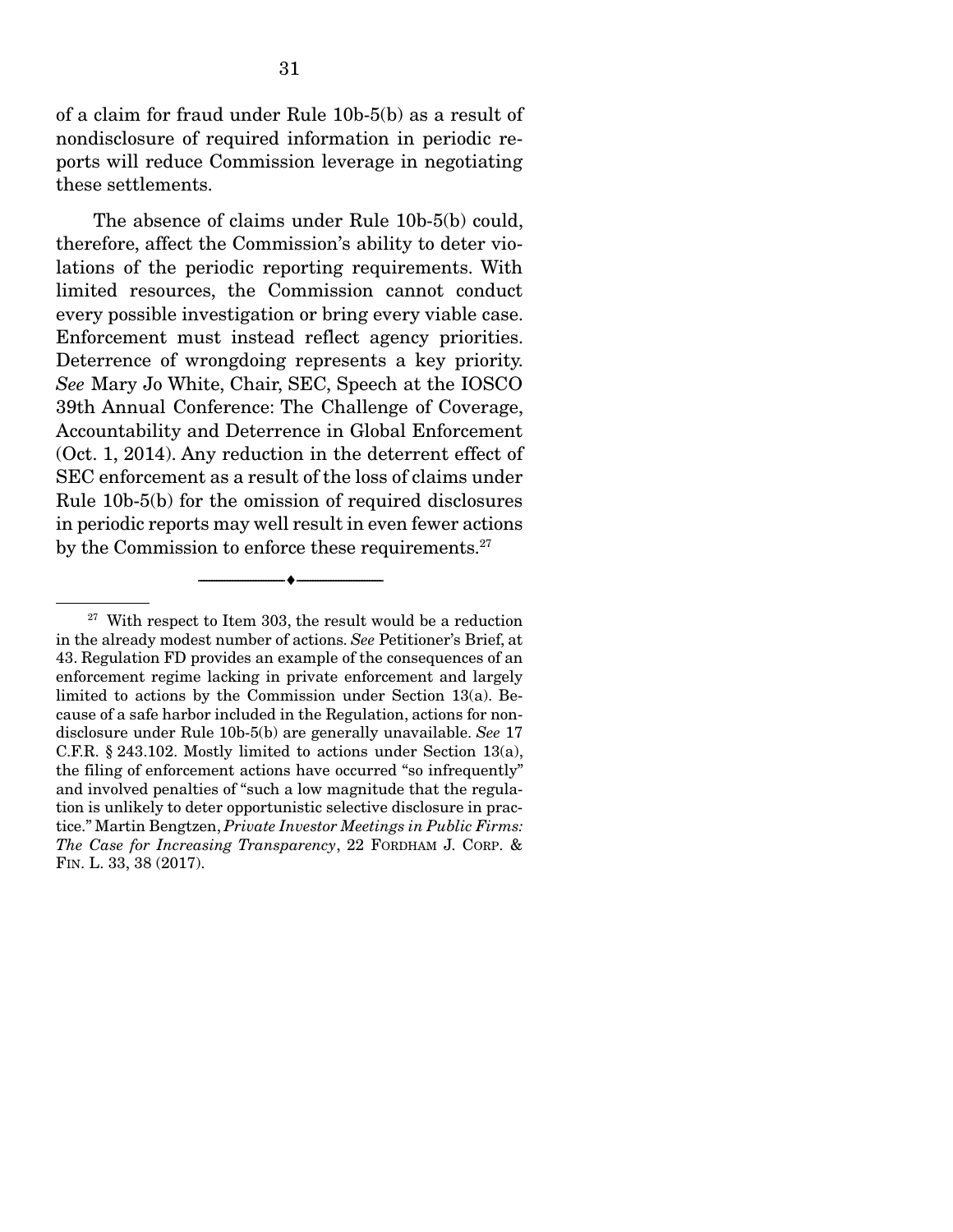of a claim for fraud under Rule 10b-5(b) as a result of nondisclosure of required information in periodic reports will reduce Commission leverage in negotiating these settlements.

The absence of claims under Rule 10b-5(b) could, therefore, affect the Commission's ability to deter violations of the periodic reporting requirements. With limited resources, the Commission cannot conduct every possible investigation or bring every viable case. Enforcement must instead reflect agency priorities. Deterrence of wrongdoing represents a key priority. *See* Mary Jo White, Chair, SEC, Speech at the IOSCO 39th Annual Conference: The Challenge of Coverage, Accountability and Deterrence in Global Enforcement (Oct. 1, 2014). Any reduction in the deterrent effect of SEC enforcement as a result of the loss of claims under Rule 10b-5(b) for the omission of required disclosures in periodic reports may well result in even fewer actions by the Commission to enforce these requirements.[27]

---

[27] With respect to Item 303, the result would be a reduction in the already modest number of actions. *See* Petitioner's Brief, at 43. Regulation FD provides an example of the consequences of an enforcement regime lacking in private enforcement and largely limited to actions by the Commission under Section 13(a). Because of a safe harbor included in the Regulation, actions for nondisclosure under Rule 10b-5(b) are generally unavailable. *See* 17 C.F.R. § 243.102. Mostly limited to actions under Section 13(a), the filing of enforcement actions have occurred "so infrequently" and involved penalties of "such a low magnitude that the regulation is unlikely to deter opportunistic selective disclosure in practice." Martin Bengtzen, *Private Investor Meetings in Public Firms: The Case for Increasing Transparency*, 22 FORDHAM J. CORP. & FIN. L. 33, 38 (2017).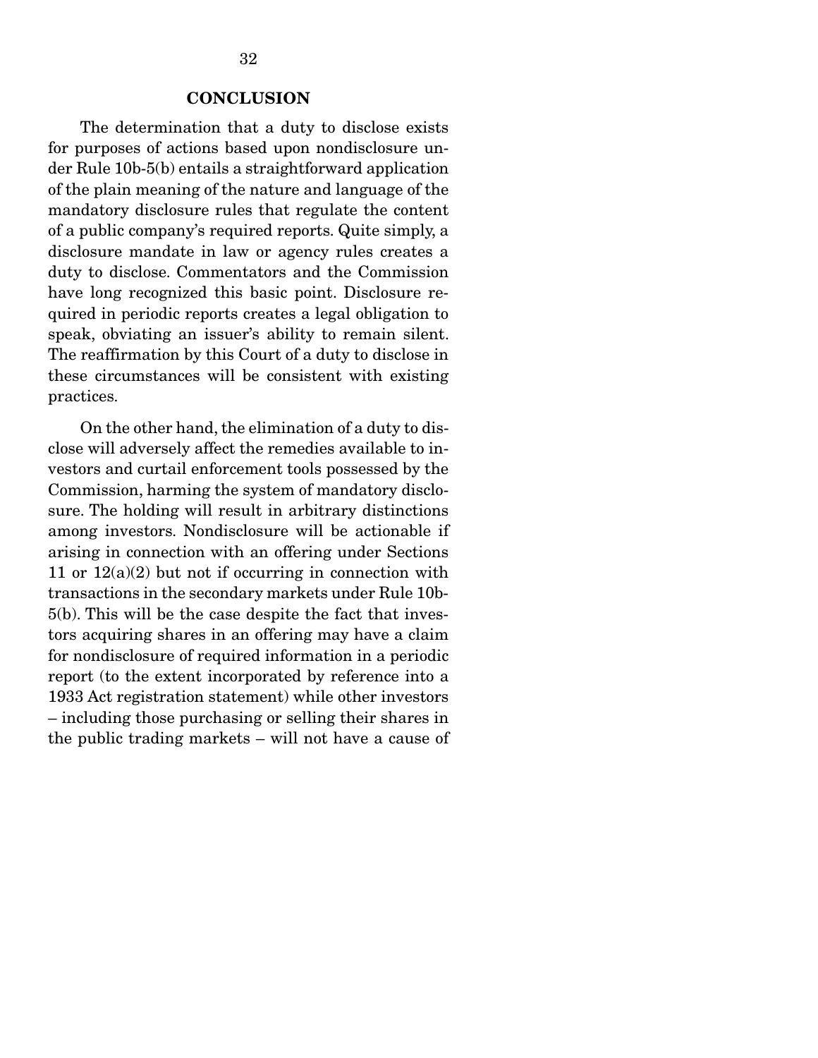## CONCLUSION

The determination that a duty to disclose exists for purposes of actions based upon nondisclosure under Rule 10b-5(b) entails a straightforward application of the plain meaning of the nature and language of the mandatory disclosure rules that regulate the content of a public company's required reports. Quite simply, a disclosure mandate in law or agency rules creates a duty to disclose. Commentators and the Commission have long recognized this basic point. Disclosure required in periodic reports creates a legal obligation to speak, obviating an issuer's ability to remain silent. The reaffirmation by this Court of a duty to disclose in these circumstances will be consistent with existing practices.

On the other hand, the elimination of a duty to disclose will adversely affect the remedies available to investors and curtail enforcement tools possessed by the Commission, harming the system of mandatory disclosure. The holding will result in arbitrary distinctions among investors. Nondisclosure will be actionable if arising in connection with an offering under Sections 11 or 12(a)(2) but not if occurring in connection with transactions in the secondary markets under Rule 10b-5(b). This will be the case despite the fact that investors acquiring shares in an offering may have a claim for nondisclosure of required information in a periodic report (to the extent incorporated by reference into a 1933 Act registration statement) while other investors – including those purchasing or selling their shares in the public trading markets – will not have a cause of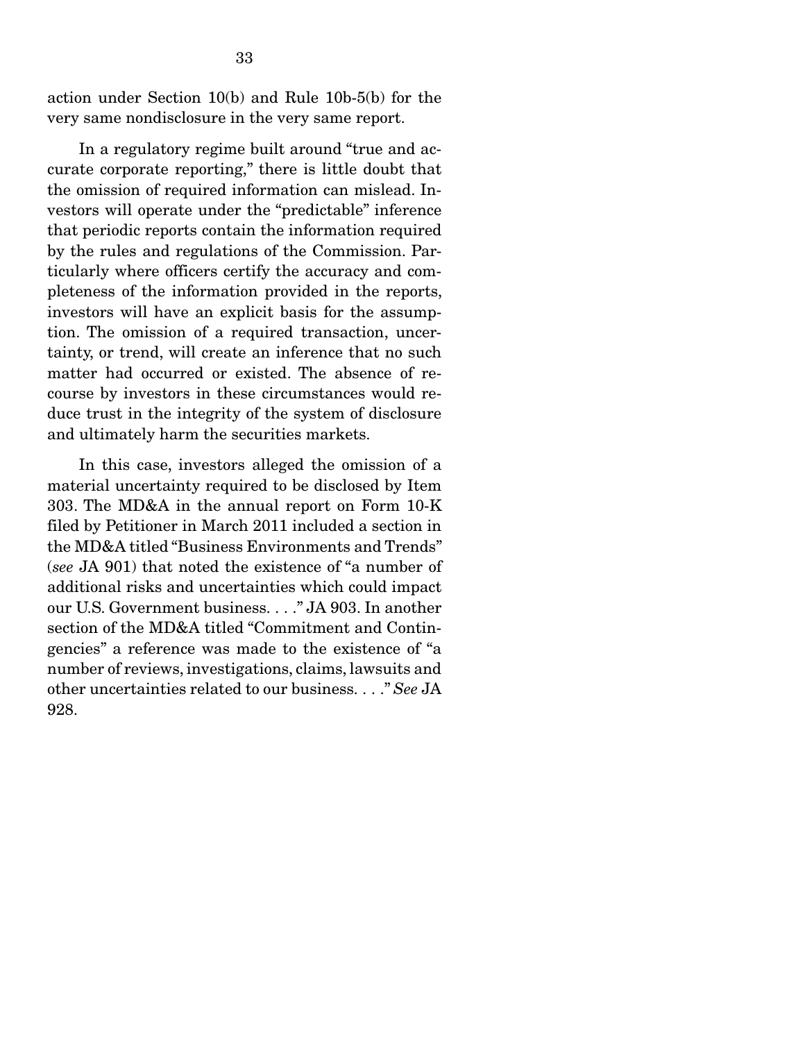action under Section 10(b) and Rule 10b-5(b) for the very same nondisclosure in the very same report.

In a regulatory regime built around "true and accurate corporate reporting," there is little doubt that the omission of required information can mislead. Investors will operate under the "predictable" inference that periodic reports contain the information required by the rules and regulations of the Commission. Particularly where officers certify the accuracy and completeness of the information provided in the reports, investors will have an explicit basis for the assumption. The omission of a required transaction, uncertainty, or trend, will create an inference that no such matter had occurred or existed. The absence of recourse by investors in these circumstances would reduce trust in the integrity of the system of disclosure and ultimately harm the securities markets.

In this case, investors alleged the omission of a material uncertainty required to be disclosed by Item 303. The MD&A in the annual report on Form 10-K filed by Petitioner in March 2011 included a section in the MD&A titled "Business Environments and Trends" (*see* JA 901) that noted the existence of "a number of additional risks and uncertainties which could impact our U.S. Government business. . . ." JA 903. In another section of the MD&A titled "Commitment and Contingencies" a reference was made to the existence of "a number of reviews, investigations, claims, lawsuits and other uncertainties related to our business. . . ." *See* JA 928.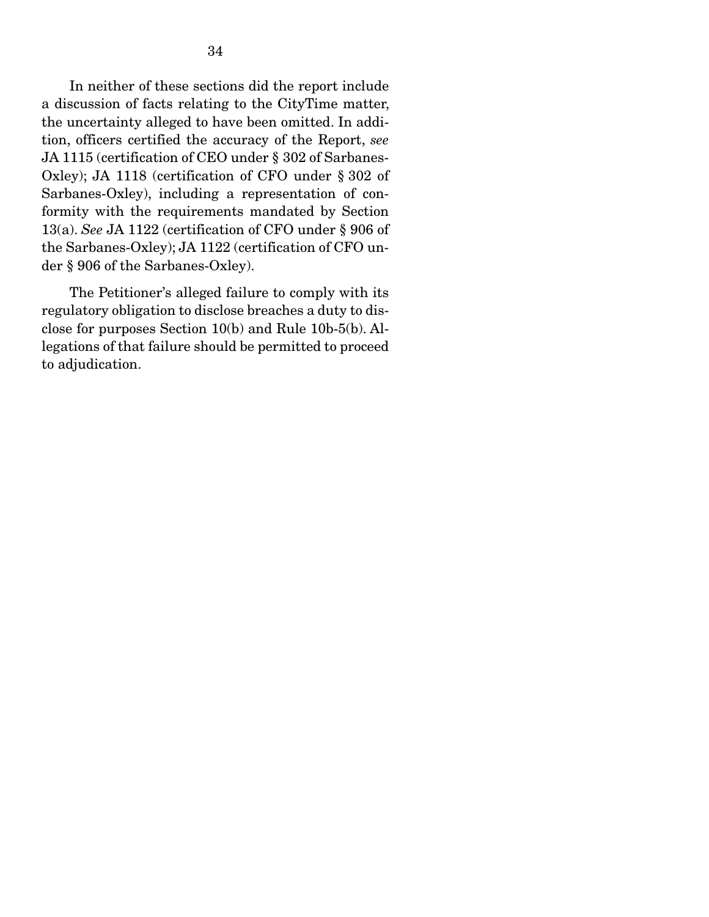In neither of these sections did the report include a discussion of facts relating to the CityTime matter, the uncertainty alleged to have been omitted. In addition, officers certified the accuracy of the Report, *see* JA 1115 (certification of CEO under § 302 of Sarbanes-Oxley); JA 1118 (certification of CFO under § 302 of Sarbanes-Oxley), including a representation of conformity with the requirements mandated by Section 13(a). *See* JA 1122 (certification of CFO under § 906 of the Sarbanes-Oxley); JA 1122 (certification of CFO under § 906 of the Sarbanes-Oxley).

The Petitioner's alleged failure to comply with its regulatory obligation to disclose breaches a duty to disclose for purposes Section 10(b) and Rule 10b-5(b). Allegations of that failure should be permitted to proceed to adjudication.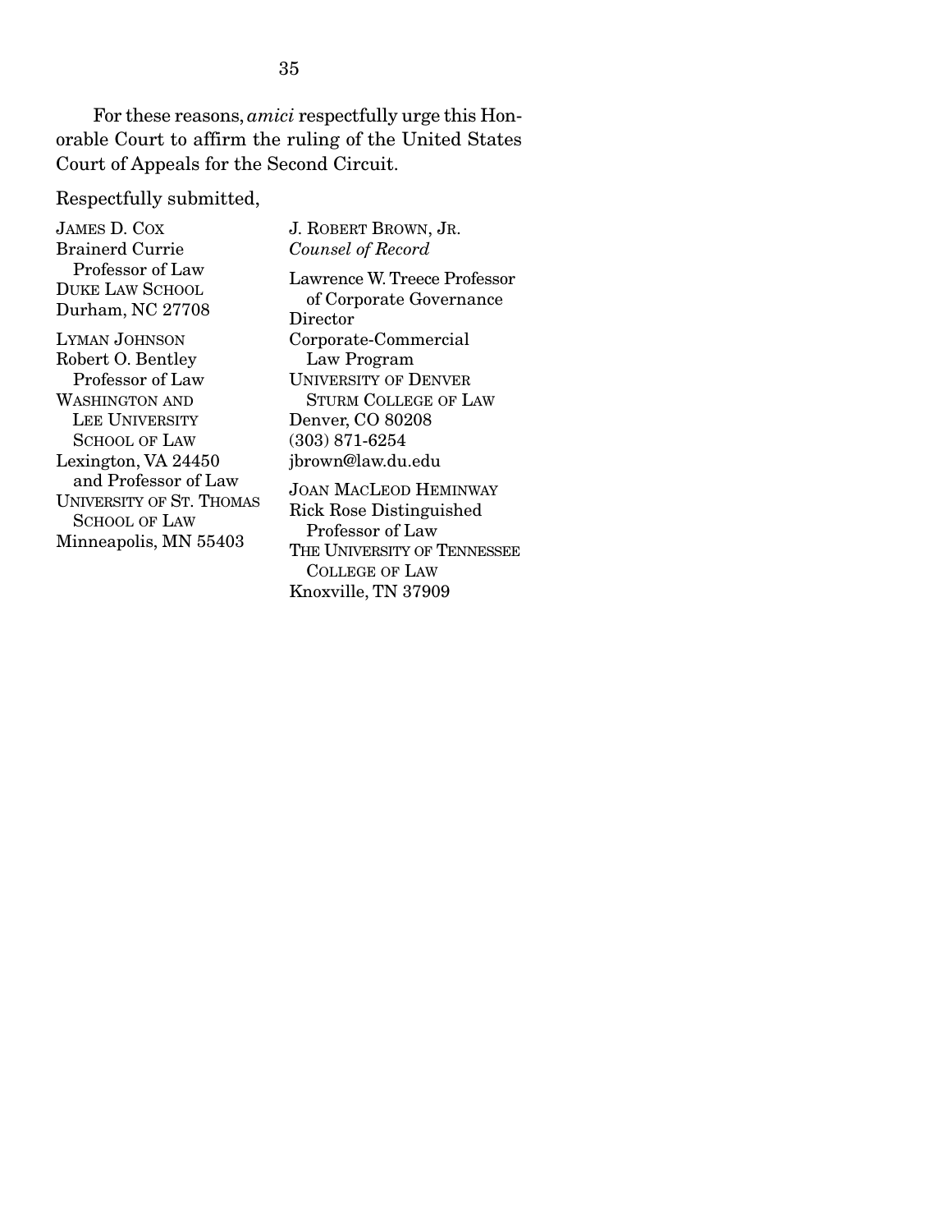For these reasons, *amici* respectfully urge this Honorable Court to affirm the ruling of the United States Court of Appeals for the Second Circuit.

Respectfully submitted,

J. ROBERT BROWN, JR.
*Counsel of Record*
Lawrence W. Treece Professor of Corporate Governance
Director
Corporate-Commercial Law Program
UNIVERSITY OF DENVER STURM COLLEGE OF LAW
Denver, CO 80208
(303) 871-6254
jbrown@law.du.edu

JAMES D. COX
Brainerd Currie Professor of Law
DUKE LAW SCHOOL
Durham, NC 27708

LYMAN JOHNSON
Robert O. Bentley Professor of Law
WASHINGTON AND LEE UNIVERSITY SCHOOL OF LAW
Lexington, VA 24450
and Professor of Law
UNIVERSITY OF ST. THOMAS SCHOOL OF LAW
Minneapolis, MN 55403

JOAN MACLEOD HEMINWAY
Rick Rose Distinguished Professor of Law
THE UNIVERSITY OF TENNESSEE COLLEGE OF LAW
Knoxville, TN 37909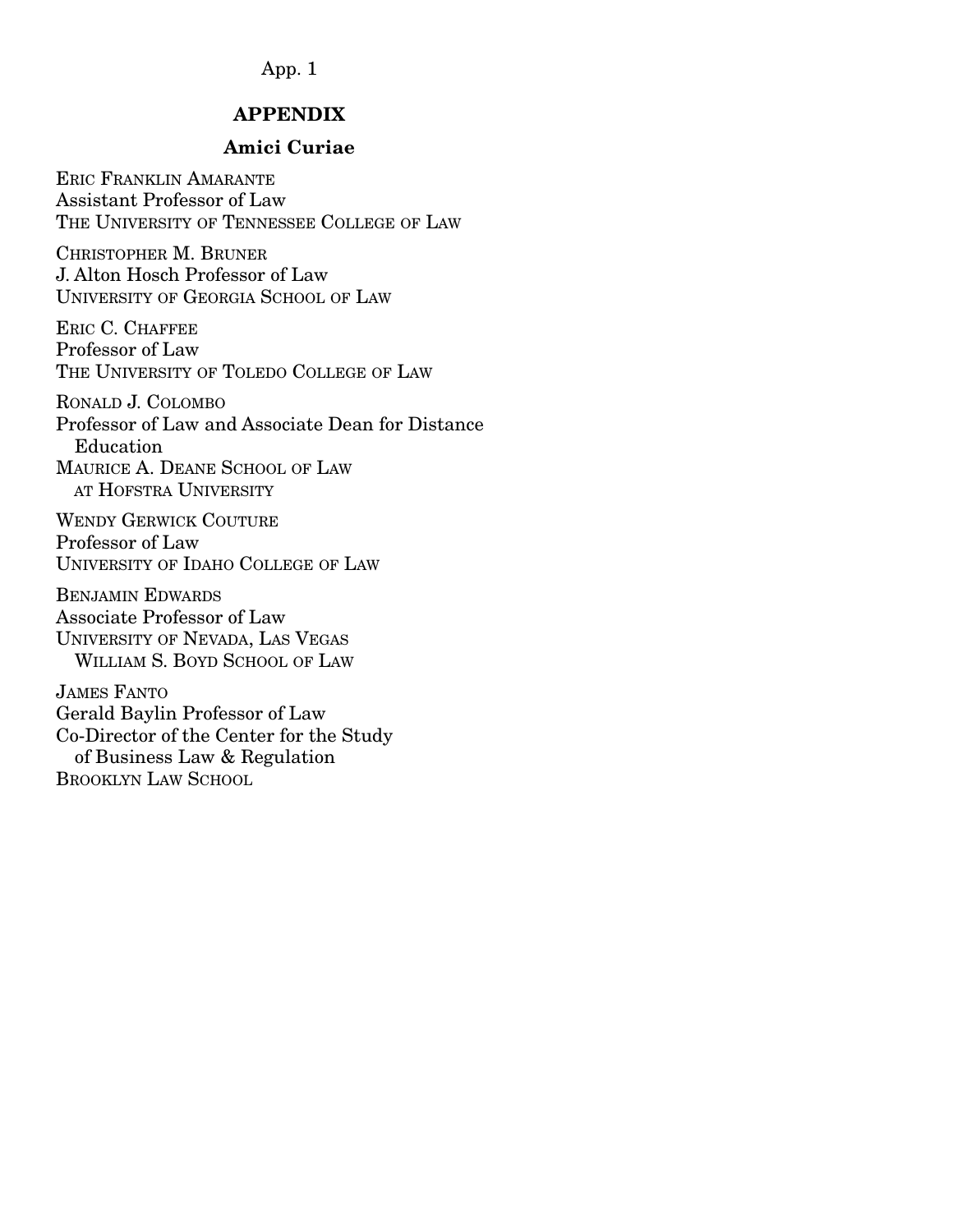## APPENDIX

### Amici Curiae

ERIC FRANKLIN AMARANTE
Assistant Professor of Law
THE UNIVERSITY OF TENNESSEE COLLEGE OF LAW

CHRISTOPHER M. BRUNER
J. Alton Hosch Professor of Law
UNIVERSITY OF GEORGIA SCHOOL OF LAW

ERIC C. CHAFFEE
Professor of Law
THE UNIVERSITY OF TOLEDO COLLEGE OF LAW

RONALD J. COLOMBO
Professor of Law and Associate Dean for Distance Education
MAURICE A. DEANE SCHOOL OF LAW AT HOFSTRA UNIVERSITY

WENDY GERWICK COUTURE
Professor of Law
UNIVERSITY OF IDAHO COLLEGE OF LAW

BENJAMIN EDWARDS
Associate Professor of Law
UNIVERSITY OF NEVADA, LAS VEGAS WILLIAM S. BOYD SCHOOL OF LAW

JAMES FANTO
Gerald Baylin Professor of Law
Co-Director of the Center for the Study of Business Law & Regulation
BROOKLYN LAW SCHOOL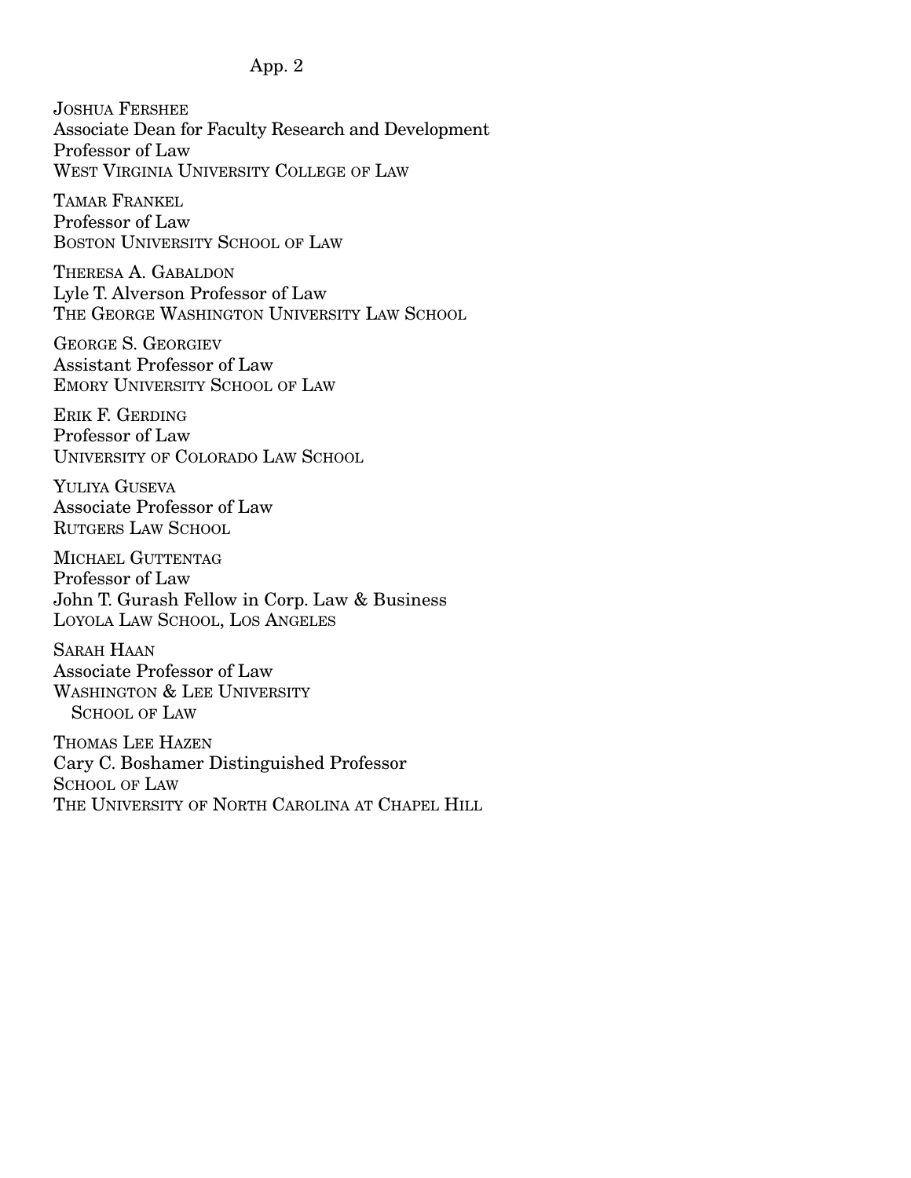JOSHUA FERSHEE
Associate Dean for Faculty Research and Development
Professor of Law
WEST VIRGINIA UNIVERSITY COLLEGE OF LAW

TAMAR FRANKEL
Professor of Law
BOSTON UNIVERSITY SCHOOL OF LAW

THERESA A. GABALDON
Lyle T. Alverson Professor of Law
THE GEORGE WASHINGTON UNIVERSITY LAW SCHOOL

GEORGE S. GEORGIEV
Assistant Professor of Law
EMORY UNIVERSITY SCHOOL OF LAW

ERIK F. GERDING
Professor of Law
UNIVERSITY OF COLORADO LAW SCHOOL

YULIYA GUSEVA
Associate Professor of Law
RUTGERS LAW SCHOOL

MICHAEL GUTTENTAG
Professor of Law
John T. Gurash Fellow in Corp. Law & Business
LOYOLA LAW SCHOOL, LOS ANGELES

SARAH HAAN
Associate Professor of Law
WASHINGTON & LEE UNIVERSITY
SCHOOL OF LAW

THOMAS LEE HAZEN
Cary C. Boshamer Distinguished Professor
SCHOOL OF LAW
THE UNIVERSITY OF NORTH CAROLINA AT CHAPEL HILL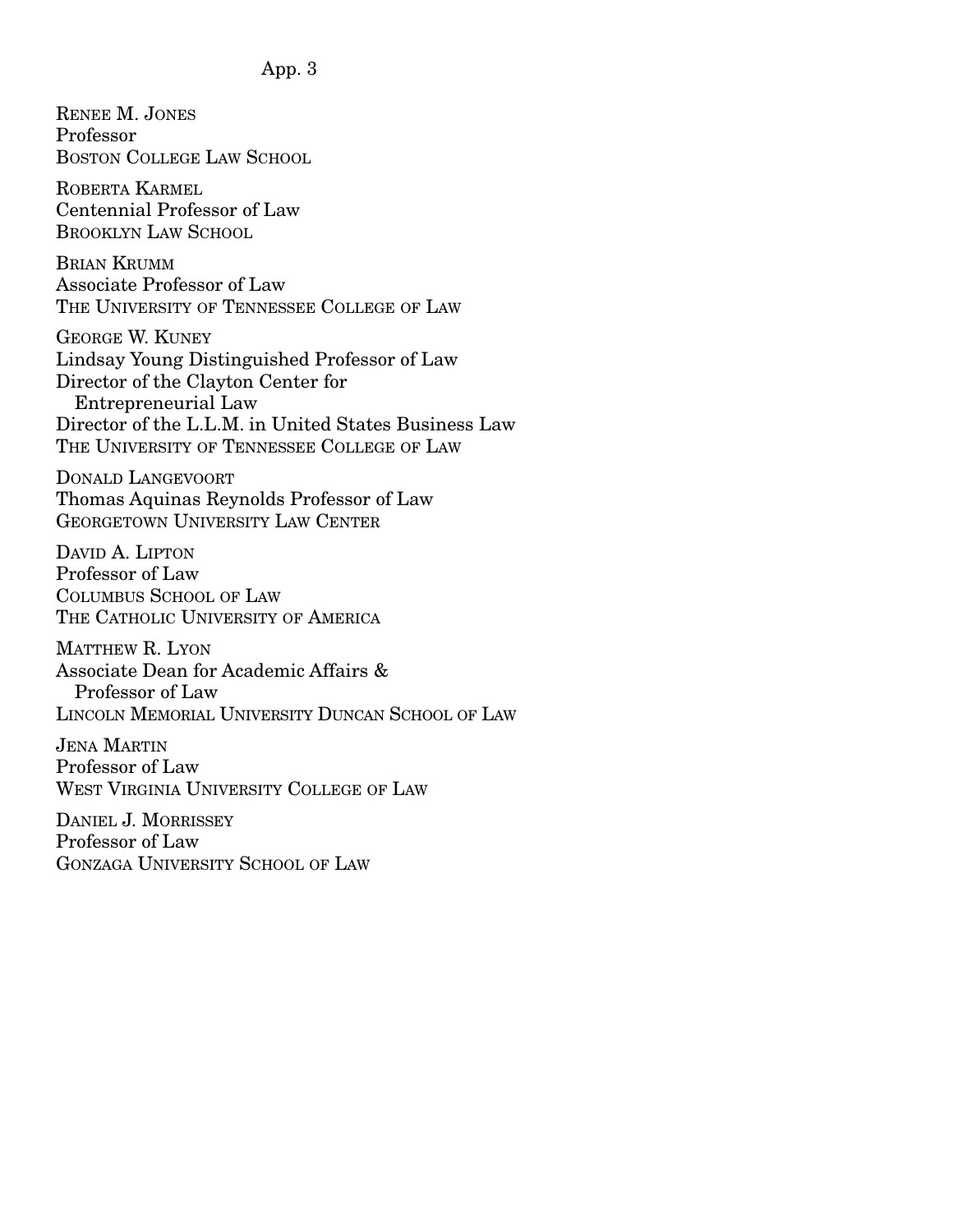RENEE M. JONES
Professor
BOSTON COLLEGE LAW SCHOOL

ROBERTA KARMEL
Centennial Professor of Law
BROOKLYN LAW SCHOOL

BRIAN KRUMM
Associate Professor of Law
THE UNIVERSITY OF TENNESSEE COLLEGE OF LAW

GEORGE W. KUNEY
Lindsay Young Distinguished Professor of Law
Director of the Clayton Center for Entrepreneurial Law
Director of the L.L.M. in United States Business Law
THE UNIVERSITY OF TENNESSEE COLLEGE OF LAW

DONALD LANGEVOORT
Thomas Aquinas Reynolds Professor of Law
GEORGETOWN UNIVERSITY LAW CENTER

DAVID A. LIPTON
Professor of Law
COLUMBUS SCHOOL OF LAW
THE CATHOLIC UNIVERSITY OF AMERICA

MATTHEW R. LYON
Associate Dean for Academic Affairs & Professor of Law
LINCOLN MEMORIAL UNIVERSITY DUNCAN SCHOOL OF LAW

JENA MARTIN
Professor of Law
WEST VIRGINIA UNIVERSITY COLLEGE OF LAW

DANIEL J. MORRISSEY
Professor of Law
GONZAGA UNIVERSITY SCHOOL OF LAW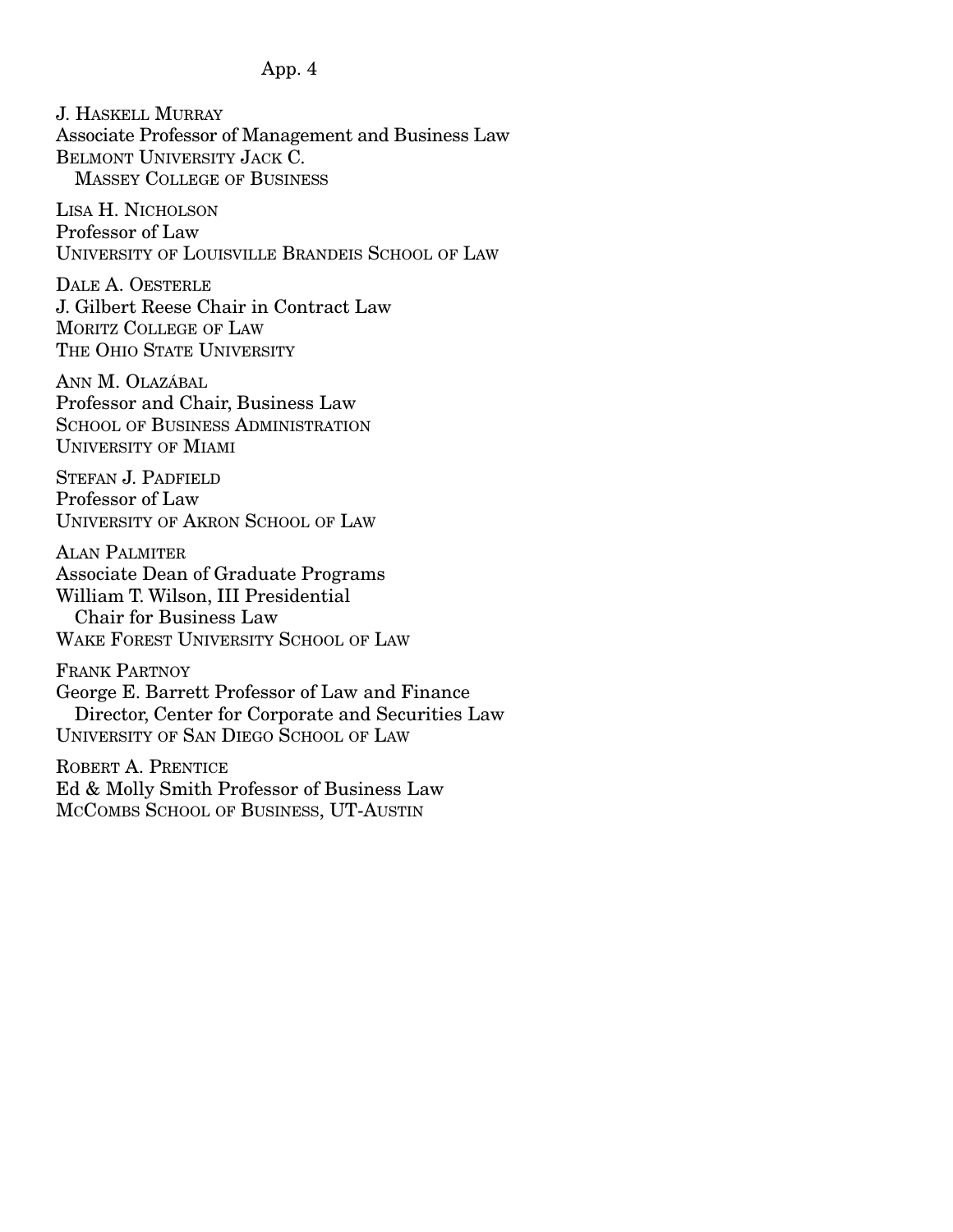J. HASKELL MURRAY
Associate Professor of Management and Business Law
BELMONT UNIVERSITY JACK C.
MASSEY COLLEGE OF BUSINESS

LISA H. NICHOLSON
Professor of Law
UNIVERSITY OF LOUISVILLE BRANDEIS SCHOOL OF LAW

DALE A. OESTERLE
J. Gilbert Reese Chair in Contract Law
MORITZ COLLEGE OF LAW
THE OHIO STATE UNIVERSITY

ANN M. OLAZÁBAL
Professor and Chair, Business Law
SCHOOL OF BUSINESS ADMINISTRATION
UNIVERSITY OF MIAMI

STEFAN J. PADFIELD
Professor of Law
UNIVERSITY OF AKRON SCHOOL OF LAW

ALAN PALMITER
Associate Dean of Graduate Programs
William T. Wilson, III Presidential
Chair for Business Law
WAKE FOREST UNIVERSITY SCHOOL OF LAW

FRANK PARTNOY
George E. Barrett Professor of Law and Finance
Director, Center for Corporate and Securities Law
UNIVERSITY OF SAN DIEGO SCHOOL OF LAW

ROBERT A. PRENTICE
Ed & Molly Smith Professor of Business Law
MCCOMBS SCHOOL OF BUSINESS, UT-AUSTIN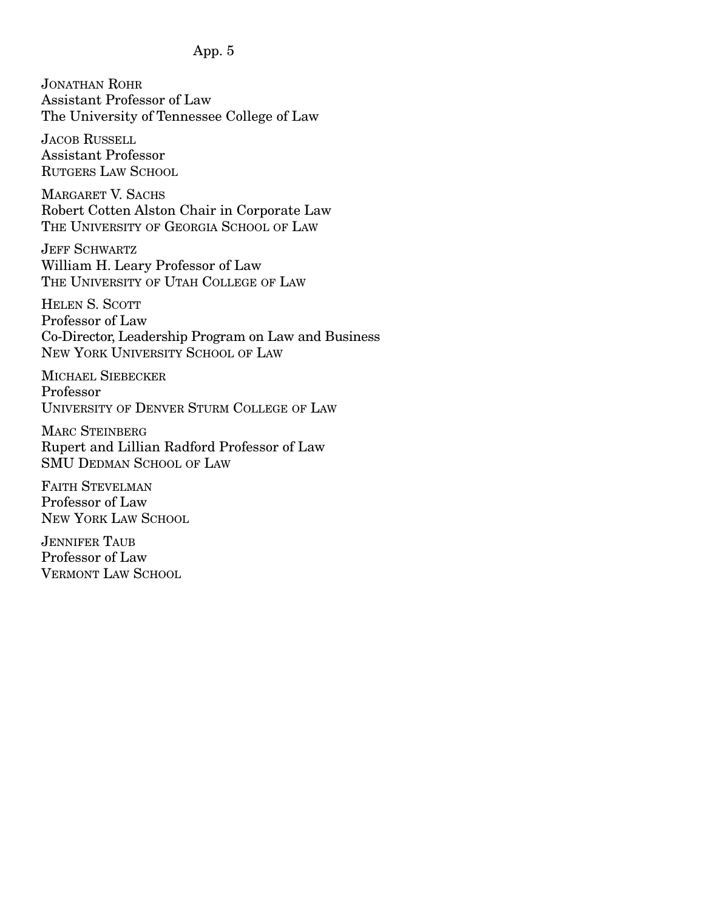JONATHAN ROHR
Assistant Professor of Law
The University of Tennessee College of Law

JACOB RUSSELL
Assistant Professor
RUTGERS LAW SCHOOL

MARGARET V. SACHS
Robert Cotten Alston Chair in Corporate Law
THE UNIVERSITY OF GEORGIA SCHOOL OF LAW

JEFF SCHWARTZ
William H. Leary Professor of Law
THE UNIVERSITY OF UTAH COLLEGE OF LAW

HELEN S. SCOTT
Professor of Law
Co-Director, Leadership Program on Law and Business
NEW YORK UNIVERSITY SCHOOL OF LAW

MICHAEL SIEBECKER
Professor
UNIVERSITY OF DENVER STURM COLLEGE OF LAW

MARC STEINBERG
Rupert and Lillian Radford Professor of Law
SMU DEDMAN SCHOOL OF LAW

FAITH STEVELMAN
Professor of Law
NEW YORK LAW SCHOOL

JENNIFER TAUB
Professor of Law
VERMONT LAW SCHOOL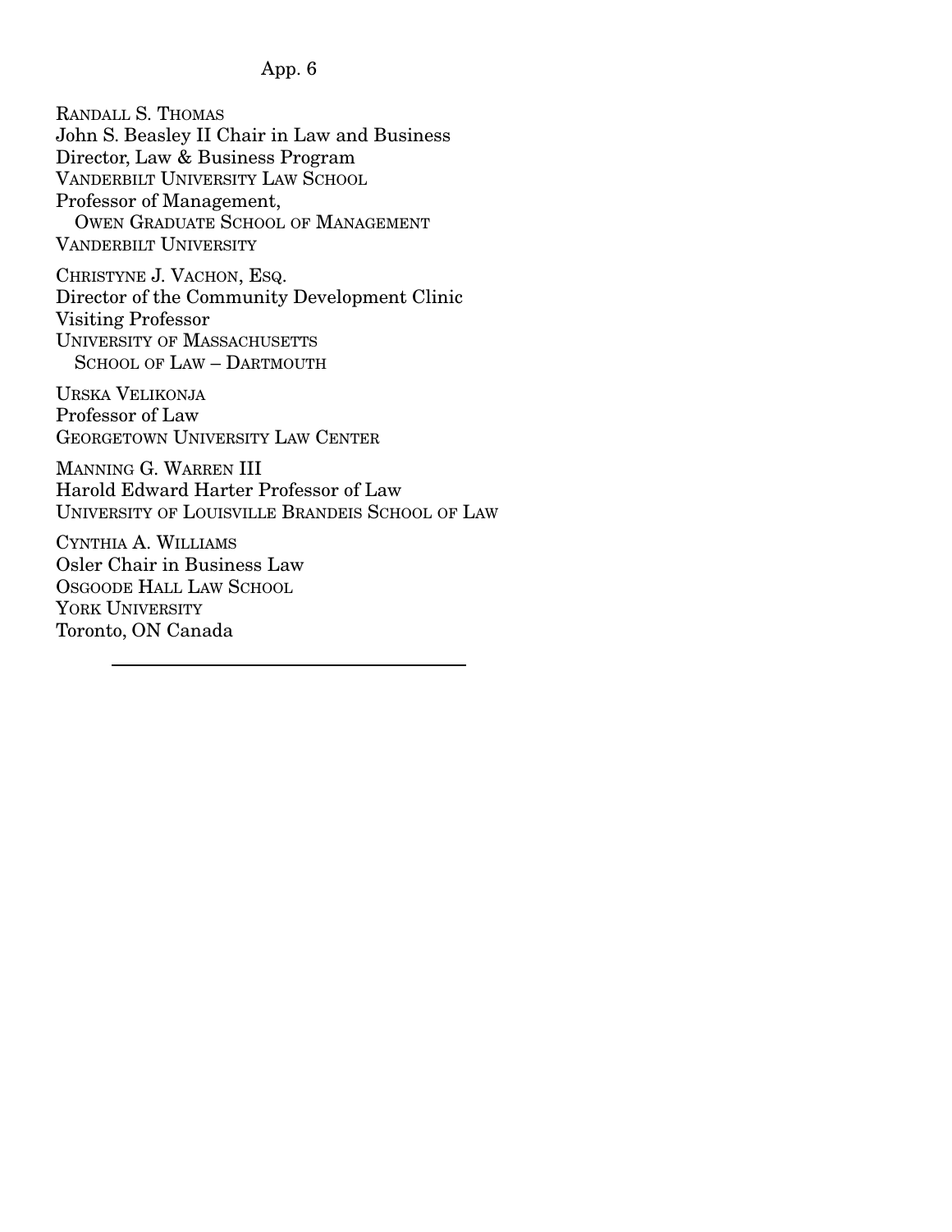RANDALL S. THOMAS
John S. Beasley II Chair in Law and Business
Director, Law & Business Program
VANDERBILT UNIVERSITY LAW SCHOOL
Professor of Management,
OWEN GRADUATE SCHOOL OF MANAGEMENT
VANDERBILT UNIVERSITY

CHRISTYNE J. VACHON, ESQ.
Director of the Community Development Clinic
Visiting Professor
UNIVERSITY OF MASSACHUSETTS
SCHOOL OF LAW – DARTMOUTH

URSKA VELIKONJA
Professor of Law
GEORGETOWN UNIVERSITY LAW CENTER

MANNING G. WARREN III
Harold Edward Harter Professor of Law
UNIVERSITY OF LOUISVILLE BRANDEIS SCHOOL OF LAW

CYNTHIA A. WILLIAMS
Osler Chair in Business Law
OSGOODE HALL LAW SCHOOL
YORK UNIVERSITY
Toronto, ON Canada